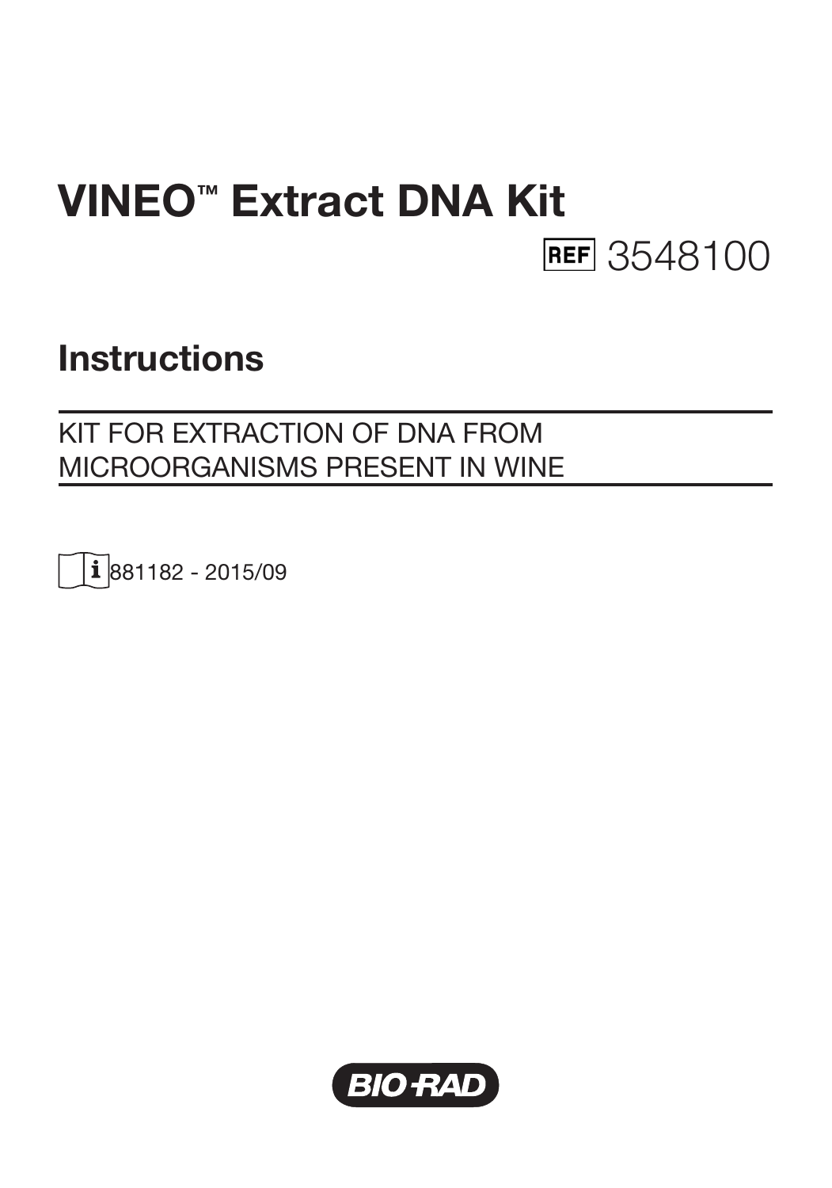# VINEO™ Extract DNA Kit

REF 3548100

## Instructions

KIT FOR EXTRACTION OF DNA FROM MICROORGANISMS PRESENT IN WINE

881182 - 2015/09

BIO-RAD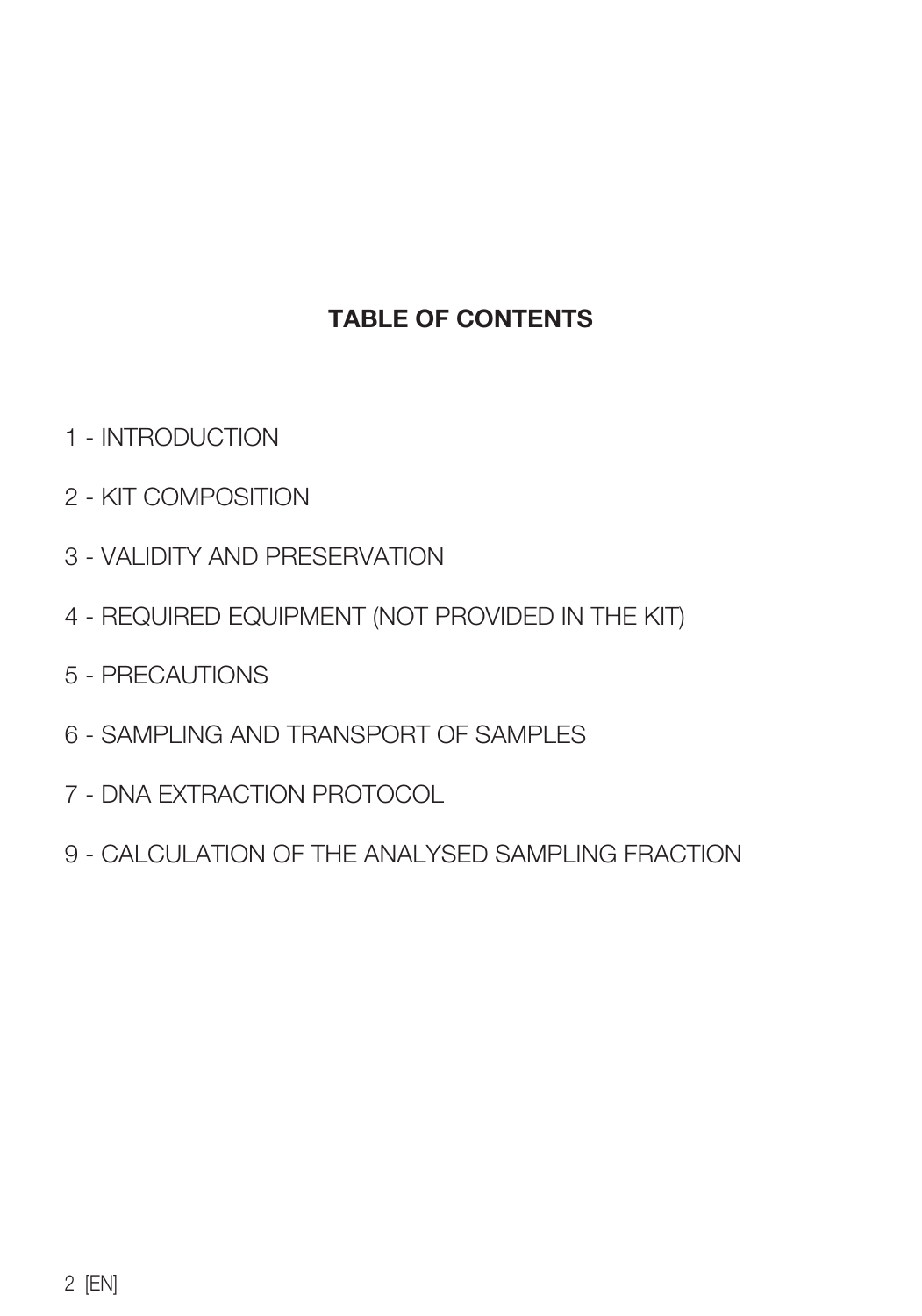# TABLE OF CONTENTS

1 - INTRODUCTION

2 - KIT COMPOSITION

3 - VALIDITY AND PRESERVATION

4 - REQUIRED EQUIPMENT (NOT PROVIDED IN THE KIT)

5 - PRECAUTIONS

6 - SAMPLING AND TRANSPORT OF SAMPLES

7 - DNA EXTRACTION PROTOCOL

9 - CALCULATION OF THE ANALYSED SAMPLING FRACTION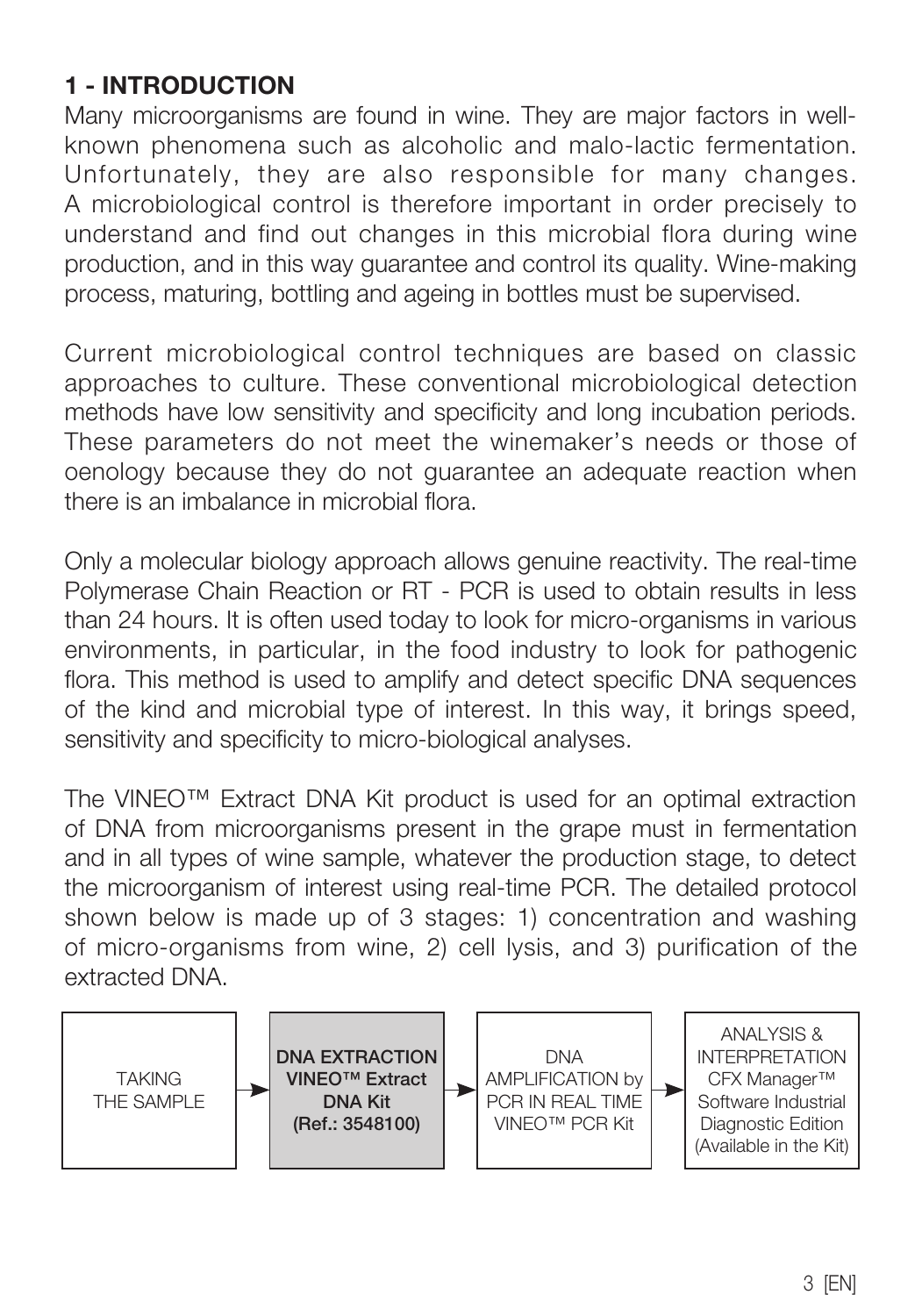## 1 - INTRODUCTION

Many microorganisms are found in wine. They are major factors in well-known phenomena such as alcoholic and malo-lactic fermentation. Unfortunately, they are also responsible for many changes. A microbiological control is therefore important in order precisely to understand and find out changes in this microbial flora during wine production, and in this way guarantee and control its quality. Wine-making process, maturing, bottling and ageing in bottles must be supervised.

Current microbiological control techniques are based on classic approaches to culture. These conventional microbiological detection methods have low sensitivity and specificity and long incubation periods. These parameters do not meet the winemaker's needs or those of oenology because they do not guarantee an adequate reaction when there is an imbalance in microbial flora.

Only a molecular biology approach allows genuine reactivity. The real-time Polymerase Chain Reaction or RT - PCR is used to obtain results in less than 24 hours. It is often used today to look for micro-organisms in various environments, in particular, in the food industry to look for pathogenic flora. This method is used to amplify and detect specific DNA sequences of the kind and microbial type of interest. In this way, it brings speed, sensitivity and specificity to micro-biological analyses.

The VINEO™ Extract DNA Kit product is used for an optimal extraction of DNA from microorganisms present in the grape must in fermentation and in all types of wine sample, whatever the production stage, to detect the microorganism of interest using real-time PCR. The detailed protocol shown below is made up of 3 stages: 1) concentration and washing of micro-organisms from wine, 2) cell lysis, and 3) purification of the extracted DNA.

TAKING THE SAMPLE → **DNA EXTRACTION VINEO™ Extract DNA Kit (Ref.: 3548100)** → DNA AMPLIFICATION by PCR IN REAL TIME VINEO™ PCR Kit → ANALYSIS & INTERPRETATION CFX Manager™ Software Industrial Diagnostic Edition (Available in the Kit)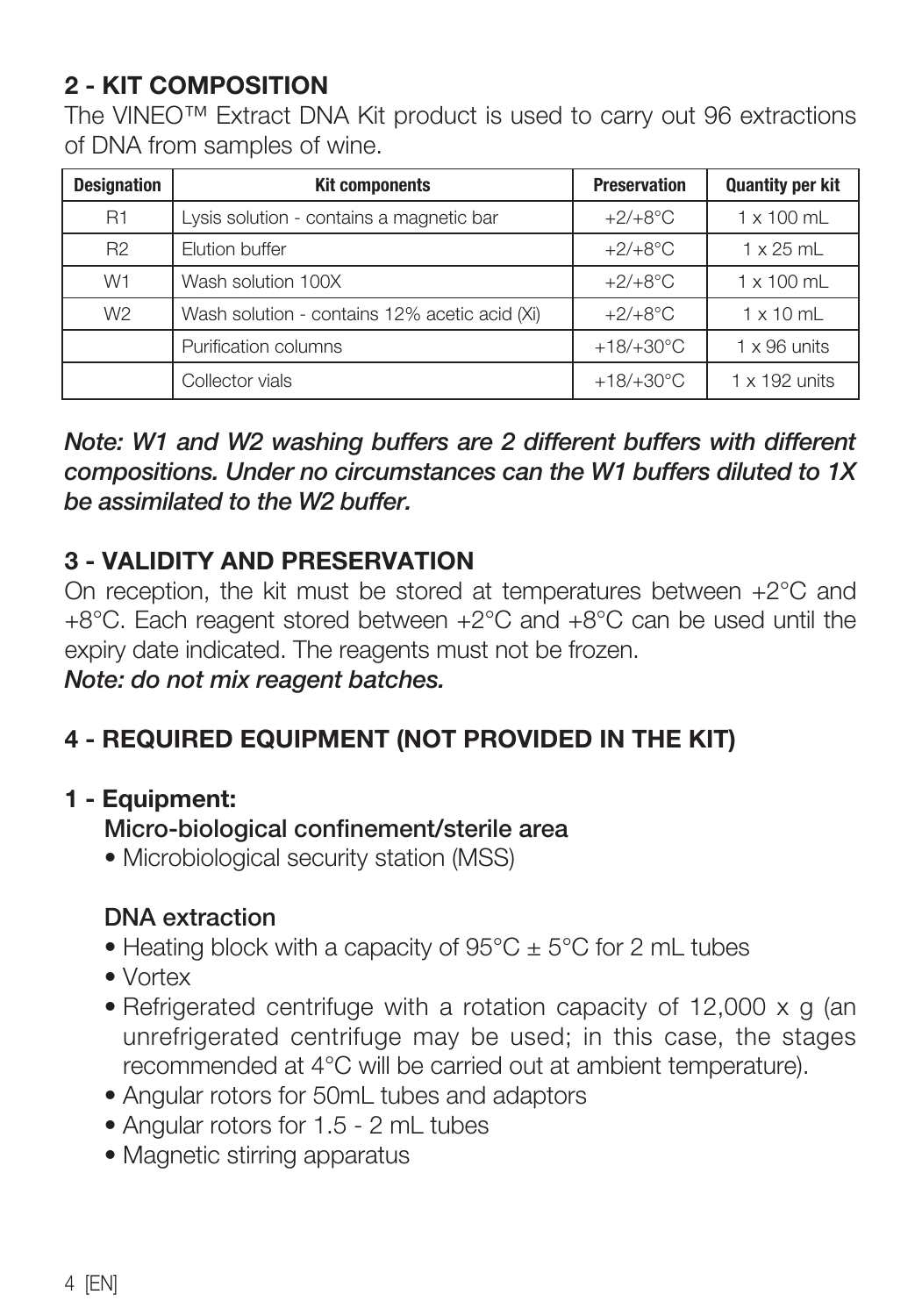## 2 - KIT COMPOSITION

The VINEO™ Extract DNA Kit product is used to carry out 96 extractions of DNA from samples of wine.

| Designation | Kit components | Preservation | Quantity per kit |
|---|---|---|---|
| R1 | Lysis solution - contains a magnetic bar | +2/+8°C | 1 x 100 mL |
| R2 | Elution buffer | +2/+8°C | 1 x 25 mL |
| W1 | Wash solution 100X | +2/+8°C | 1 x 100 mL |
| W2 | Wash solution - contains 12% acetic acid (Xi) | +2/+8°C | 1 x 10 mL |
| | Purification columns | +18/+30°C | 1 x 96 units |
| | Collector vials | +18/+30°C | 1 x 192 units |

***Note: W1 and W2 washing buffers are 2 different buffers with different compositions. Under no circumstances can the W1 buffers diluted to 1X be assimilated to the W2 buffer.***

## 3 - VALIDITY AND PRESERVATION

On reception, the kit must be stored at temperatures between +2°C and +8°C. Each reagent stored between +2°C and +8°C can be used until the expiry date indicated. The reagents must not be frozen.

***Note: do not mix reagent batches.***

## 4 - REQUIRED EQUIPMENT (NOT PROVIDED IN THE KIT)

### 1 - Equipment:

**Micro-biological confinement/sterile area**

- Microbiological security station (MSS)

**DNA extraction**

- Heating block with a capacity of 95°C ± 5°C for 2 mL tubes
- Vortex
- Refrigerated centrifuge with a rotation capacity of 12,000 x g (an unrefrigerated centrifuge may be used; in this case, the stages recommended at 4°C will be carried out at ambient temperature).
- Angular rotors for 50mL tubes and adaptors
- Angular rotors for 1.5 - 2 mL tubes
- Magnetic stirring apparatus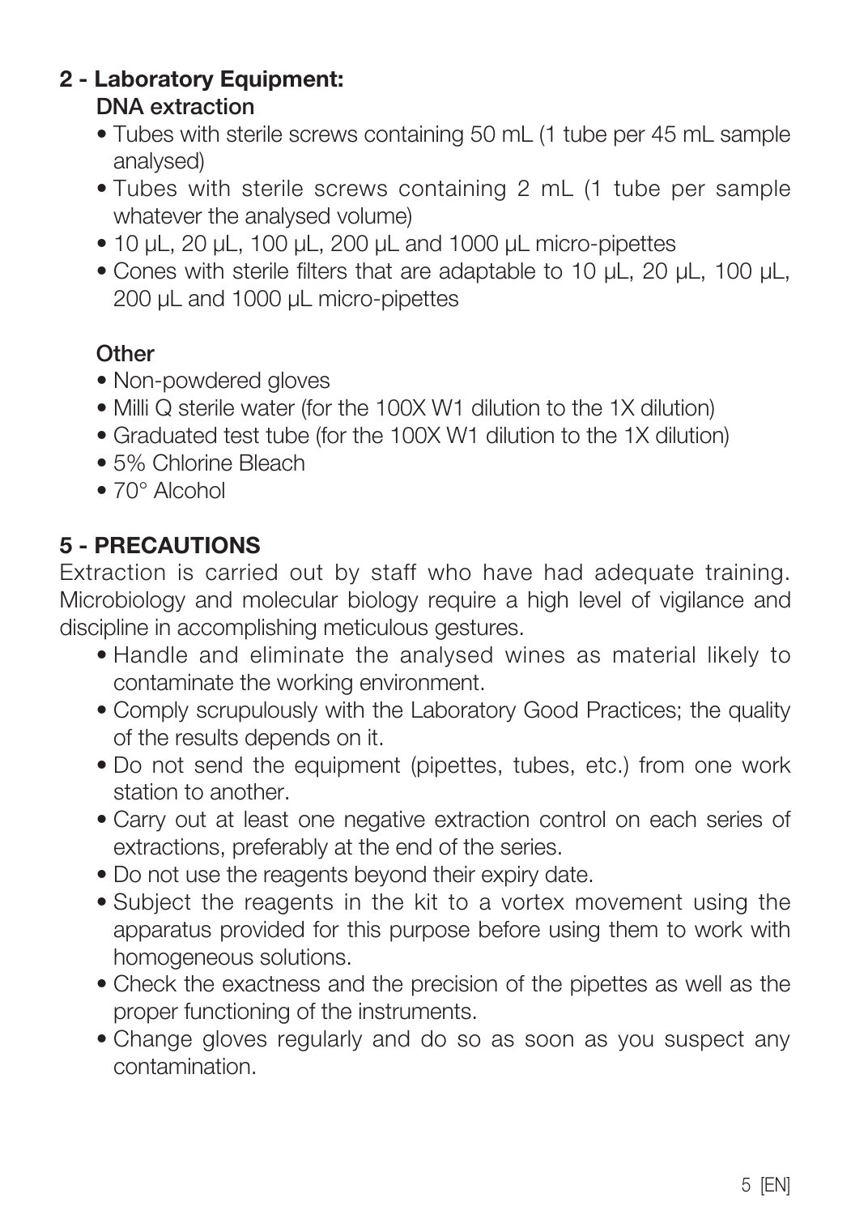## 2 - Laboratory Equipment:

### DNA extraction

- Tubes with sterile screws containing 50 mL (1 tube per 45 mL sample analysed)
- Tubes with sterile screws containing 2 mL (1 tube per sample whatever the analysed volume)
- 10 µL, 20 µL, 100 µL, 200 µL and 1000 µL micro-pipettes
- Cones with sterile filters that are adaptable to 10 µL, 20 µL, 100 µL, 200 µL and 1000 µL micro-pipettes

### Other

- Non-powdered gloves
- Milli Q sterile water (for the 100X W1 dilution to the 1X dilution)
- Graduated test tube (for the 100X W1 dilution to the 1X dilution)
- 5% Chlorine Bleach
- 70° Alcohol

## 5 - PRECAUTIONS

Extraction is carried out by staff who have had adequate training. Microbiology and molecular biology require a high level of vigilance and discipline in accomplishing meticulous gestures.

- Handle and eliminate the analysed wines as material likely to contaminate the working environment.
- Comply scrupulously with the Laboratory Good Practices; the quality of the results depends on it.
- Do not send the equipment (pipettes, tubes, etc.) from one work station to another.
- Carry out at least one negative extraction control on each series of extractions, preferably at the end of the series.
- Do not use the reagents beyond their expiry date.
- Subject the reagents in the kit to a vortex movement using the apparatus provided for this purpose before using them to work with homogeneous solutions.
- Check the exactness and the precision of the pipettes as well as the proper functioning of the instruments.
- Change gloves regularly and do so as soon as you suspect any contamination.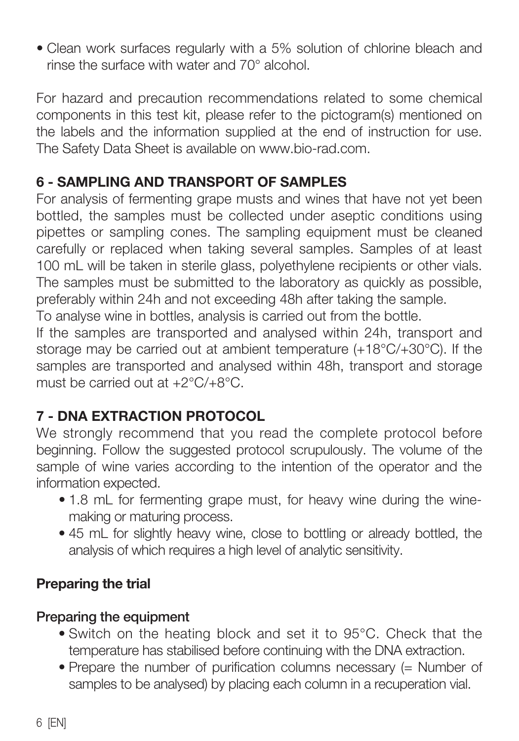- Clean work surfaces regularly with a 5% solution of chlorine bleach and rinse the surface with water and 70° alcohol.

For hazard and precaution recommendations related to some chemical components in this test kit, please refer to the pictogram(s) mentioned on the labels and the information supplied at the end of instruction for use. The Safety Data Sheet is available on www.bio-rad.com.

## 6 - SAMPLING AND TRANSPORT OF SAMPLES

For analysis of fermenting grape musts and wines that have not yet been bottled, the samples must be collected under aseptic conditions using pipettes or sampling cones. The sampling equipment must be cleaned carefully or replaced when taking several samples. Samples of at least 100 mL will be taken in sterile glass, polyethylene recipients or other vials. The samples must be submitted to the laboratory as quickly as possible, preferably within 24h and not exceeding 48h after taking the sample.

To analyse wine in bottles, analysis is carried out from the bottle.

If the samples are transported and analysed within 24h, transport and storage may be carried out at ambient temperature (+18°C/+30°C). If the samples are transported and analysed within 48h, transport and storage must be carried out at +2°C/+8°C.

## 7 - DNA EXTRACTION PROTOCOL

We strongly recommend that you read the complete protocol before beginning. Follow the suggested protocol scrupulously. The volume of the sample of wine varies according to the intention of the operator and the information expected.

- 1.8 mL for fermenting grape must, for heavy wine during the wine-making or maturing process.
- 45 mL for slightly heavy wine, close to bottling or already bottled, the analysis of which requires a high level of analytic sensitivity.

### Preparing the trial

#### Preparing the equipment

- Switch on the heating block and set it to 95°C. Check that the temperature has stabilised before continuing with the DNA extraction.
- Prepare the number of purification columns necessary (= Number of samples to be analysed) by placing each column in a recuperation vial.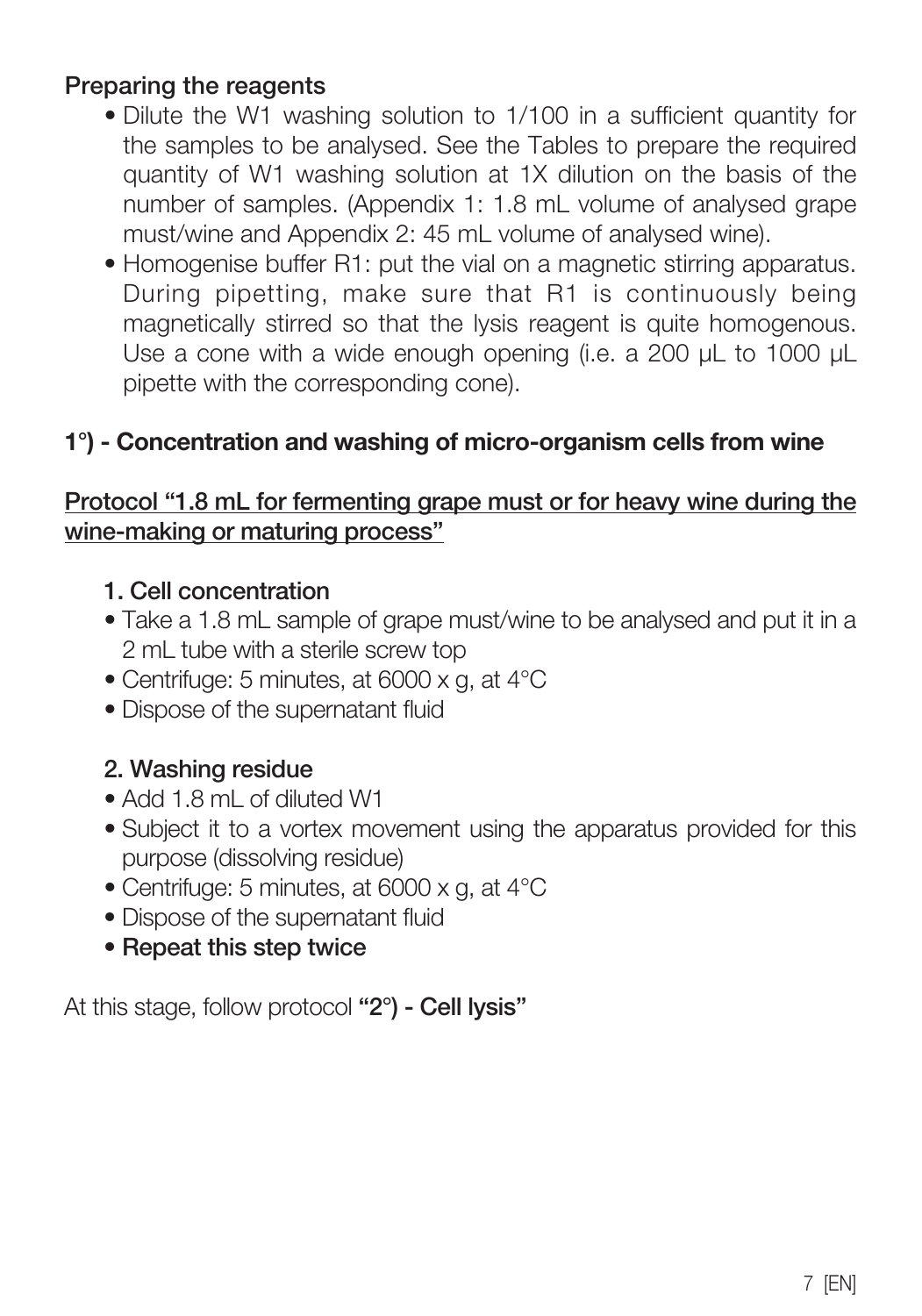### Preparing the reagents

- Dilute the W1 washing solution to 1/100 in a sufficient quantity for the samples to be analysed. See the Tables to prepare the required quantity of W1 washing solution at 1X dilution on the basis of the number of samples. (Appendix 1: 1.8 mL volume of analysed grape must/wine and Appendix 2: 45 mL volume of analysed wine).
- Homogenise buffer R1: put the vial on a magnetic stirring apparatus. During pipetting, make sure that R1 is continuously being magnetically stirred so that the lysis reagent is quite homogenous. Use a cone with a wide enough opening (i.e. a 200 µL to 1000 µL pipette with the corresponding cone).

## 1°) - Concentration and washing of micro-organism cells from wine

<u>**Protocol "1.8 mL for fermenting grape must or for heavy wine during the wine-making or maturing process"**</u>

### 1. Cell concentration

- Take a 1.8 mL sample of grape must/wine to be analysed and put it in a 2 mL tube with a sterile screw top
- Centrifuge: 5 minutes, at 6000 x g, at 4°C
- Dispose of the supernatant fluid

### 2. Washing residue

- Add 1.8 mL of diluted W1
- Subject it to a vortex movement using the apparatus provided for this purpose (dissolving residue)
- Centrifuge: 5 minutes, at 6000 x g, at 4°C
- Dispose of the supernatant fluid
- **Repeat this step twice**

At this stage, follow protocol **"2°) - Cell lysis"**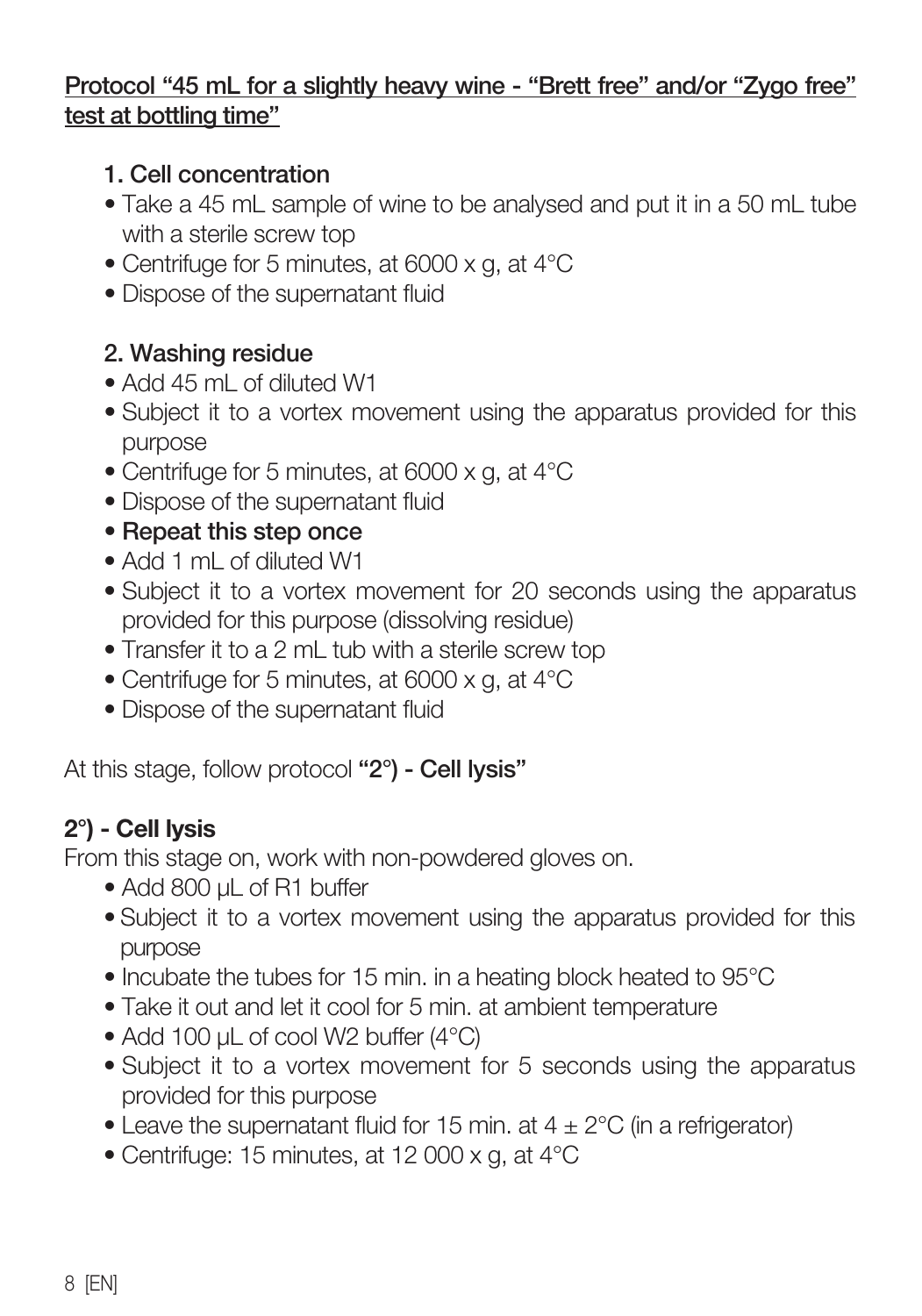**Protocol “45 mL for a slightly heavy wine - “Brett free” and/or “Zygo free” test at bottling time”**

1. **Cell concentration**
   - Take a 45 mL sample of wine to be analysed and put it in a 50 mL tube with a sterile screw top
   - Centrifuge for 5 minutes, at 6000 x g, at 4°C
   - Dispose of the supernatant fluid

2. **Washing residue**
   - Add 45 mL of diluted W1
   - Subject it to a vortex movement using the apparatus provided for this purpose
   - Centrifuge for 5 minutes, at 6000 x g, at 4°C
   - Dispose of the supernatant fluid
   - **Repeat this step once**
   - Add 1 mL of diluted W1
   - Subject it to a vortex movement for 20 seconds using the apparatus provided for this purpose (dissolving residue)
   - Transfer it to a 2 mL tub with a sterile screw top
   - Centrifuge for 5 minutes, at 6000 x g, at 4°C
   - Dispose of the supernatant fluid

At this stage, follow protocol **“2°) - Cell lysis”**

**2°) - Cell lysis**

From this stage on, work with non-powdered gloves on.

- Add 800 µL of R1 buffer
- Subject it to a vortex movement using the apparatus provided for this purpose
- Incubate the tubes for 15 min. in a heating block heated to 95°C
- Take it out and let it cool for 5 min. at ambient temperature
- Add 100 µL of cool W2 buffer (4°C)
- Subject it to a vortex movement for 5 seconds using the apparatus provided for this purpose
- Leave the supernatant fluid for 15 min. at 4 ± 2°C (in a refrigerator)
- Centrifuge: 15 minutes, at 12 000 x g, at 4°C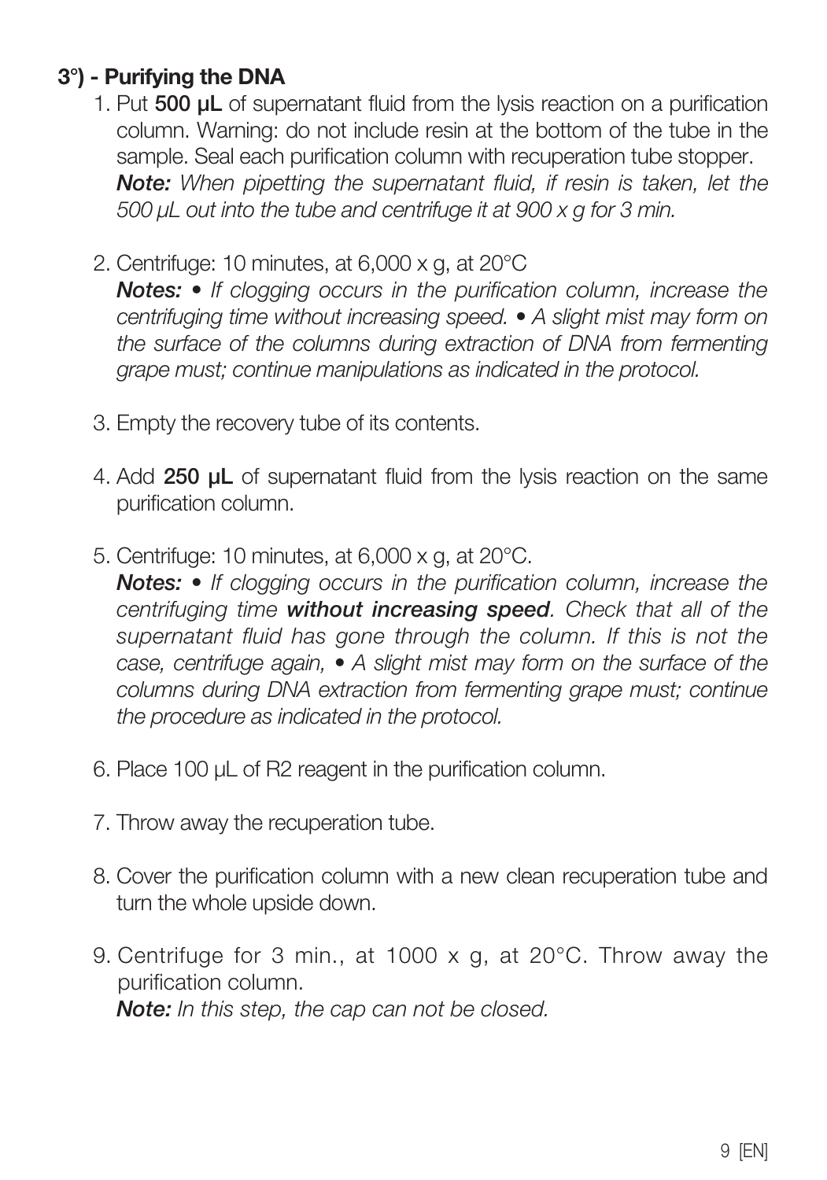### 3°) - Purifying the DNA

1. Put **500 µL** of supernatant fluid from the lysis reaction on a purification column. Warning: do not include resin at the bottom of the tube in the sample. Seal each purification column with recuperation tube stopper.
   ***Note:*** *When pipetting the supernatant fluid, if resin is taken, let the 500 µL out into the tube and centrifuge it at 900 x g for 3 min.*

2. Centrifuge: 10 minutes, at 6,000 x g, at 20°C
   ***Notes:*** *• If clogging occurs in the purification column, increase the centrifuging time without increasing speed. • A slight mist may form on the surface of the columns during extraction of DNA from fermenting grape must; continue manipulations as indicated in the protocol.*

3. Empty the recovery tube of its contents.

4. Add **250 µL** of supernatant fluid from the lysis reaction on the same purification column.

5. Centrifuge: 10 minutes, at 6,000 x g, at 20°C.
   ***Notes:*** *• If clogging occurs in the purification column, increase the centrifuging time* ***without increasing speed****. Check that all of the supernatant fluid has gone through the column. If this is not the case, centrifuge again, • A slight mist may form on the surface of the columns during DNA extraction from fermenting grape must; continue the procedure as indicated in the protocol.*

6. Place 100 µL of R2 reagent in the purification column.

7. Throw away the recuperation tube.

8. Cover the purification column with a new clean recuperation tube and turn the whole upside down.

9. Centrifuge for 3 min., at 1000 x g, at 20°C. Throw away the purification column.
   ***Note:*** *In this step, the cap can not be closed.*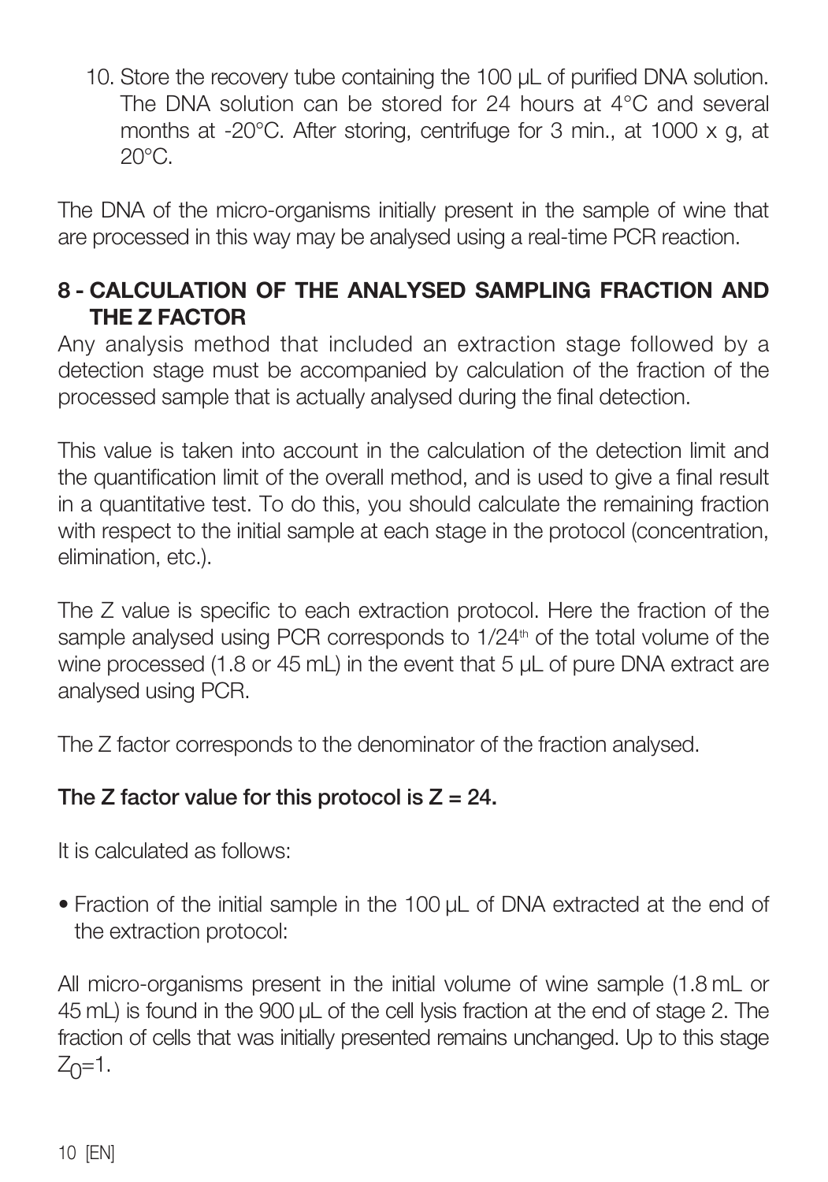10. Store the recovery tube containing the 100 µL of purified DNA solution. The DNA solution can be stored for 24 hours at 4°C and several months at -20°C. After storing, centrifuge for 3 min., at 1000 x g, at 20°C.

The DNA of the micro-organisms initially present in the sample of wine that are processed in this way may be analysed using a real-time PCR reaction.

## 8 - CALCULATION OF THE ANALYSED SAMPLING FRACTION AND THE Z FACTOR

Any analysis method that included an extraction stage followed by a detection stage must be accompanied by calculation of the fraction of the processed sample that is actually analysed during the final detection.

This value is taken into account in the calculation of the detection limit and the quantification limit of the overall method, and is used to give a final result in a quantitative test. To do this, you should calculate the remaining fraction with respect to the initial sample at each stage in the protocol (concentration, elimination, etc.).

The Z value is specific to each extraction protocol. Here the fraction of the sample analysed using PCR corresponds to $1/24^{th}$ of the total volume of the wine processed (1.8 or 45 mL) in the event that 5 µL of pure DNA extract are analysed using PCR.

The Z factor corresponds to the denominator of the fraction analysed.

**The Z factor value for this protocol is Z = 24.**

It is calculated as follows:

- Fraction of the initial sample in the 100 µL of DNA extracted at the end of the extraction protocol:

All micro-organisms present in the initial volume of wine sample (1.8 mL or 45 mL) is found in the 900 µL of the cell lysis fraction at the end of stage 2. The fraction of cells that was initially presented remains unchanged. Up to this stage $Z_0=1$.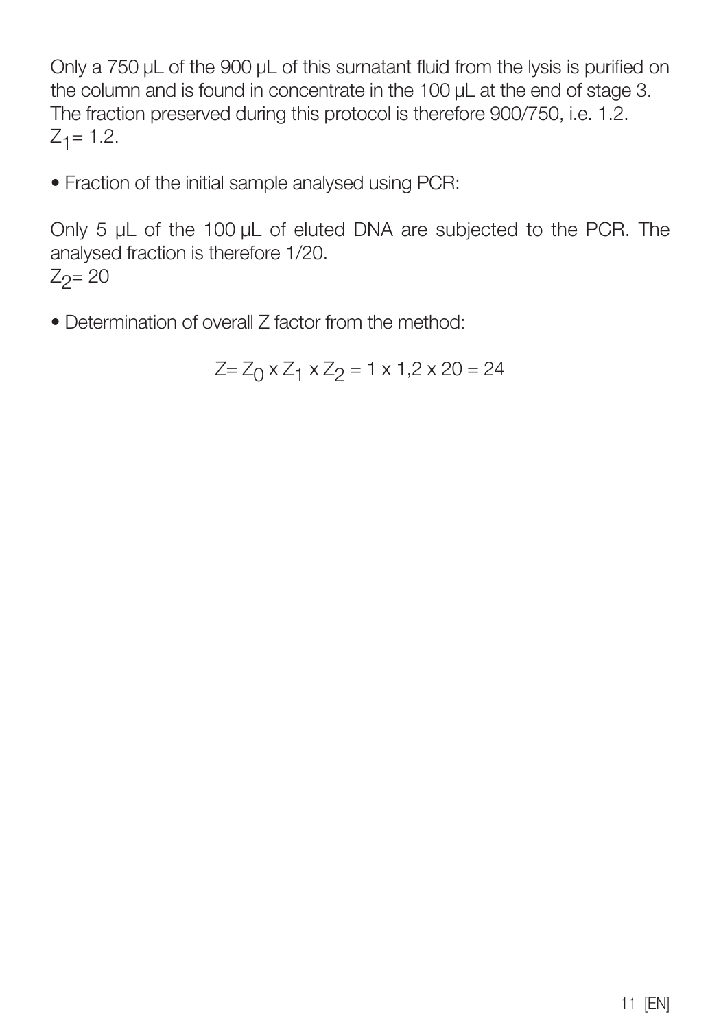Only a 750 µL of the 900 µL of this surnatant fluid from the lysis is purified on the column and is found in concentrate in the 100 µL at the end of stage 3. The fraction preserved during this protocol is therefore 900/750, i.e. 1.2.
$Z_1 = 1.2$.

- Fraction of the initial sample analysed using PCR:

Only 5 µL of the 100 µL of eluted DNA are subjected to the PCR. The analysed fraction is therefore 1/20.
$Z_2 = 20$

- Determination of overall Z factor from the method:

$$Z = Z_0 \times Z_1 \times Z_2 = 1 \times 1{,}2 \times 20 = 24$$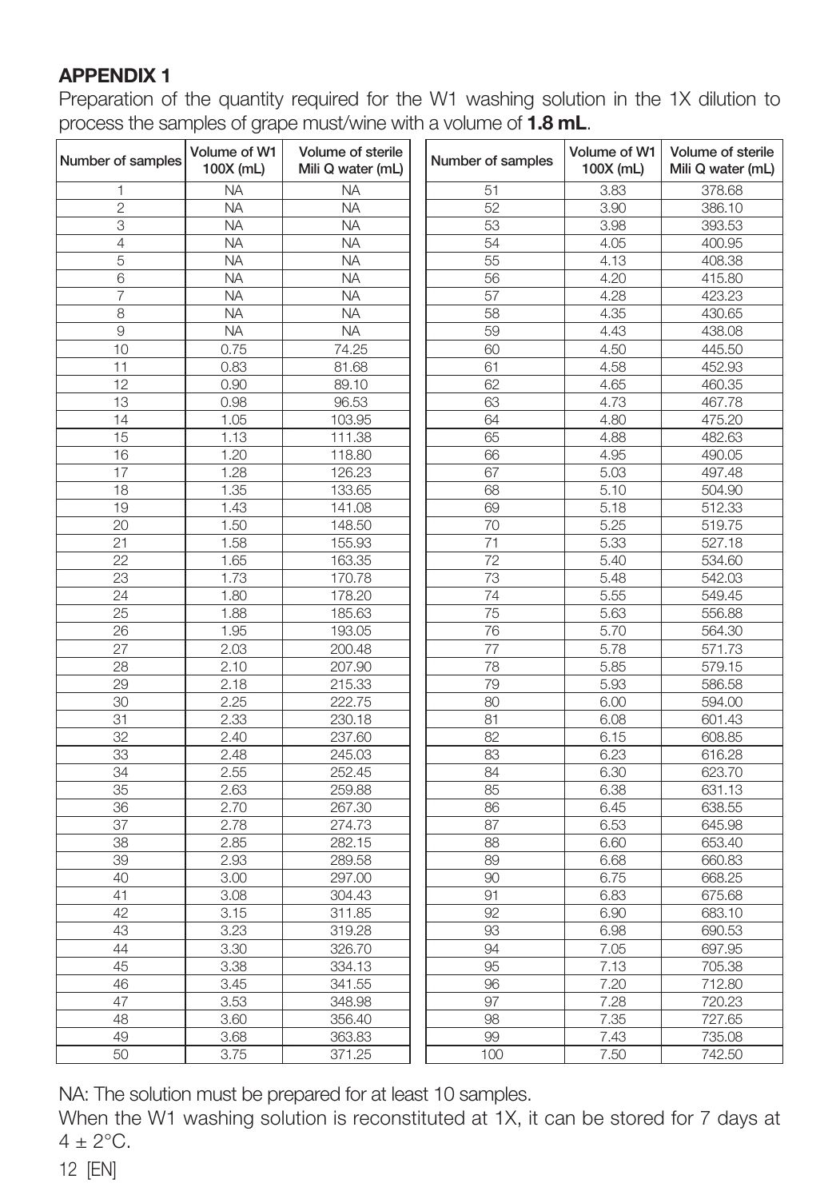## APPENDIX 1

Preparation of the quantity required for the W1 washing solution in the 1X dilution to process the samples of grape must/wine with a volume of **1.8 mL**.

| Number of samples | Volume of W1 100X (mL) | Volume of sterile Mili Q water (mL) | Number of samples | Volume of W1 100X (mL) | Volume of sterile Mili Q water (mL) |
|---|---|---|---|---|---|
| 1 | NA | NA | 51 | 3.83 | 378.68 |
| 2 | NA | NA | 52 | 3.90 | 386.10 |
| 3 | NA | NA | 53 | 3.98 | 393.53 |
| 4 | NA | NA | 54 | 4.05 | 400.95 |
| 5 | NA | NA | 55 | 4.13 | 408.38 |
| 6 | NA | NA | 56 | 4.20 | 415.80 |
| 7 | NA | NA | 57 | 4.28 | 423.23 |
| 8 | NA | NA | 58 | 4.35 | 430.65 |
| 9 | NA | NA | 59 | 4.43 | 438.08 |
| 10 | 0.75 | 74.25 | 60 | 4.50 | 445.50 |
| 11 | 0.83 | 81.68 | 61 | 4.58 | 452.93 |
| 12 | 0.90 | 89.10 | 62 | 4.65 | 460.35 |
| 13 | 0.98 | 96.53 | 63 | 4.73 | 467.78 |
| 14 | 1.05 | 103.95 | 64 | 4.80 | 475.20 |
| 15 | 1.13 | 111.38 | 65 | 4.88 | 482.63 |
| 16 | 1.20 | 118.80 | 66 | 4.95 | 490.05 |
| 17 | 1.28 | 126.23 | 67 | 5.03 | 497.48 |
| 18 | 1.35 | 133.65 | 68 | 5.10 | 504.90 |
| 19 | 1.43 | 141.08 | 69 | 5.18 | 512.33 |
| 20 | 1.50 | 148.50 | 70 | 5.25 | 519.75 |
| 21 | 1.58 | 155.93 | 71 | 5.33 | 527.18 |
| 22 | 1.65 | 163.35 | 72 | 5.40 | 534.60 |
| 23 | 1.73 | 170.78 | 73 | 5.48 | 542.03 |
| 24 | 1.80 | 178.20 | 74 | 5.55 | 549.45 |
| 25 | 1.88 | 185.63 | 75 | 5.63 | 556.88 |
| 26 | 1.95 | 193.05 | 76 | 5.70 | 564.30 |
| 27 | 2.03 | 200.48 | 77 | 5.78 | 571.73 |
| 28 | 2.10 | 207.90 | 78 | 5.85 | 579.15 |
| 29 | 2.18 | 215.33 | 79 | 5.93 | 586.58 |
| 30 | 2.25 | 222.75 | 80 | 6.00 | 594.00 |
| 31 | 2.33 | 230.18 | 81 | 6.08 | 601.43 |
| 32 | 2.40 | 237.60 | 82 | 6.15 | 608.85 |
| 33 | 2.48 | 245.03 | 83 | 6.23 | 616.28 |
| 34 | 2.55 | 252.45 | 84 | 6.30 | 623.70 |
| 35 | 2.63 | 259.88 | 85 | 6.38 | 631.13 |
| 36 | 2.70 | 267.30 | 86 | 6.45 | 638.55 |
| 37 | 2.78 | 274.73 | 87 | 6.53 | 645.98 |
| 38 | 2.85 | 282.15 | 88 | 6.60 | 653.40 |
| 39 | 2.93 | 289.58 | 89 | 6.68 | 660.83 |
| 40 | 3.00 | 297.00 | 90 | 6.75 | 668.25 |
| 41 | 3.08 | 304.43 | 91 | 6.83 | 675.68 |
| 42 | 3.15 | 311.85 | 92 | 6.90 | 683.10 |
| 43 | 3.23 | 319.28 | 93 | 6.98 | 690.53 |
| 44 | 3.30 | 326.70 | 94 | 7.05 | 697.95 |
| 45 | 3.38 | 334.13 | 95 | 7.13 | 705.38 |
| 46 | 3.45 | 341.55 | 96 | 7.20 | 712.80 |
| 47 | 3.53 | 348.98 | 97 | 7.28 | 720.23 |
| 48 | 3.60 | 356.40 | 98 | 7.35 | 727.65 |
| 49 | 3.68 | 363.83 | 99 | 7.43 | 735.08 |
| 50 | 3.75 | 371.25 | 100 | 7.50 | 742.50 |

NA: The solution must be prepared for at least 10 samples.

When the W1 washing solution is reconstituted at 1X, it can be stored for 7 days at $4 \pm 2$°C.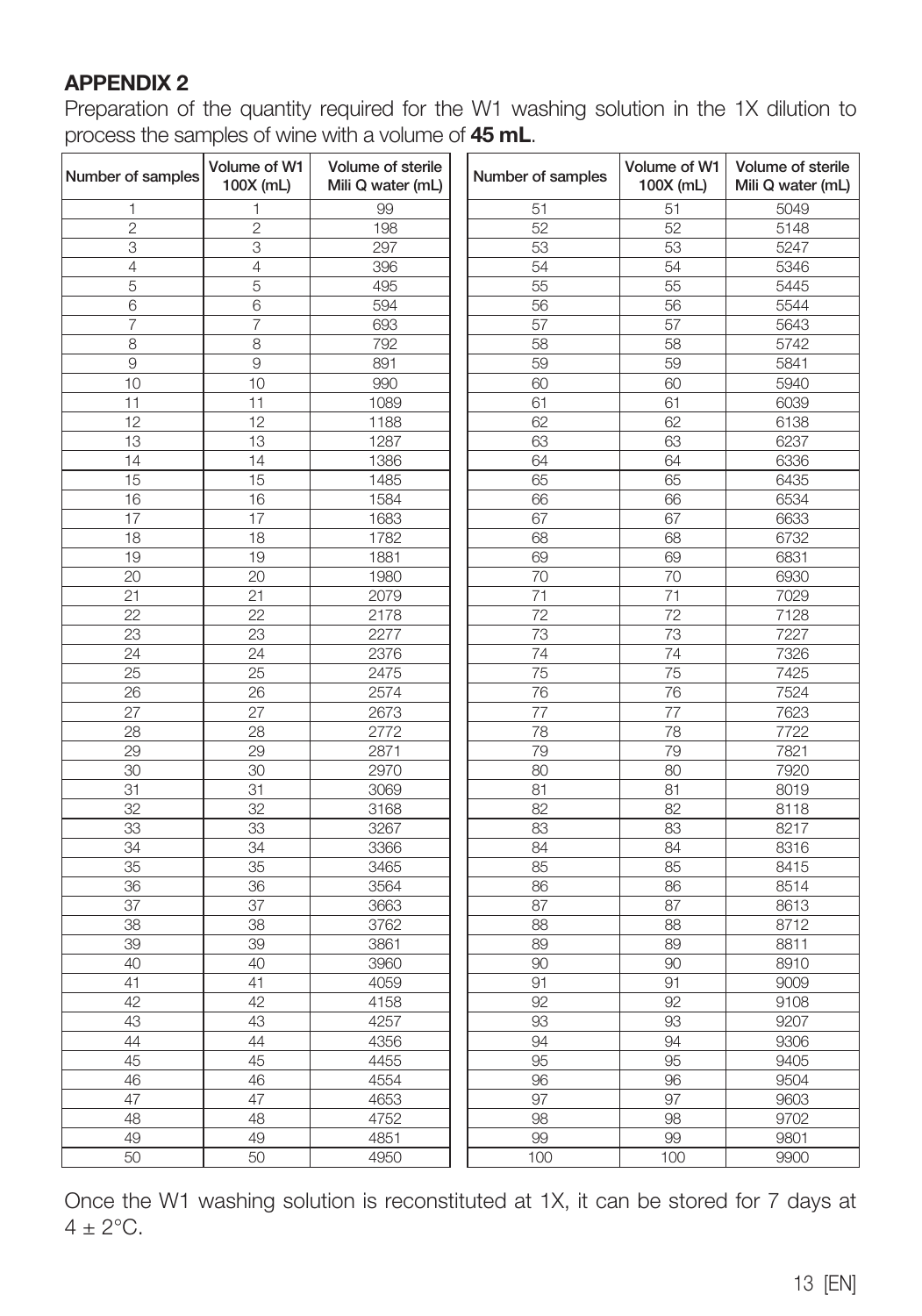## APPENDIX 2

Preparation of the quantity required for the W1 washing solution in the 1X dilution to process the samples of wine with a volume of **45 mL**.

| Number of samples | Volume of W1 100X (mL) | Volume of sterile Mili Q water (mL) | Number of samples | Volume of W1 100X (mL) | Volume of sterile Mili Q water (mL) |
|---|---|---|---|---|---|
| 1 | 1 | 99 | 51 | 51 | 5049 |
| 2 | 2 | 198 | 52 | 52 | 5148 |
| 3 | 3 | 297 | 53 | 53 | 5247 |
| 4 | 4 | 396 | 54 | 54 | 5346 |
| 5 | 5 | 495 | 55 | 55 | 5445 |
| 6 | 6 | 594 | 56 | 56 | 5544 |
| 7 | 7 | 693 | 57 | 57 | 5643 |
| 8 | 8 | 792 | 58 | 58 | 5742 |
| 9 | 9 | 891 | 59 | 59 | 5841 |
| 10 | 10 | 990 | 60 | 60 | 5940 |
| 11 | 11 | 1089 | 61 | 61 | 6039 |
| 12 | 12 | 1188 | 62 | 62 | 6138 |
| 13 | 13 | 1287 | 63 | 63 | 6237 |
| 14 | 14 | 1386 | 64 | 64 | 6336 |
| 15 | 15 | 1485 | 65 | 65 | 6435 |
| 16 | 16 | 1584 | 66 | 66 | 6534 |
| 17 | 17 | 1683 | 67 | 67 | 6633 |
| 18 | 18 | 1782 | 68 | 68 | 6732 |
| 19 | 19 | 1881 | 69 | 69 | 6831 |
| 20 | 20 | 1980 | 70 | 70 | 6930 |
| 21 | 21 | 2079 | 71 | 71 | 7029 |
| 22 | 22 | 2178 | 72 | 72 | 7128 |
| 23 | 23 | 2277 | 73 | 73 | 7227 |
| 24 | 24 | 2376 | 74 | 74 | 7326 |
| 25 | 25 | 2475 | 75 | 75 | 7425 |
| 26 | 26 | 2574 | 76 | 76 | 7524 |
| 27 | 27 | 2673 | 77 | 77 | 7623 |
| 28 | 28 | 2772 | 78 | 78 | 7722 |
| 29 | 29 | 2871 | 79 | 79 | 7821 |
| 30 | 30 | 2970 | 80 | 80 | 7920 |
| 31 | 31 | 3069 | 81 | 81 | 8019 |
| 32 | 32 | 3168 | 82 | 82 | 8118 |
| 33 | 33 | 3267 | 83 | 83 | 8217 |
| 34 | 34 | 3366 | 84 | 84 | 8316 |
| 35 | 35 | 3465 | 85 | 85 | 8415 |
| 36 | 36 | 3564 | 86 | 86 | 8514 |
| 37 | 37 | 3663 | 87 | 87 | 8613 |
| 38 | 38 | 3762 | 88 | 88 | 8712 |
| 39 | 39 | 3861 | 89 | 89 | 8811 |
| 40 | 40 | 3960 | 90 | 90 | 8910 |
| 41 | 41 | 4059 | 91 | 91 | 9009 |
| 42 | 42 | 4158 | 92 | 92 | 9108 |
| 43 | 43 | 4257 | 93 | 93 | 9207 |
| 44 | 44 | 4356 | 94 | 94 | 9306 |
| 45 | 45 | 4455 | 95 | 95 | 9405 |
| 46 | 46 | 4554 | 96 | 96 | 9504 |
| 47 | 47 | 4653 | 97 | 97 | 9603 |
| 48 | 48 | 4752 | 98 | 98 | 9702 |
| 49 | 49 | 4851 | 99 | 99 | 9801 |
| 50 | 50 | 4950 | 100 | 100 | 9900 |

Once the W1 washing solution is reconstituted at 1X, it can be stored for 7 days at $4 \pm 2°C$.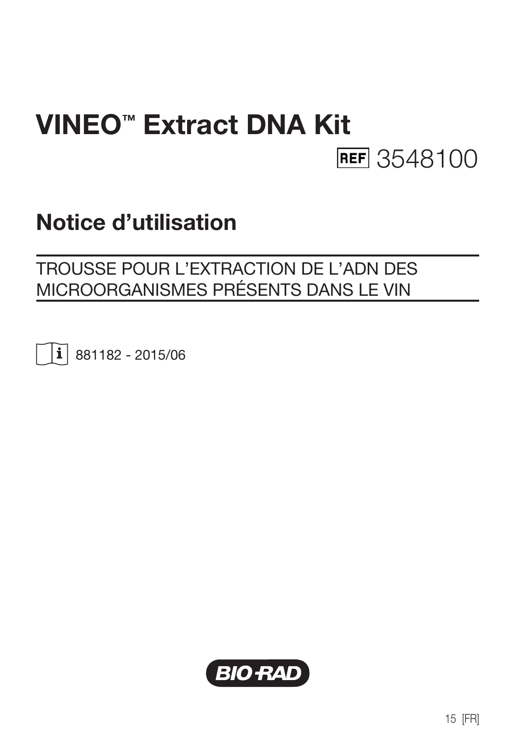# VINEO™ Extract DNA Kit

REF 3548100

## Notice d'utilisation

TROUSSE POUR L'EXTRACTION DE L'ADN DES MICROORGANISMES PRÉSENTS DANS LE VIN

881182 - 2015/06

BIO-RAD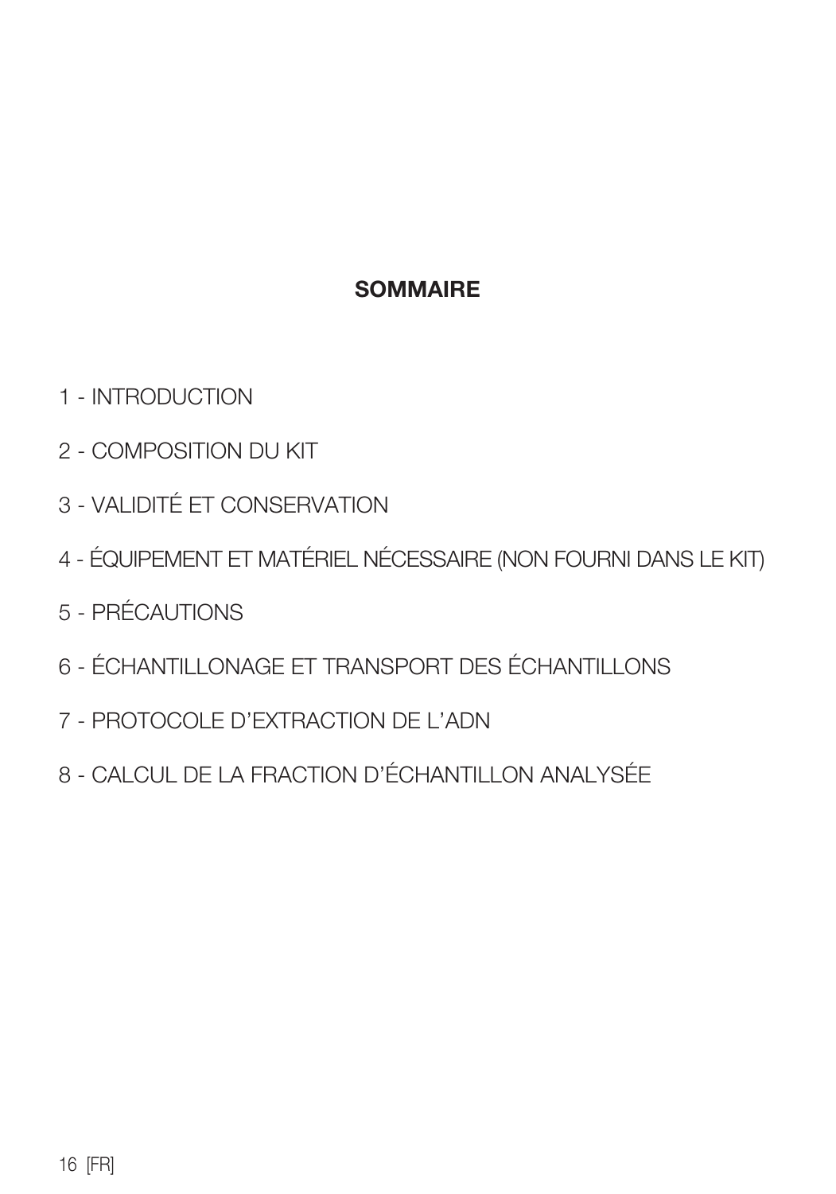## SOMMAIRE

1 - INTRODUCTION

2 - COMPOSITION DU KIT

3 - VALIDITÉ ET CONSERVATION

4 - ÉQUIPEMENT ET MATÉRIEL NÉCESSAIRE (NON FOURNI DANS LE KIT)

5 - PRÉCAUTIONS

6 - ÉCHANTILLONAGE ET TRANSPORT DES ÉCHANTILLONS

7 - PROTOCOLE D'EXTRACTION DE L'ADN

8 - CALCUL DE LA FRACTION D'ÉCHANTILLON ANALYSÉE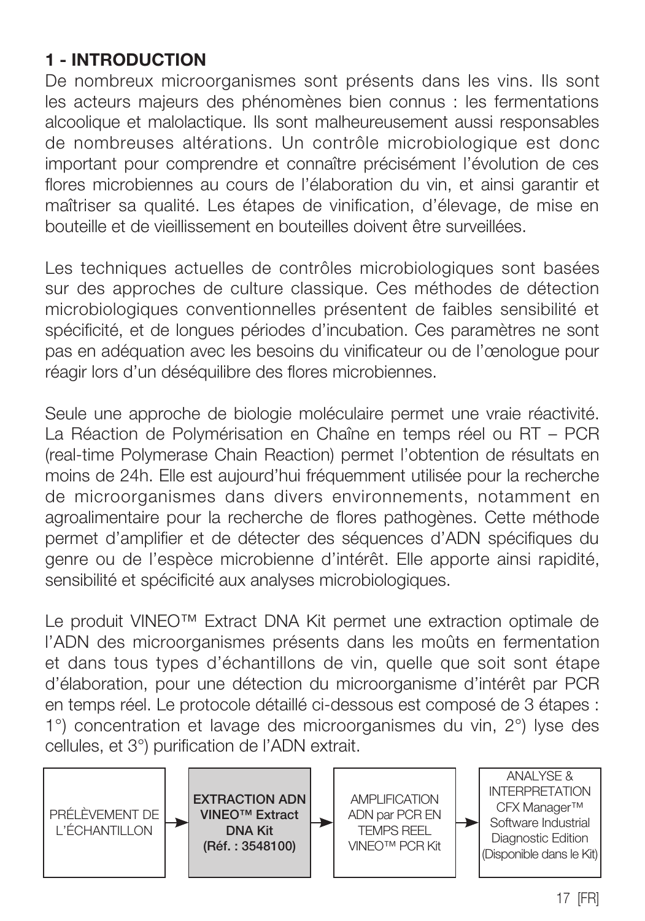## 1 - INTRODUCTION

De nombreux microorganismes sont présents dans les vins. Ils sont les acteurs majeurs des phénomènes bien connus : les fermentations alcoolique et malolactique. Ils sont malheureusement aussi responsables de nombreuses altérations. Un contrôle microbiologique est donc important pour comprendre et connaître précisément l'évolution de ces flores microbiennes au cours de l'élaboration du vin, et ainsi garantir et maîtriser sa qualité. Les étapes de vinification, d'élevage, de mise en bouteille et de vieillissement en bouteilles doivent être surveillées.

Les techniques actuelles de contrôles microbiologiques sont basées sur des approches de culture classique. Ces méthodes de détection microbiologiques conventionnelles présentent de faibles sensibilité et spécificité, et de longues périodes d'incubation. Ces paramètres ne sont pas en adéquation avec les besoins du vinificateur ou de l'œnologue pour réagir lors d'un déséquilibre des flores microbiennes.

Seule une approche de biologie moléculaire permet une vraie réactivité. La Réaction de Polymérisation en Chaîne en temps réel ou RT – PCR (real-time Polymerase Chain Reaction) permet l'obtention de résultats en moins de 24h. Elle est aujourd'hui fréquemment utilisée pour la recherche de microorganismes dans divers environnements, notamment en agroalimentaire pour la recherche de flores pathogènes. Cette méthode permet d'amplifier et de détecter des séquences d'ADN spécifiques du genre ou de l'espèce microbienne d'intérêt. Elle apporte ainsi rapidité, sensibilité et spécificité aux analyses microbiologiques.

Le produit VINEO™ Extract DNA Kit permet une extraction optimale de l'ADN des microorganismes présents dans les moûts en fermentation et dans tous types d'échantillons de vin, quelle que soit sont étape d'élaboration, pour une détection du microorganisme d'intérêt par PCR en temps réel. Le protocole détaillé ci-dessous est composé de 3 étapes : 1°) concentration et lavage des microorganismes du vin, 2°) lyse des cellules, et 3°) purification de l'ADN extrait.

PRÉLÈVEMENT DE L'ÉCHANTILLON → **EXTRACTION ADN VINEO™ Extract DNA Kit (Réf. : 3548100)** → AMPLIFICATION ADN par PCR EN TEMPS REEL VINEO™ PCR Kit → ANALYSE & INTERPRETATION CFX Manager™ Software Industrial Diagnostic Edition (Disponible dans le Kit)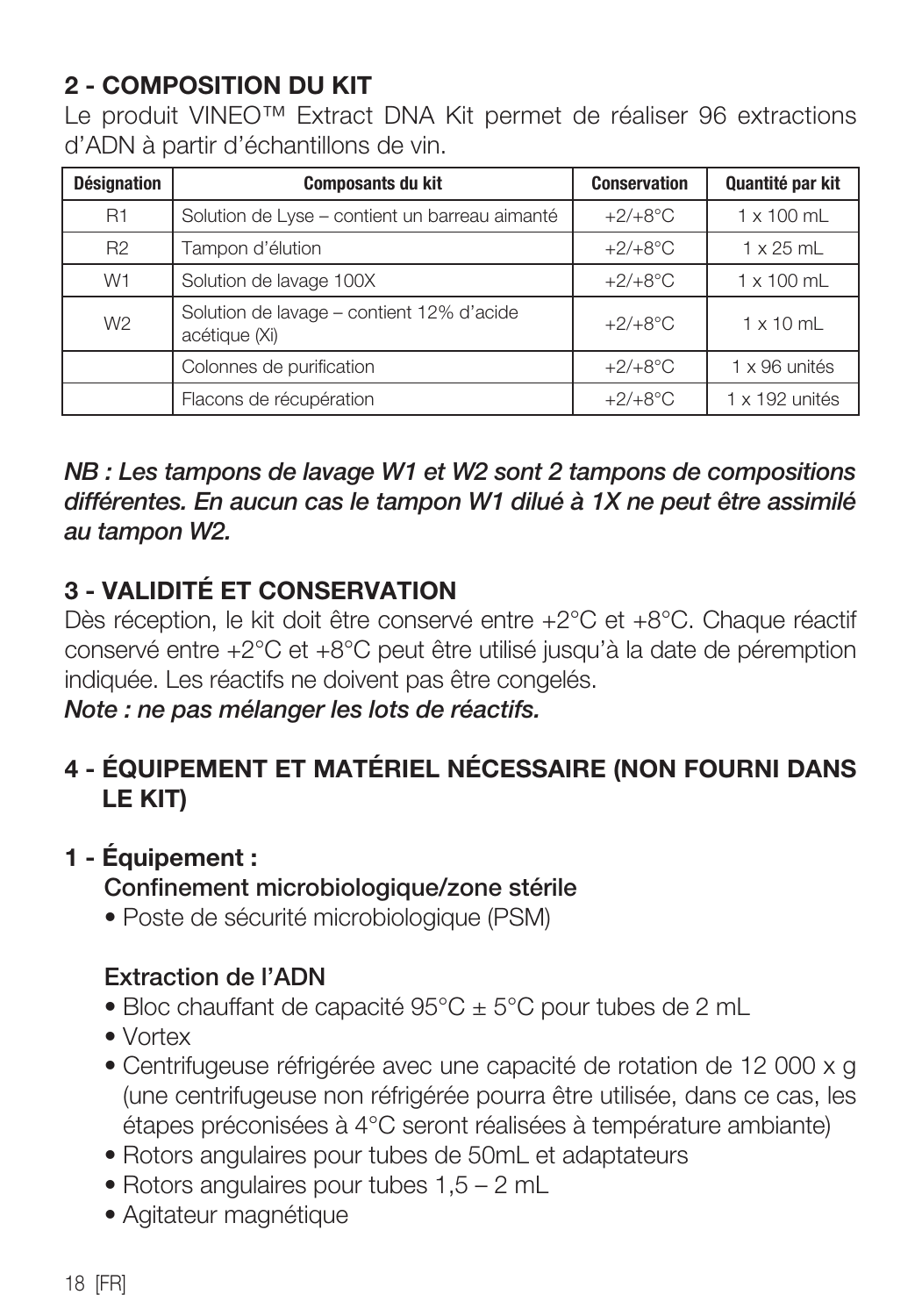## 2 - COMPOSITION DU KIT

Le produit VINEO™ Extract DNA Kit permet de réaliser 96 extractions d'ADN à partir d'échantillons de vin.

| Désignation | Composants du kit | Conservation | Quantité par kit |
|---|---|---|---|
| R1 | Solution de Lyse – contient un barreau aimanté | +2/+8°C | 1 x 100 mL |
| R2 | Tampon d'élution | +2/+8°C | 1 x 25 mL |
| W1 | Solution de lavage 100X | +2/+8°C | 1 x 100 mL |
| W2 | Solution de lavage – contient 12% d'acide acétique (Xi) | +2/+8°C | 1 x 10 mL |
| | Colonnes de purification | +2/+8°C | 1 x 96 unités |
| | Flacons de récupération | +2/+8°C | 1 x 192 unités |

***NB : Les tampons de lavage W1 et W2 sont 2 tampons de compositions différentes. En aucun cas le tampon W1 dilué à 1X ne peut être assimilé au tampon W2.***

## 3 - VALIDITÉ ET CONSERVATION

Dès réception, le kit doit être conservé entre +2°C et +8°C. Chaque réactif conservé entre +2°C et +8°C peut être utilisé jusqu'à la date de péremption indiquée. Les réactifs ne doivent pas être congelés.

***Note : ne pas mélanger les lots de réactifs.***

## 4 - ÉQUIPEMENT ET MATÉRIEL NÉCESSAIRE (NON FOURNI DANS LE KIT)

### 1 - Équipement :

**Confinement microbiologique/zone stérile**

- Poste de sécurité microbiologique (PSM)

**Extraction de l'ADN**

- Bloc chauffant de capacité 95°C ± 5°C pour tubes de 2 mL
- Vortex
- Centrifugeuse réfrigérée avec une capacité de rotation de 12 000 x g (une centrifugeuse non réfrigérée pourra être utilisée, dans ce cas, les étapes préconisées à 4°C seront réalisées à température ambiante)
- Rotors angulaires pour tubes de 50mL et adaptateurs
- Rotors angulaires pour tubes 1,5 – 2 mL
- Agitateur magnétique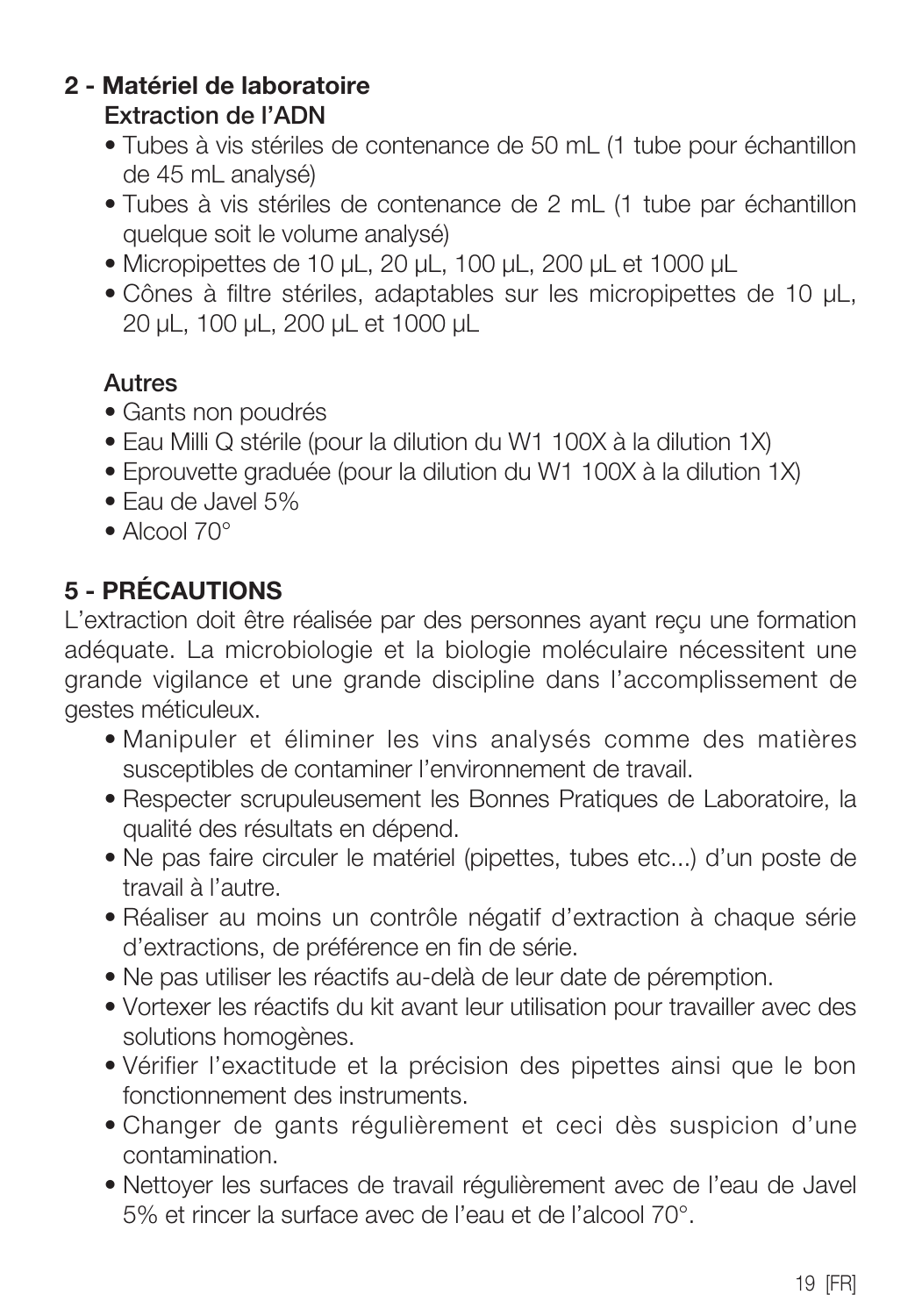## 2 - Matériel de laboratoire

### Extraction de l'ADN

- Tubes à vis stériles de contenance de 50 mL (1 tube pour échantillon de 45 mL analysé)
- Tubes à vis stériles de contenance de 2 mL (1 tube par échantillon quelque soit le volume analysé)
- Micropipettes de 10 µL, 20 µL, 100 µL, 200 µL et 1000 µL
- Cônes à filtre stériles, adaptables sur les micropipettes de 10 µL, 20 µL, 100 µL, 200 µL et 1000 µL

### Autres

- Gants non poudrés
- Eau Milli Q stérile (pour la dilution du W1 100X à la dilution 1X)
- Eprouvette graduée (pour la dilution du W1 100X à la dilution 1X)
- Eau de Javel 5%
- Alcool 70°

## 5 - PRÉCAUTIONS

L'extraction doit être réalisée par des personnes ayant reçu une formation adéquate. La microbiologie et la biologie moléculaire nécessitent une grande vigilance et une grande discipline dans l'accomplissement de gestes méticuleux.

- Manipuler et éliminer les vins analysés comme des matières susceptibles de contaminer l'environnement de travail.
- Respecter scrupuleusement les Bonnes Pratiques de Laboratoire, la qualité des résultats en dépend.
- Ne pas faire circuler le matériel (pipettes, tubes etc...) d'un poste de travail à l'autre.
- Réaliser au moins un contrôle négatif d'extraction à chaque série d'extractions, de préférence en fin de série.
- Ne pas utiliser les réactifs au-delà de leur date de péremption.
- Vortexer les réactifs du kit avant leur utilisation pour travailler avec des solutions homogènes.
- Vérifier l'exactitude et la précision des pipettes ainsi que le bon fonctionnement des instruments.
- Changer de gants régulièrement et ceci dès suspicion d'une contamination.
- Nettoyer les surfaces de travail régulièrement avec de l'eau de Javel 5% et rincer la surface avec de l'eau et de l'alcool 70°.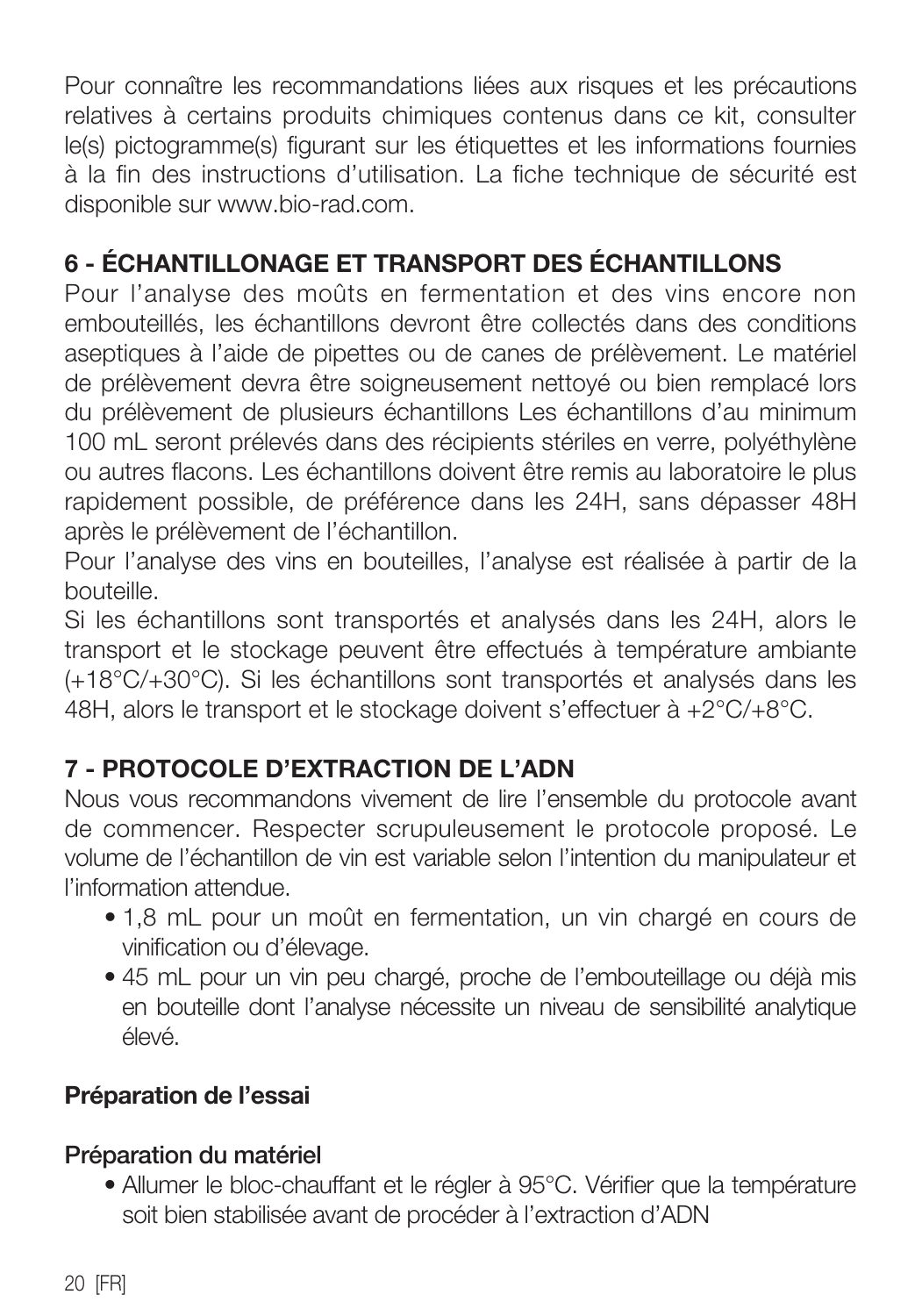Pour connaître les recommandations liées aux risques et les précautions relatives à certains produits chimiques contenus dans ce kit, consulter le(s) pictogramme(s) figurant sur les étiquettes et les informations fournies à la fin des instructions d'utilisation. La fiche technique de sécurité est disponible sur www.bio-rad.com.

## 6 - ÉCHANTILLONAGE ET TRANSPORT DES ÉCHANTILLONS

Pour l'analyse des moûts en fermentation et des vins encore non embouteillés, les échantillons devront être collectés dans des conditions aseptiques à l'aide de pipettes ou de canes de prélèvement. Le matériel de prélèvement devra être soigneusement nettoyé ou bien remplacé lors du prélèvement de plusieurs échantillons Les échantillons d'au minimum 100 mL seront prélevés dans des récipients stériles en verre, polyéthylène ou autres flacons. Les échantillons doivent être remis au laboratoire le plus rapidement possible, de préférence dans les 24H, sans dépasser 48H après le prélèvement de l'échantillon.

Pour l'analyse des vins en bouteilles, l'analyse est réalisée à partir de la bouteille.

Si les échantillons sont transportés et analysés dans les 24H, alors le transport et le stockage peuvent être effectués à température ambiante (+18°C/+30°C). Si les échantillons sont transportés et analysés dans les 48H, alors le transport et le stockage doivent s'effectuer à +2°C/+8°C.

## 7 - PROTOCOLE D'EXTRACTION DE L'ADN

Nous vous recommandons vivement de lire l'ensemble du protocole avant de commencer. Respecter scrupuleusement le protocole proposé. Le volume de l'échantillon de vin est variable selon l'intention du manipulateur et l'information attendue.

- 1,8 mL pour un moût en fermentation, un vin chargé en cours de vinification ou d'élevage.
- 45 mL pour un vin peu chargé, proche de l'embouteillage ou déjà mis en bouteille dont l'analyse nécessite un niveau de sensibilité analytique élevé.

### Préparation de l'essai

#### Préparation du matériel

- Allumer le bloc-chauffant et le régler à 95°C. Vérifier que la température soit bien stabilisée avant de procéder à l'extraction d'ADN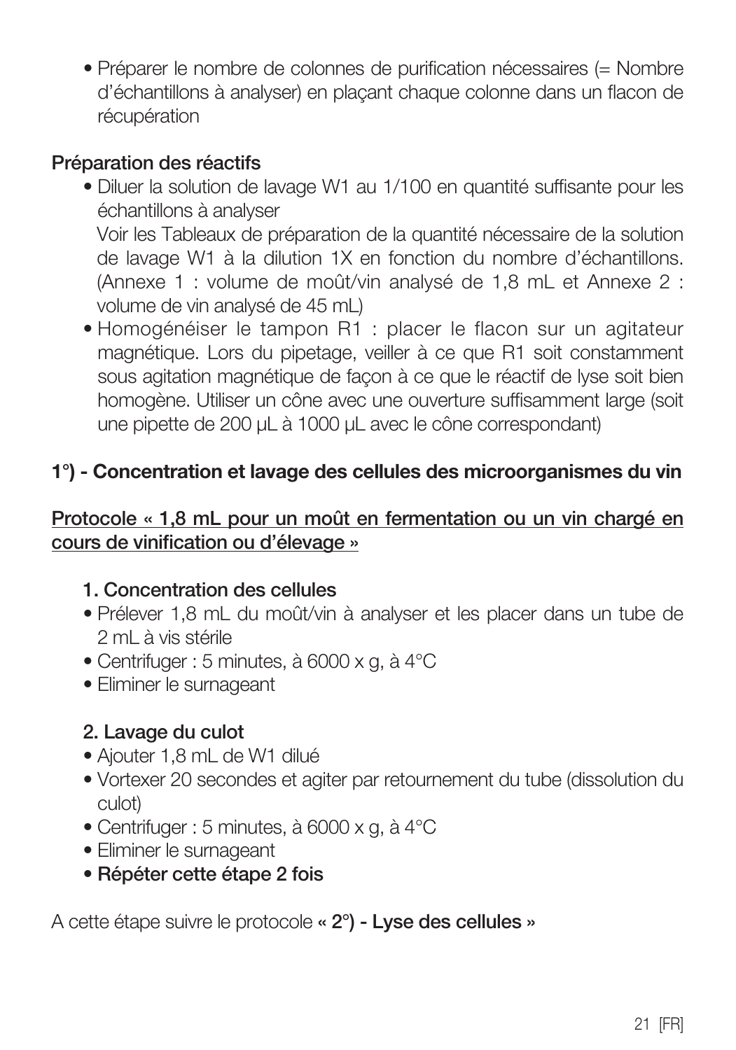- Préparer le nombre de colonnes de purification nécessaires (= Nombre d'échantillons à analyser) en plaçant chaque colonne dans un flacon de récupération

**Préparation des réactifs**

- Diluer la solution de lavage W1 au 1/100 en quantité suffisante pour les échantillons à analyser
  Voir les Tableaux de préparation de la quantité nécessaire de la solution de lavage W1 à la dilution 1X en fonction du nombre d'échantillons. (Annexe 1 : volume de moût/vin analysé de 1,8 mL et Annexe 2 : volume de vin analysé de 45 mL)
- Homogénéiser le tampon R1 : placer le flacon sur un agitateur magnétique. Lors du pipetage, veiller à ce que R1 soit constamment sous agitation magnétique de façon à ce que le réactif de lyse soit bien homogène. Utiliser un cône avec une ouverture suffisamment large (soit une pipette de 200 µL à 1000 µL avec le cône correspondant)

## 1°) - Concentration et lavage des cellules des microorganismes du vin

<u>Protocole « 1,8 mL pour un moût en fermentation ou un vin chargé en cours de vinification ou d'élevage »</u>

### 1. Concentration des cellules

- Prélever 1,8 mL du moût/vin à analyser et les placer dans un tube de 2 mL à vis stérile
- Centrifuger : 5 minutes, à 6000 x g, à 4°C
- Eliminer le surnageant

### 2. Lavage du culot

- Ajouter 1,8 mL de W1 dilué
- Vortexer 20 secondes et agiter par retournement du tube (dissolution du culot)
- Centrifuger : 5 minutes, à 6000 x g, à 4°C
- Eliminer le surnageant
- **Répéter cette étape 2 fois**

A cette étape suivre le protocole **« 2°) - Lyse des cellules »**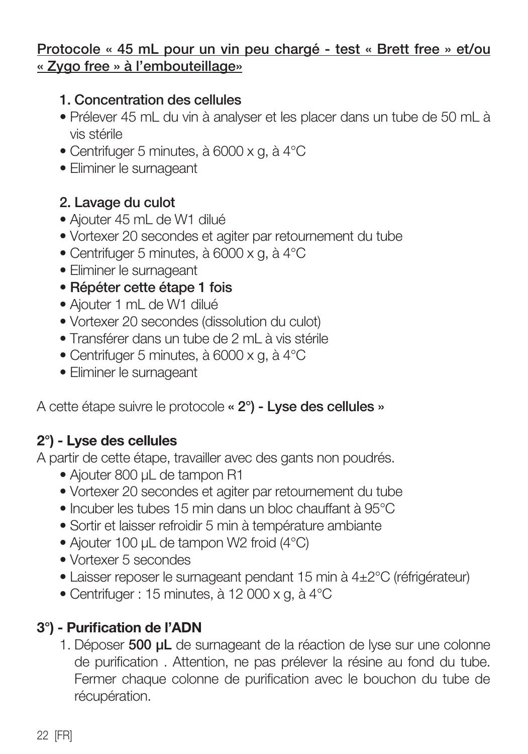**Protocole « 45 mL pour un vin peu chargé - test « Brett free » et/ou « Zygo free » à l'embouteillage»**

**1. Concentration des cellules**

- Prélever 45 mL du vin à analyser et les placer dans un tube de 50 mL à vis stérile
- Centrifuger 5 minutes, à 6000 x g, à 4°C
- Eliminer le surnageant

**2. Lavage du culot**

- Ajouter 45 mL de W1 dilué
- Vortexer 20 secondes et agiter par retournement du tube
- Centrifuger 5 minutes, à 6000 x g, à 4°C
- Eliminer le surnageant
- **Répéter cette étape 1 fois**
- Ajouter 1 mL de W1 dilué
- Vortexer 20 secondes (dissolution du culot)
- Transférer dans un tube de 2 mL à vis stérile
- Centrifuger 5 minutes, à 6000 x g, à 4°C
- Eliminer le surnageant

A cette étape suivre le protocole **« 2°) - Lyse des cellules »**

**2°) - Lyse des cellules**

A partir de cette étape, travailler avec des gants non poudrés.

- Ajouter 800 µL de tampon R1
- Vortexer 20 secondes et agiter par retournement du tube
- Incuber les tubes 15 min dans un bloc chauffant à 95°C
- Sortir et laisser refroidir 5 min à température ambiante
- Ajouter 100 µL de tampon W2 froid (4°C)
- Vortexer 5 secondes
- Laisser reposer le surnageant pendant 15 min à 4±2°C (réfrigérateur)
- Centrifuger : 15 minutes, à 12 000 x g, à 4°C

**3°) - Purification de l'ADN**

1. Déposer **500 µL** de surnageant de la réaction de lyse sur une colonne de purification . Attention, ne pas prélever la résine au fond du tube. Fermer chaque colonne de purification avec le bouchon du tube de récupération.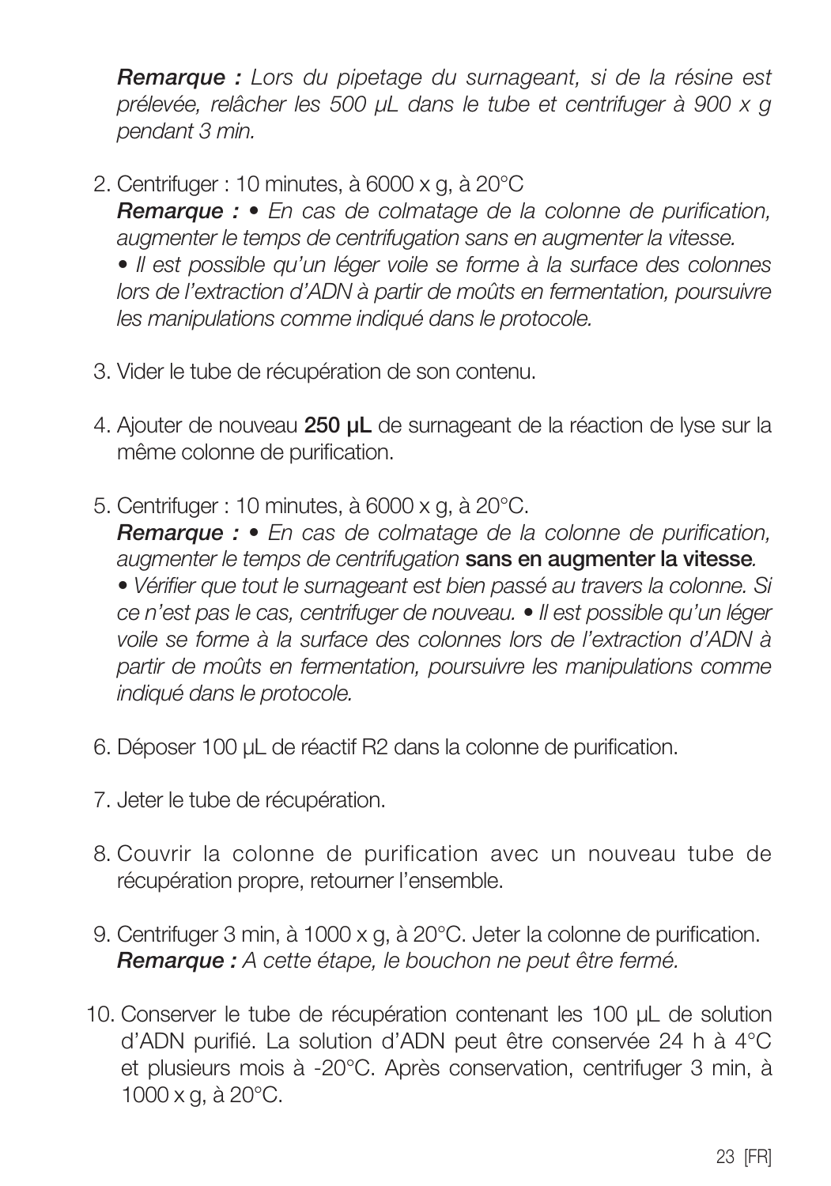***Remarque :*** *Lors du pipetage du surnageant, si de la résine est prélevée, relâcher les 500 µL dans le tube et centrifuger à 900 x g pendant 3 min.*

2. Centrifuger : 10 minutes, à 6000 x g, à 20°C
   ***Remarque :*** *• En cas de colmatage de la colonne de purification, augmenter le temps de centrifugation sans en augmenter la vitesse.*
   *• Il est possible qu'un léger voile se forme à la surface des colonnes lors de l'extraction d'ADN à partir de moûts en fermentation, poursuivre les manipulations comme indiqué dans le protocole.*

3. Vider le tube de récupération de son contenu.

4. Ajouter de nouveau **250 µL** de surnageant de la réaction de lyse sur la même colonne de purification.

5. Centrifuger : 10 minutes, à 6000 x g, à 20°C.
   ***Remarque :*** *• En cas de colmatage de la colonne de purification, augmenter le temps de centrifugation* **sans en augmenter la vitesse***.*
   *• Vérifier que tout le surnageant est bien passé au travers la colonne. Si ce n'est pas le cas, centrifuger de nouveau. • Il est possible qu'un léger voile se forme à la surface des colonnes lors de l'extraction d'ADN à partir de moûts en fermentation, poursuivre les manipulations comme indiqué dans le protocole.*

6. Déposer 100 µL de réactif R2 dans la colonne de purification.

7. Jeter le tube de récupération.

8. Couvrir la colonne de purification avec un nouveau tube de récupération propre, retourner l'ensemble.

9. Centrifuger 3 min, à 1000 x g, à 20°C. Jeter la colonne de purification.
   ***Remarque :*** *A cette étape, le bouchon ne peut être fermé.*

10. Conserver le tube de récupération contenant les 100 µL de solution d'ADN purifié. La solution d'ADN peut être conservée 24 h à 4°C et plusieurs mois à -20°C. Après conservation, centrifuger 3 min, à 1000 x g, à 20°C.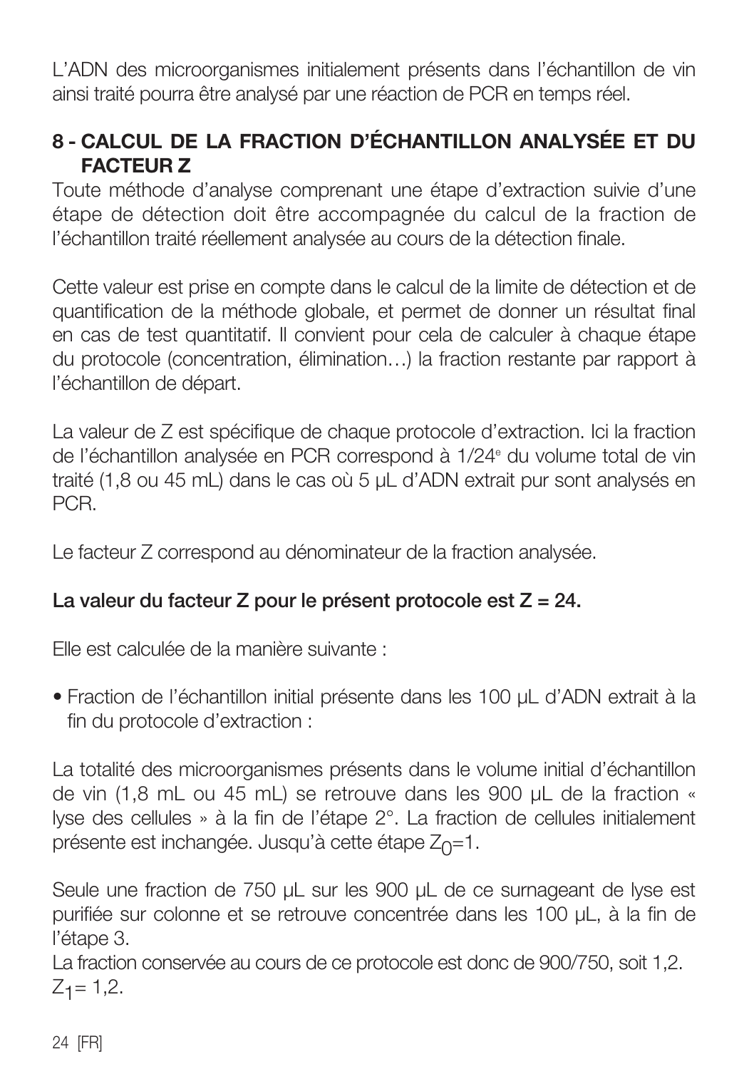L'ADN des microorganismes initialement présents dans l'échantillon de vin ainsi traité pourra être analysé par une réaction de PCR en temps réel.

## 8 - CALCUL DE LA FRACTION D'ÉCHANTILLON ANALYSÉE ET DU FACTEUR Z

Toute méthode d'analyse comprenant une étape d'extraction suivie d'une étape de détection doit être accompagnée du calcul de la fraction de l'échantillon traité réellement analysée au cours de la détection finale.

Cette valeur est prise en compte dans le calcul de la limite de détection et de quantification de la méthode globale, et permet de donner un résultat final en cas de test quantitatif. Il convient pour cela de calculer à chaque étape du protocole (concentration, élimination…) la fraction restante par rapport à l'échantillon de départ.

La valeur de Z est spécifique de chaque protocole d'extraction. Ici la fraction de l'échantillon analysée en PCR correspond à 1/24e du volume total de vin traité (1,8 ou 45 mL) dans le cas où 5 µL d'ADN extrait pur sont analysés en PCR.

Le facteur Z correspond au dénominateur de la fraction analysée.

**La valeur du facteur Z pour le présent protocole est Z = 24.**

Elle est calculée de la manière suivante :

- Fraction de l'échantillon initial présente dans les 100 µL d'ADN extrait à la fin du protocole d'extraction :

La totalité des microorganismes présents dans le volume initial d'échantillon de vin (1,8 mL ou 45 mL) se retrouve dans les 900 µL de la fraction « lyse des cellules » à la fin de l'étape 2°. La fraction de cellules initialement présente est inchangée. Jusqu'à cette étape $Z_0$=1.

Seule une fraction de 750 µL sur les 900 µL de ce surnageant de lyse est purifiée sur colonne et se retrouve concentrée dans les 100 µL, à la fin de l'étape 3.

La fraction conservée au cours de ce protocole est donc de 900/750, soit 1,2.
$Z_1$= 1,2.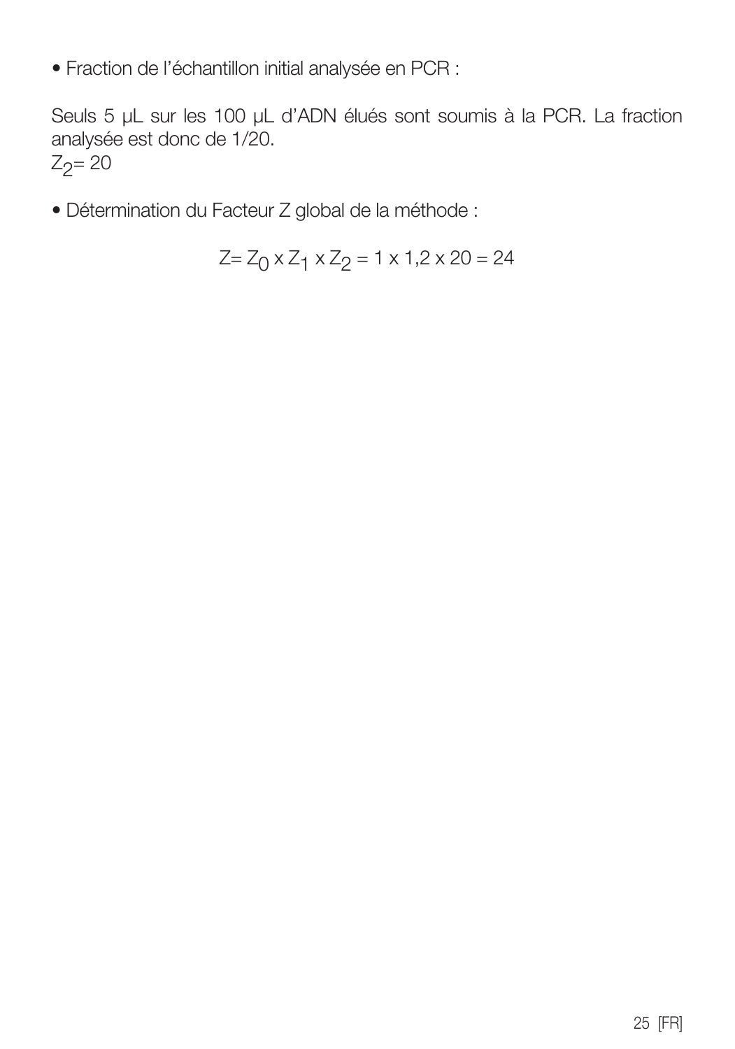- Fraction de l'échantillon initial analysée en PCR :

Seuls 5 µL sur les 100 µL d'ADN élués sont soumis à la PCR. La fraction analysée est donc de 1/20.
$Z_2 = 20$

- Détermination du Facteur Z global de la méthode :

$$Z = Z_0 \times Z_1 \times Z_2 = 1 \times 1{,}2 \times 20 = 24$$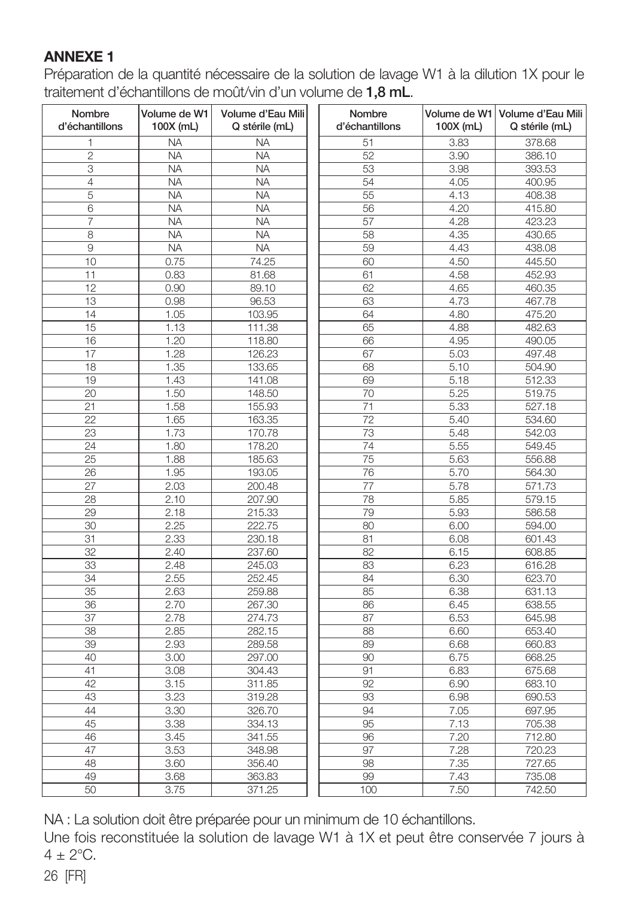## ANNEXE 1

Préparation de la quantité nécessaire de la solution de lavage W1 à la dilution 1X pour le traitement d'échantillons de moût/vin d'un volume de **1,8 mL**.

| Nombre d'échantillons | Volume de W1 100X (mL) | Volume d'Eau Mili Q stérile (mL) | Nombre d'échantillons | Volume de W1 100X (mL) | Volume d'Eau Mili Q stérile (mL) |
|---|---|---|---|---|---|
| 1 | NA | NA | 51 | 3.83 | 378.68 |
| 2 | NA | NA | 52 | 3.90 | 386.10 |
| 3 | NA | NA | 53 | 3.98 | 393.53 |
| 4 | NA | NA | 54 | 4.05 | 400.95 |
| 5 | NA | NA | 55 | 4.13 | 408.38 |
| 6 | NA | NA | 56 | 4.20 | 415.80 |
| 7 | NA | NA | 57 | 4.28 | 423.23 |
| 8 | NA | NA | 58 | 4.35 | 430.65 |
| 9 | NA | NA | 59 | 4.43 | 438.08 |
| 10 | 0.75 | 74.25 | 60 | 4.50 | 445.50 |
| 11 | 0.83 | 81.68 | 61 | 4.58 | 452.93 |
| 12 | 0.90 | 89.10 | 62 | 4.65 | 460.35 |
| 13 | 0.98 | 96.53 | 63 | 4.73 | 467.78 |
| 14 | 1.05 | 103.95 | 64 | 4.80 | 475.20 |
| 15 | 1.13 | 111.38 | 65 | 4.88 | 482.63 |
| 16 | 1.20 | 118.80 | 66 | 4.95 | 490.05 |
| 17 | 1.28 | 126.23 | 67 | 5.03 | 497.48 |
| 18 | 1.35 | 133.65 | 68 | 5.10 | 504.90 |
| 19 | 1.43 | 141.08 | 69 | 5.18 | 512.33 |
| 20 | 1.50 | 148.50 | 70 | 5.25 | 519.75 |
| 21 | 1.58 | 155.93 | 71 | 5.33 | 527.18 |
| 22 | 1.65 | 163.35 | 72 | 5.40 | 534.60 |
| 23 | 1.73 | 170.78 | 73 | 5.48 | 542.03 |
| 24 | 1.80 | 178.20 | 74 | 5.55 | 549.45 |
| 25 | 1.88 | 185.63 | 75 | 5.63 | 556.88 |
| 26 | 1.95 | 193.05 | 76 | 5.70 | 564.30 |
| 27 | 2.03 | 200.48 | 77 | 5.78 | 571.73 |
| 28 | 2.10 | 207.90 | 78 | 5.85 | 579.15 |
| 29 | 2.18 | 215.33 | 79 | 5.93 | 586.58 |
| 30 | 2.25 | 222.75 | 80 | 6.00 | 594.00 |
| 31 | 2.33 | 230.18 | 81 | 6.08 | 601.43 |
| 32 | 2.40 | 237.60 | 82 | 6.15 | 608.85 |
| 33 | 2.48 | 245.03 | 83 | 6.23 | 616.28 |
| 34 | 2.55 | 252.45 | 84 | 6.30 | 623.70 |
| 35 | 2.63 | 259.88 | 85 | 6.38 | 631.13 |
| 36 | 2.70 | 267.30 | 86 | 6.45 | 638.55 |
| 37 | 2.78 | 274.73 | 87 | 6.53 | 645.98 |
| 38 | 2.85 | 282.15 | 88 | 6.60 | 653.40 |
| 39 | 2.93 | 289.58 | 89 | 6.68 | 660.83 |
| 40 | 3.00 | 297.00 | 90 | 6.75 | 668.25 |
| 41 | 3.08 | 304.43 | 91 | 6.83 | 675.68 |
| 42 | 3.15 | 311.85 | 92 | 6.90 | 683.10 |
| 43 | 3.23 | 319.28 | 93 | 6.98 | 690.53 |
| 44 | 3.30 | 326.70 | 94 | 7.05 | 697.95 |
| 45 | 3.38 | 334.13 | 95 | 7.13 | 705.38 |
| 46 | 3.45 | 341.55 | 96 | 7.20 | 712.80 |
| 47 | 3.53 | 348.98 | 97 | 7.28 | 720.23 |
| 48 | 3.60 | 356.40 | 98 | 7.35 | 727.65 |
| 49 | 3.68 | 363.83 | 99 | 7.43 | 735.08 |
| 50 | 3.75 | 371.25 | 100 | 7.50 | 742.50 |

NA : La solution doit être préparée pour un minimum de 10 échantillons.

Une fois reconstituée la solution de lavage W1 à 1X et peut être conservée 7 jours à $4 \pm 2$°C.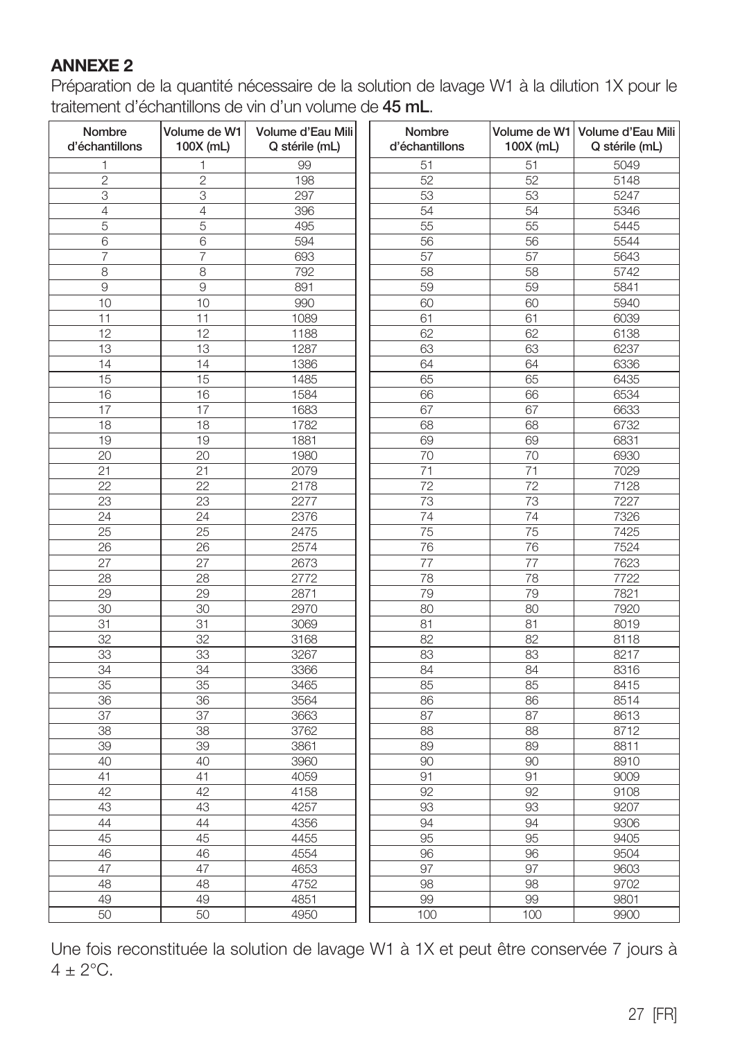## ANNEXE 2

Préparation de la quantité nécessaire de la solution de lavage W1 à la dilution 1X pour le traitement d'échantillons de vin d'un volume de **45 mL**.

| Nombre d'échantillons | Volume de W1 100X (mL) | Volume d'Eau Mili Q stérile (mL) | Nombre d'échantillons | Volume de W1 100X (mL) | Volume d'Eau Mili Q stérile (mL) |
|---|---|---|---|---|---|
| 1 | 1 | 99 | 51 | 51 | 5049 |
| 2 | 2 | 198 | 52 | 52 | 5148 |
| 3 | 3 | 297 | 53 | 53 | 5247 |
| 4 | 4 | 396 | 54 | 54 | 5346 |
| 5 | 5 | 495 | 55 | 55 | 5445 |
| 6 | 6 | 594 | 56 | 56 | 5544 |
| 7 | 7 | 693 | 57 | 57 | 5643 |
| 8 | 8 | 792 | 58 | 58 | 5742 |
| 9 | 9 | 891 | 59 | 59 | 5841 |
| 10 | 10 | 990 | 60 | 60 | 5940 |
| 11 | 11 | 1089 | 61 | 61 | 6039 |
| 12 | 12 | 1188 | 62 | 62 | 6138 |
| 13 | 13 | 1287 | 63 | 63 | 6237 |
| 14 | 14 | 1386 | 64 | 64 | 6336 |
| 15 | 15 | 1485 | 65 | 65 | 6435 |
| 16 | 16 | 1584 | 66 | 66 | 6534 |
| 17 | 17 | 1683 | 67 | 67 | 6633 |
| 18 | 18 | 1782 | 68 | 68 | 6732 |
| 19 | 19 | 1881 | 69 | 69 | 6831 |
| 20 | 20 | 1980 | 70 | 70 | 6930 |
| 21 | 21 | 2079 | 71 | 71 | 7029 |
| 22 | 22 | 2178 | 72 | 72 | 7128 |
| 23 | 23 | 2277 | 73 | 73 | 7227 |
| 24 | 24 | 2376 | 74 | 74 | 7326 |
| 25 | 25 | 2475 | 75 | 75 | 7425 |
| 26 | 26 | 2574 | 76 | 76 | 7524 |
| 27 | 27 | 2673 | 77 | 77 | 7623 |
| 28 | 28 | 2772 | 78 | 78 | 7722 |
| 29 | 29 | 2871 | 79 | 79 | 7821 |
| 30 | 30 | 2970 | 80 | 80 | 7920 |
| 31 | 31 | 3069 | 81 | 81 | 8019 |
| 32 | 32 | 3168 | 82 | 82 | 8118 |
| 33 | 33 | 3267 | 83 | 83 | 8217 |
| 34 | 34 | 3366 | 84 | 84 | 8316 |
| 35 | 35 | 3465 | 85 | 85 | 8415 |
| 36 | 36 | 3564 | 86 | 86 | 8514 |
| 37 | 37 | 3663 | 87 | 87 | 8613 |
| 38 | 38 | 3762 | 88 | 88 | 8712 |
| 39 | 39 | 3861 | 89 | 89 | 8811 |
| 40 | 40 | 3960 | 90 | 90 | 8910 |
| 41 | 41 | 4059 | 91 | 91 | 9009 |
| 42 | 42 | 4158 | 92 | 92 | 9108 |
| 43 | 43 | 4257 | 93 | 93 | 9207 |
| 44 | 44 | 4356 | 94 | 94 | 9306 |
| 45 | 45 | 4455 | 95 | 95 | 9405 |
| 46 | 46 | 4554 | 96 | 96 | 9504 |
| 47 | 47 | 4653 | 97 | 97 | 9603 |
| 48 | 48 | 4752 | 98 | 98 | 9702 |
| 49 | 49 | 4851 | 99 | 99 | 9801 |
| 50 | 50 | 4950 | 100 | 100 | 9900 |

Une fois reconstituée la solution de lavage W1 à 1X et peut être conservée 7 jours à 4 ± 2°C.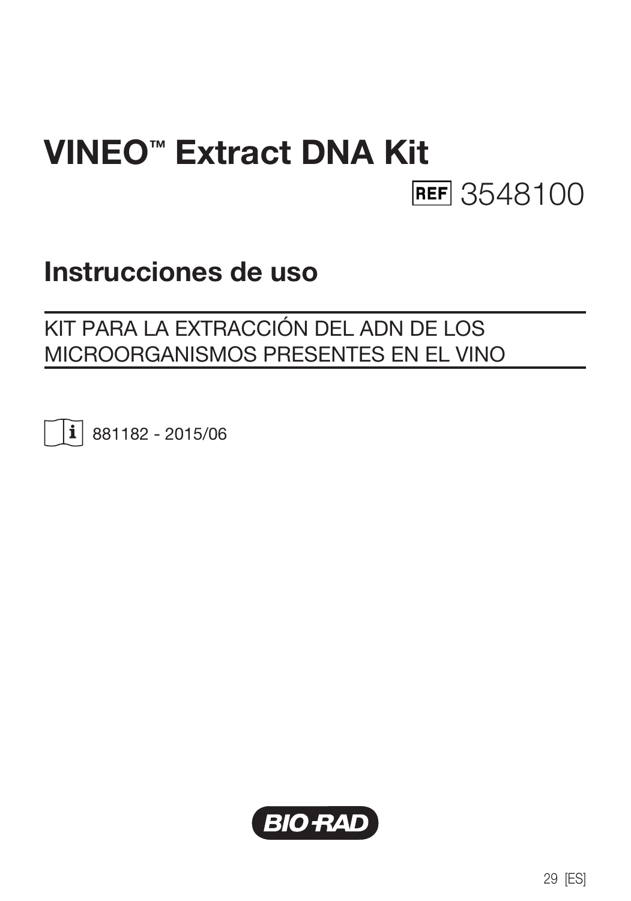# VINEO™ Extract DNA Kit

REF 3548100

## Instrucciones de uso

KIT PARA LA EXTRACCIÓN DEL ADN DE LOS MICROORGANISMOS PRESENTES EN EL VINO

881182 - 2015/06

BIO-RAD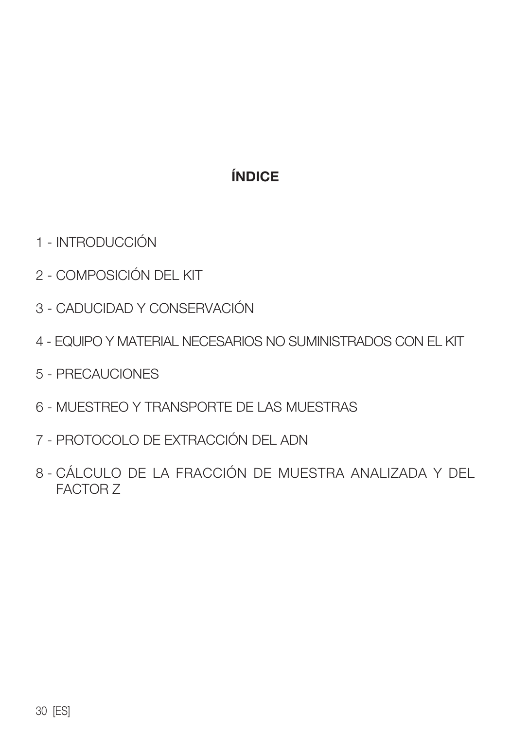# ÍNDICE

1 - INTRODUCCIÓN

2 - COMPOSICIÓN DEL KIT

3 - CADUCIDAD Y CONSERVACIÓN

4 - EQUIPO Y MATERIAL NECESARIOS NO SUMINISTRADOS CON EL KIT

5 - PRECAUCIONES

6 - MUESTREO Y TRANSPORTE DE LAS MUESTRAS

7 - PROTOCOLO DE EXTRACCIÓN DEL ADN

8 - CÁLCULO DE LA FRACCIÓN DE MUESTRA ANALIZADA Y DEL FACTOR Z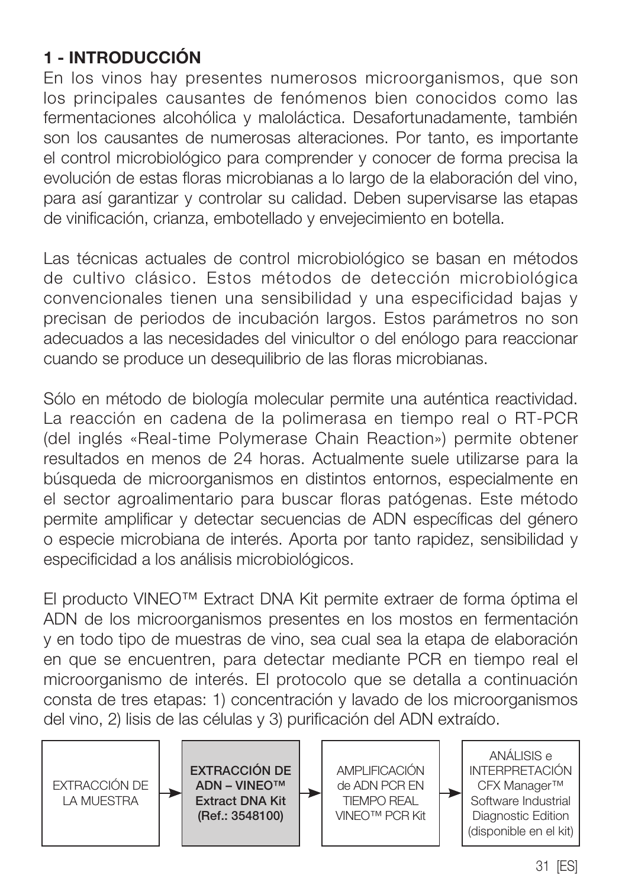## 1 - INTRODUCCIÓN

En los vinos hay presentes numerosos microorganismos, que son los principales causantes de fenómenos bien conocidos como las fermentaciones alcohólica y maloláctica. Desafortunadamente, también son los causantes de numerosas alteraciones. Por tanto, es importante el control microbiológico para comprender y conocer de forma precisa la evolución de estas floras microbianas a lo largo de la elaboración del vino, para así garantizar y controlar su calidad. Deben supervisarse las etapas de vinificación, crianza, embotellado y envejecimiento en botella.

Las técnicas actuales de control microbiológico se basan en métodos de cultivo clásico. Estos métodos de detección microbiológica convencionales tienen una sensibilidad y una especificidad bajas y precisan de periodos de incubación largos. Estos parámetros no son adecuados a las necesidades del vinicultor o del enólogo para reaccionar cuando se produce un desequilibrio de las floras microbianas.

Sólo en método de biología molecular permite una auténtica reactividad. La reacción en cadena de la polimerasa en tiempo real o RT-PCR (del inglés «Real-time Polymerase Chain Reaction») permite obtener resultados en menos de 24 horas. Actualmente suele utilizarse para la búsqueda de microorganismos en distintos entornos, especialmente en el sector agroalimentario para buscar floras patógenas. Este método permite amplificar y detectar secuencias de ADN específicas del género o especie microbiana de interés. Aporta por tanto rapidez, sensibilidad y especificidad a los análisis microbiológicos.

El producto VINEO™ Extract DNA Kit permite extraer de forma óptima el ADN de los microorganismos presentes en los mostos en fermentación y en todo tipo de muestras de vino, sea cual sea la etapa de elaboración en que se encuentren, para detectar mediante PCR en tiempo real el microorganismo de interés. El protocolo que se detalla a continuación consta de tres etapas: 1) concentración y lavado de los microorganismos del vino, 2) lisis de las células y 3) purificación del ADN extraído.

EXTRACCIÓN DE LA MUESTRA → **EXTRACCIÓN DE ADN – VINEO™ Extract DNA Kit (Ref.: 3548100)** → AMPLIFICACIÓN de ADN PCR EN TIEMPO REAL VINEO™ PCR Kit → ANÁLISIS e INTERPRETACIÓN CFX Manager™ Software Industrial Diagnostic Edition (disponible en el kit)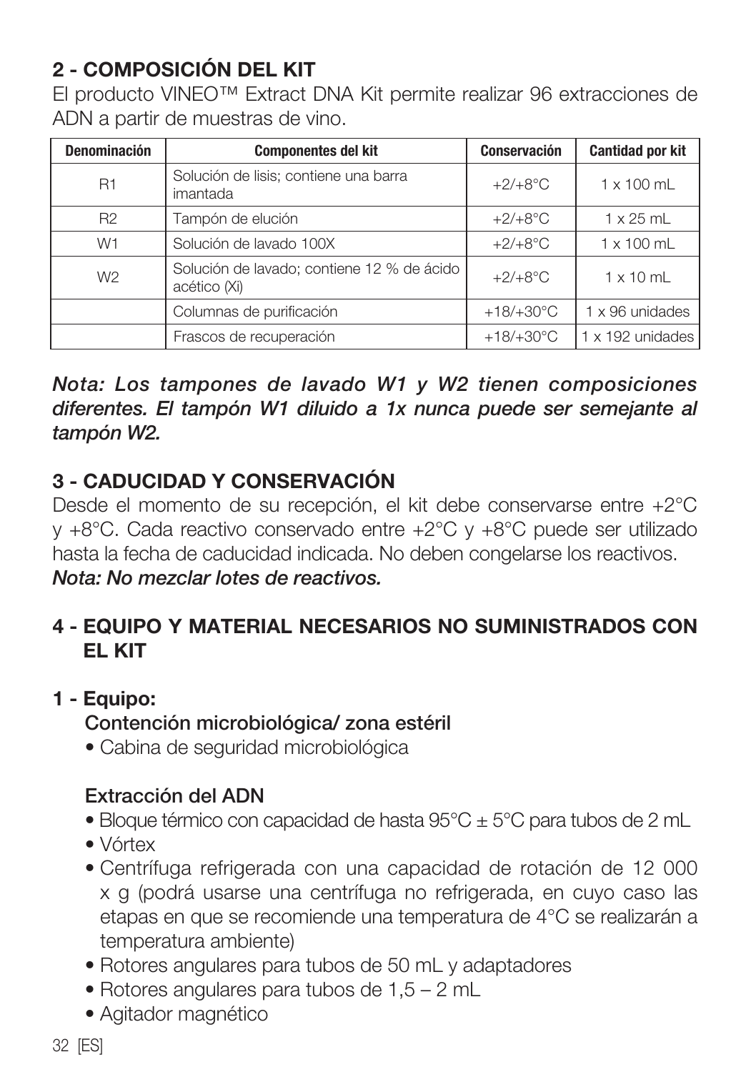## 2 - COMPOSICIÓN DEL KIT

El producto VINEO™ Extract DNA Kit permite realizar 96 extracciones de ADN a partir de muestras de vino.

| Denominación | Componentes del kit | Conservación | Cantidad por kit |
|---|---|---|---|
| R1 | Solución de lisis; contiene una barra imantada | +2/+8°C | 1 x 100 mL |
| R2 | Tampón de elución | +2/+8°C | 1 x 25 mL |
| W1 | Solución de lavado 100X | +2/+8°C | 1 x 100 mL |
| W2 | Solución de lavado; contiene 12 % de ácido acético (Xi) | +2/+8°C | 1 x 10 mL |
| | Columnas de purificación | +18/+30°C | 1 x 96 unidades |
| | Frascos de recuperación | +18/+30°C | 1 x 192 unidades |

***Nota: Los tampones de lavado W1 y W2 tienen composiciones diferentes. El tampón W1 diluido a 1x nunca puede ser semejante al tampón W2.***

## 3 - CADUCIDAD Y CONSERVACIÓN

Desde el momento de su recepción, el kit debe conservarse entre +2°C y +8°C. Cada reactivo conservado entre +2°C y +8°C puede ser utilizado hasta la fecha de caducidad indicada. No deben congelarse los reactivos.
***Nota: No mezclar lotes de reactivos.***

## 4 - EQUIPO Y MATERIAL NECESARIOS NO SUMINISTRADOS CON EL KIT

### 1 - Equipo:

**Contención microbiológica/ zona estéril**

- Cabina de seguridad microbiológica

**Extracción del ADN**

- Bloque térmico con capacidad de hasta 95°C ± 5°C para tubos de 2 mL
- Vórtex
- Centrífuga refrigerada con una capacidad de rotación de 12 000 x g (podrá usarse una centrífuga no refrigerada, en cuyo caso las etapas en que se recomiende una temperatura de 4°C se realizarán a temperatura ambiente)
- Rotores angulares para tubos de 50 mL y adaptadores
- Rotores angulares para tubos de 1,5 – 2 mL
- Agitador magnético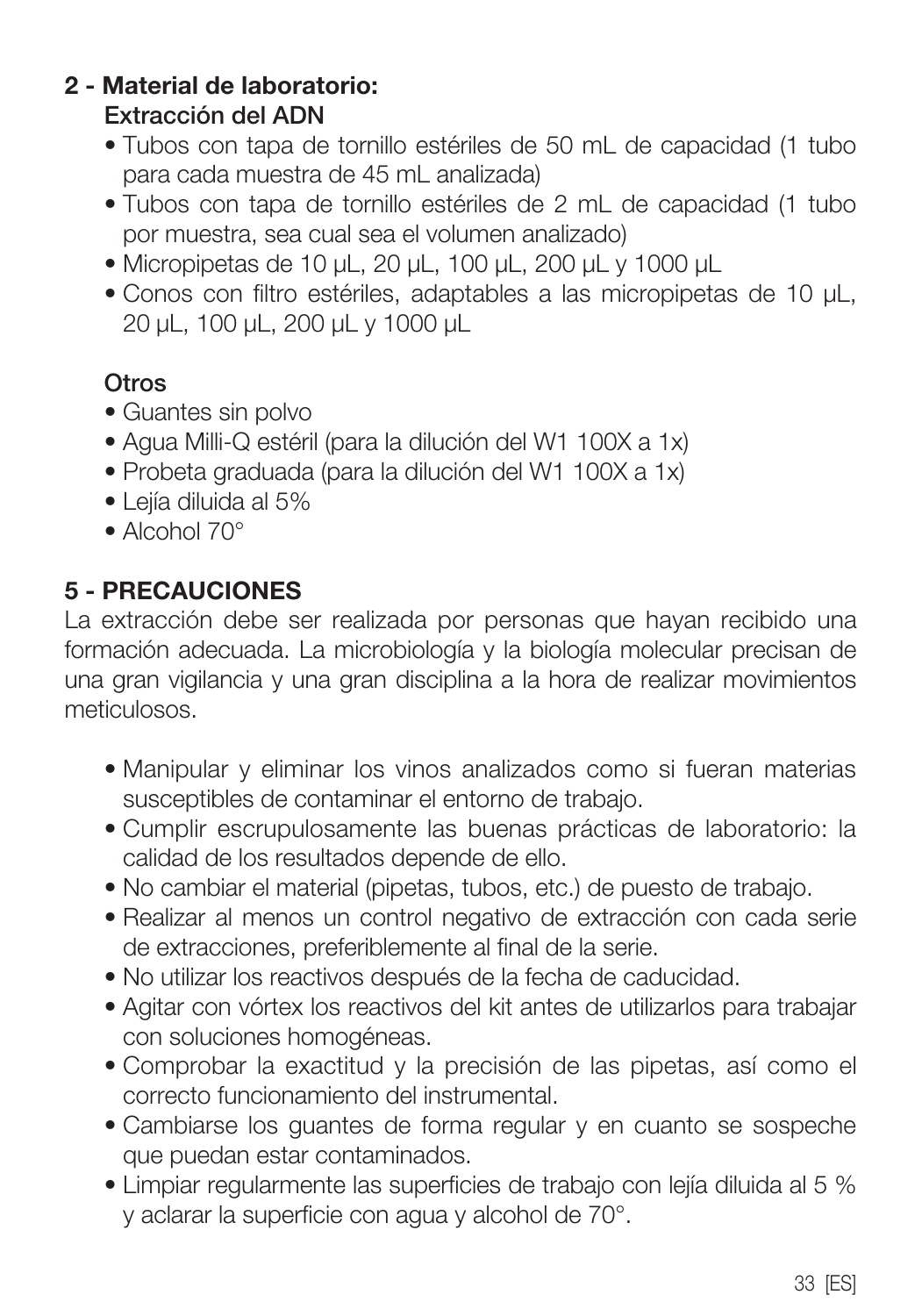## 2 - Material de laboratorio:

**Extracción del ADN**

- Tubos con tapa de tornillo estériles de 50 mL de capacidad (1 tubo para cada muestra de 45 mL analizada)
- Tubos con tapa de tornillo estériles de 2 mL de capacidad (1 tubo por muestra, sea cual sea el volumen analizado)
- Micropipetas de 10 µL, 20 µL, 100 µL, 200 µL y 1000 µL
- Conos con filtro estériles, adaptables a las micropipetas de 10 µL, 20 µL, 100 µL, 200 µL y 1000 µL

**Otros**

- Guantes sin polvo
- Agua Milli-Q estéril (para la dilución del W1 100X a 1x)
- Probeta graduada (para la dilución del W1 100X a 1x)
- Lejía diluida al 5%
- Alcohol 70°

## 5 - PRECAUCIONES

La extracción debe ser realizada por personas que hayan recibido una formación adecuada. La microbiología y la biología molecular precisan de una gran vigilancia y una gran disciplina a la hora de realizar movimientos meticulosos.

- Manipular y eliminar los vinos analizados como si fueran materias susceptibles de contaminar el entorno de trabajo.
- Cumplir escrupulosamente las buenas prácticas de laboratorio: la calidad de los resultados depende de ello.
- No cambiar el material (pipetas, tubos, etc.) de puesto de trabajo.
- Realizar al menos un control negativo de extracción con cada serie de extracciones, preferiblemente al final de la serie.
- No utilizar los reactivos después de la fecha de caducidad.
- Agitar con vórtex los reactivos del kit antes de utilizarlos para trabajar con soluciones homogéneas.
- Comprobar la exactitud y la precisión de las pipetas, así como el correcto funcionamiento del instrumental.
- Cambiarse los guantes de forma regular y en cuanto se sospeche que puedan estar contaminados.
- Limpiar regularmente las superficies de trabajo con lejía diluida al 5 % y aclarar la superficie con agua y alcohol de 70°.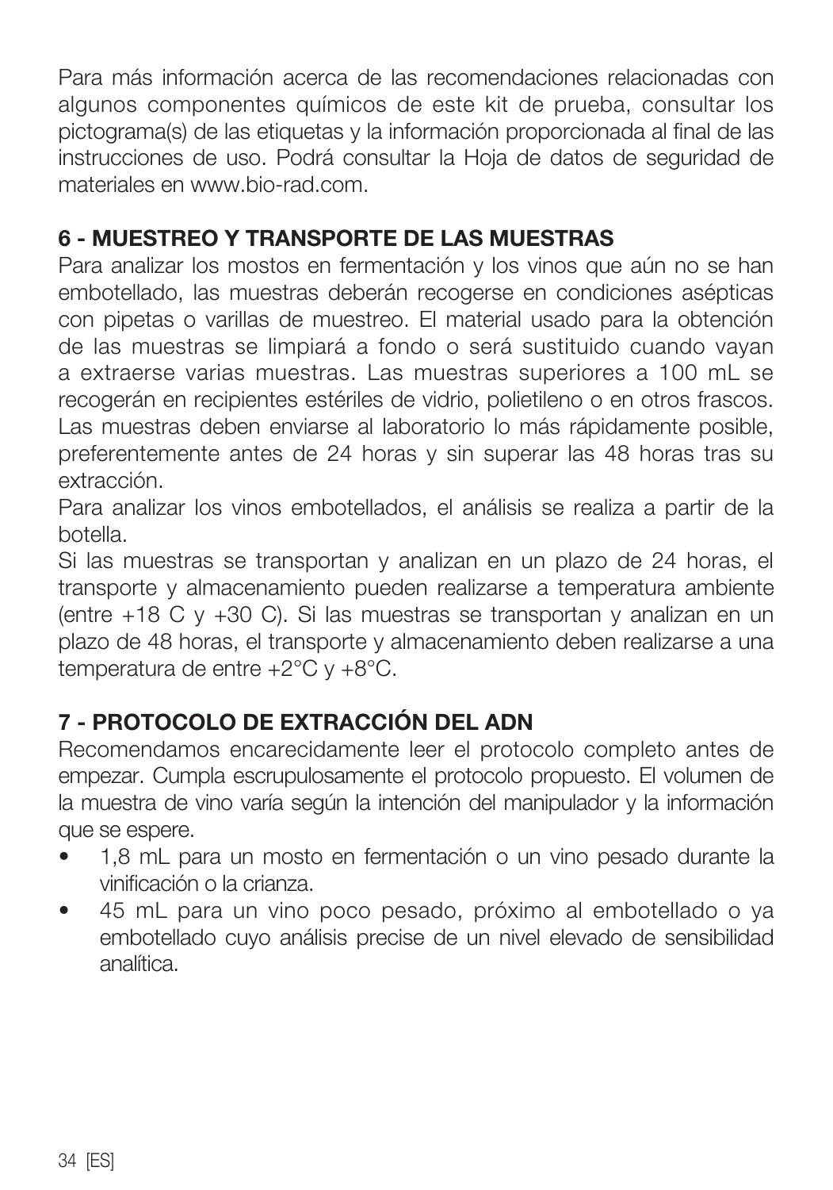Para más información acerca de las recomendaciones relacionadas con algunos componentes químicos de este kit de prueba, consultar los pictograma(s) de las etiquetas y la información proporcionada al final de las instrucciones de uso. Podrá consultar la Hoja de datos de seguridad de materiales en www.bio-rad.com.

## 6 - MUESTREO Y TRANSPORTE DE LAS MUESTRAS

Para analizar los mostos en fermentación y los vinos que aún no se han embotellado, las muestras deberán recogerse en condiciones asépticas con pipetas o varillas de muestreo. El material usado para la obtención de las muestras se limpiará a fondo o será sustituido cuando vayan a extraerse varias muestras. Las muestras superiores a 100 mL se recogerán en recipientes estériles de vidrio, polietileno o en otros frascos. Las muestras deben enviarse al laboratorio lo más rápidamente posible, preferentemente antes de 24 horas y sin superar las 48 horas tras su extracción.

Para analizar los vinos embotellados, el análisis se realiza a partir de la botella.

Si las muestras se transportan y analizan en un plazo de 24 horas, el transporte y almacenamiento pueden realizarse a temperatura ambiente (entre +18 C y +30 C). Si las muestras se transportan y analizan en un plazo de 48 horas, el transporte y almacenamiento deben realizarse a una temperatura de entre +2°C y +8°C.

## 7 - PROTOCOLO DE EXTRACCIÓN DEL ADN

Recomendamos encarecidamente leer el protocolo completo antes de empezar. Cumpla escrupulosamente el protocolo propuesto. El volumen de la muestra de vino varía según la intención del manipulador y la información que se espere.

- 1,8 mL para un mosto en fermentación o un vino pesado durante la vinificación o la crianza.
- 45 mL para un vino poco pesado, próximo al embotellado o ya embotellado cuyo análisis precise de un nivel elevado de sensibilidad analítica.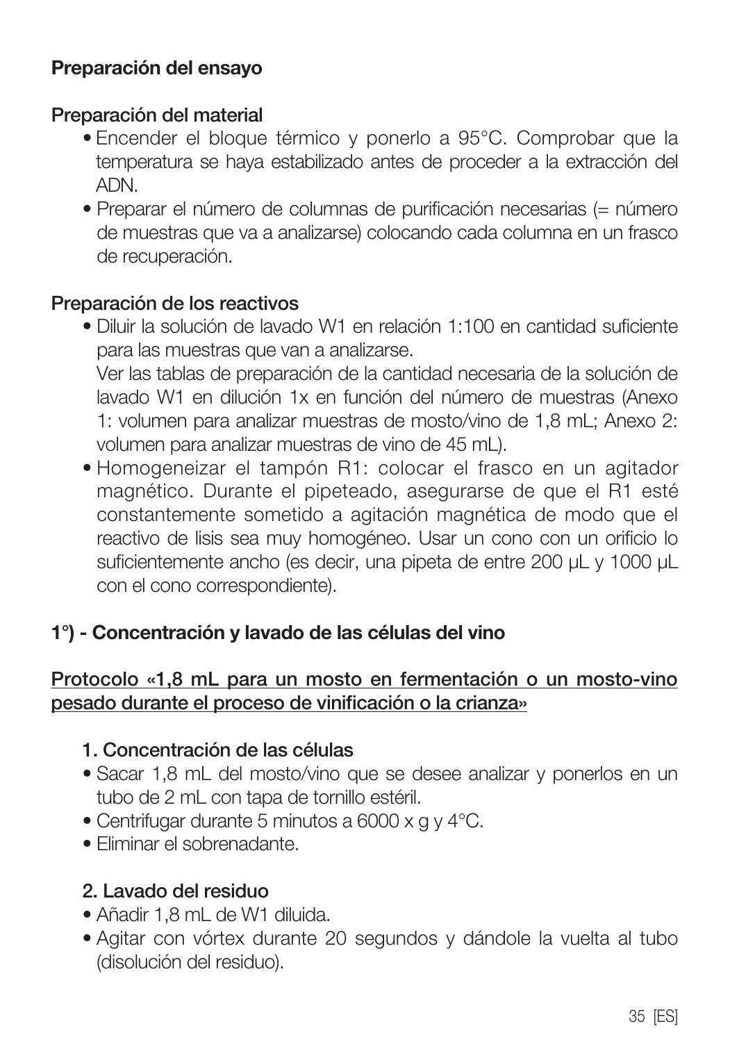**Preparación del ensayo**

**Preparación del material**

- Encender el bloque térmico y ponerlo a 95°C. Comprobar que la temperatura se haya estabilizado antes de proceder a la extracción del ADN.
- Preparar el número de columnas de purificación necesarias (= número de muestras que va a analizarse) colocando cada columna en un frasco de recuperación.

**Preparación de los reactivos**

- Diluir la solución de lavado W1 en relación 1:100 en cantidad suficiente para las muestras que van a analizarse.
  Ver las tablas de preparación de la cantidad necesaria de la solución de lavado W1 en dilución 1x en función del número de muestras (Anexo 1: volumen para analizar muestras de mosto/vino de 1,8 mL; Anexo 2: volumen para analizar muestras de vino de 45 mL).
- Homogeneizar el tampón R1: colocar el frasco en un agitador magnético. Durante el pipeteado, asegurarse de que el R1 esté constantemente sometido a agitación magnética de modo que el reactivo de lisis sea muy homogéneo. Usar un cono con un orificio lo suficientemente ancho (es decir, una pipeta de entre 200 µL y 1000 µL con el cono correspondiente).

**1°) - Concentración y lavado de las células del vino**

<u>**Protocolo «1,8 mL para un mosto en fermentación o un mosto-vino pesado durante el proceso de vinificación o la crianza»**</u>

**1. Concentración de las células**

- Sacar 1,8 mL del mosto/vino que se desee analizar y ponerlos en un tubo de 2 mL con tapa de tornillo estéril.
- Centrifugar durante 5 minutos a 6000 x g y 4°C.
- Eliminar el sobrenadante.

**2. Lavado del residuo**

- Añadir 1,8 mL de W1 diluida.
- Agitar con vórtex durante 20 segundos y dándole la vuelta al tubo (disolución del residuo).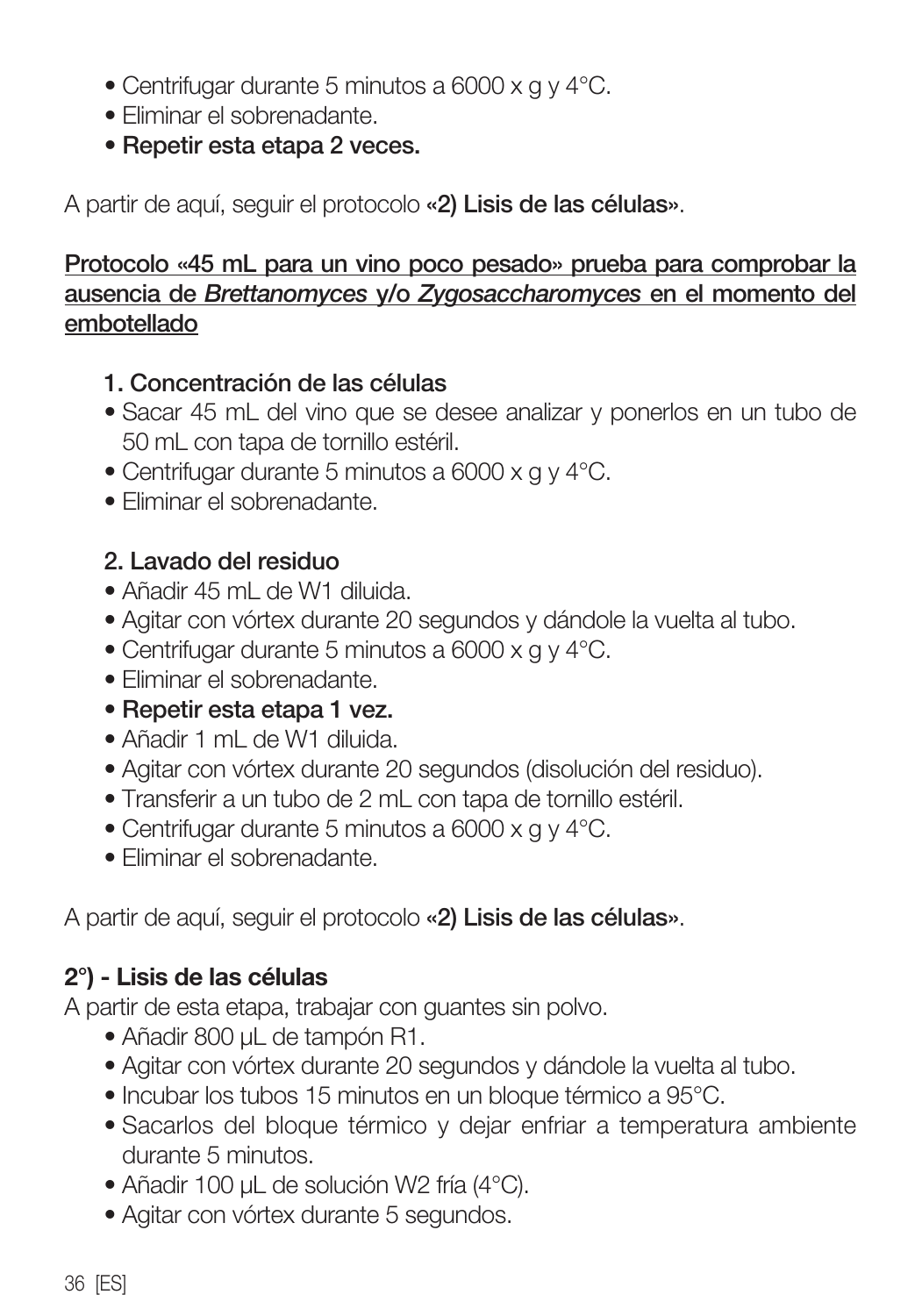- Centrifugar durante 5 minutos a 6000 x g y 4°C.
- Eliminar el sobrenadante.
- **Repetir esta etapa 2 veces.**

A partir de aquí, seguir el protocolo **«2) Lisis de las células»**.

**Protocolo «45 mL para un vino poco pesado» prueba para comprobar la ausencia de *Brettanomyces* y/o *Zygosaccharomyces* en el momento del embotellado**

**1. Concentración de las células**

- Sacar 45 mL del vino que se desee analizar y ponerlos en un tubo de 50 mL con tapa de tornillo estéril.
- Centrifugar durante 5 minutos a 6000 x g y 4°C.
- Eliminar el sobrenadante.

**2. Lavado del residuo**

- Añadir 45 mL de W1 diluida.
- Agitar con vórtex durante 20 segundos y dándole la vuelta al tubo.
- Centrifugar durante 5 minutos a 6000 x g y 4°C.
- Eliminar el sobrenadante.
- **Repetir esta etapa 1 vez.**
- Añadir 1 mL de W1 diluida.
- Agitar con vórtex durante 20 segundos (disolución del residuo).
- Transferir a un tubo de 2 mL con tapa de tornillo estéril.
- Centrifugar durante 5 minutos a 6000 x g y 4°C.
- Eliminar el sobrenadante.

A partir de aquí, seguir el protocolo **«2) Lisis de las células»**.

**2°) - Lisis de las células**

A partir de esta etapa, trabajar con guantes sin polvo.

- Añadir 800 µL de tampón R1.
- Agitar con vórtex durante 20 segundos y dándole la vuelta al tubo.
- Incubar los tubos 15 minutos en un bloque térmico a 95°C.
- Sacarlos del bloque térmico y dejar enfriar a temperatura ambiente durante 5 minutos.
- Añadir 100 µL de solución W2 fría (4°C).
- Agitar con vórtex durante 5 segundos.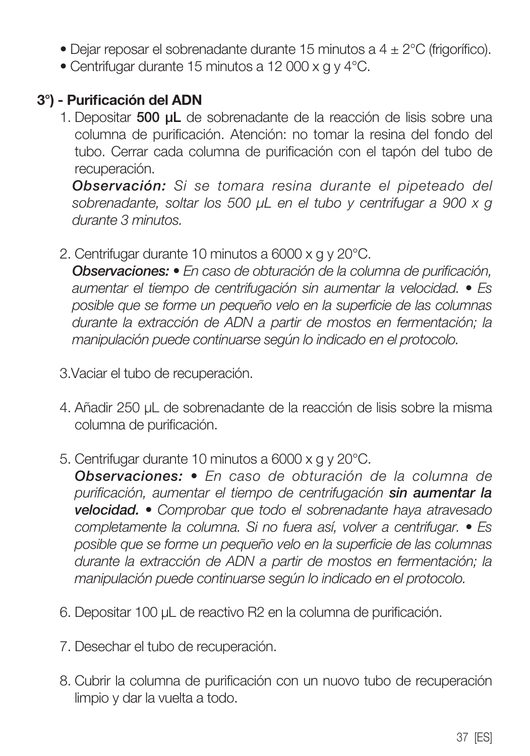- Dejar reposar el sobrenadante durante 15 minutos a 4 ± 2°C (frigorífico).
- Centrifugar durante 15 minutos a 12 000 x g y 4°C.

### 3°) - Purificación del ADN

1. Depositar **500 µL** de sobrenadante de la reacción de lisis sobre una columna de purificación. Atención: no tomar la resina del fondo del tubo. Cerrar cada columna de purificación con el tapón del tubo de recuperación.
   ***Observación:*** *Si se tomara resina durante el pipeteado del sobrenadante, soltar los 500 µL en el tubo y centrifugar a 900 x g durante 3 minutos.*

2. Centrifugar durante 10 minutos a 6000 x g y 20°C.
   ***Observaciones:*** *• En caso de obturación de la columna de purificación, aumentar el tiempo de centrifugación sin aumentar la velocidad. • Es posible que se forme un pequeño velo en la superficie de las columnas durante la extracción de ADN a partir de mostos en fermentación; la manipulación puede continuarse según lo indicado en el protocolo.*

3. Vaciar el tubo de recuperación.

4. Añadir 250 µL de sobrenadante de la reacción de lisis sobre la misma columna de purificación.

5. Centrifugar durante 10 minutos a 6000 x g y 20°C.
   ***Observaciones:*** *• En caso de obturación de la columna de purificación, aumentar el tiempo de centrifugación **sin aumentar la velocidad.** • Comprobar que todo el sobrenadante haya atravesado completamente la columna. Si no fuera así, volver a centrifugar. • Es posible que se forme un pequeño velo en la superficie de las columnas durante la extracción de ADN a partir de mostos en fermentación; la manipulación puede continuarse según lo indicado en el protocolo.*

6. Depositar 100 µL de reactivo R2 en la columna de purificación.

7. Desechar el tubo de recuperación.

8. Cubrir la columna de purificación con un nuovo tubo de recuperación limpio y dar la vuelta a todo.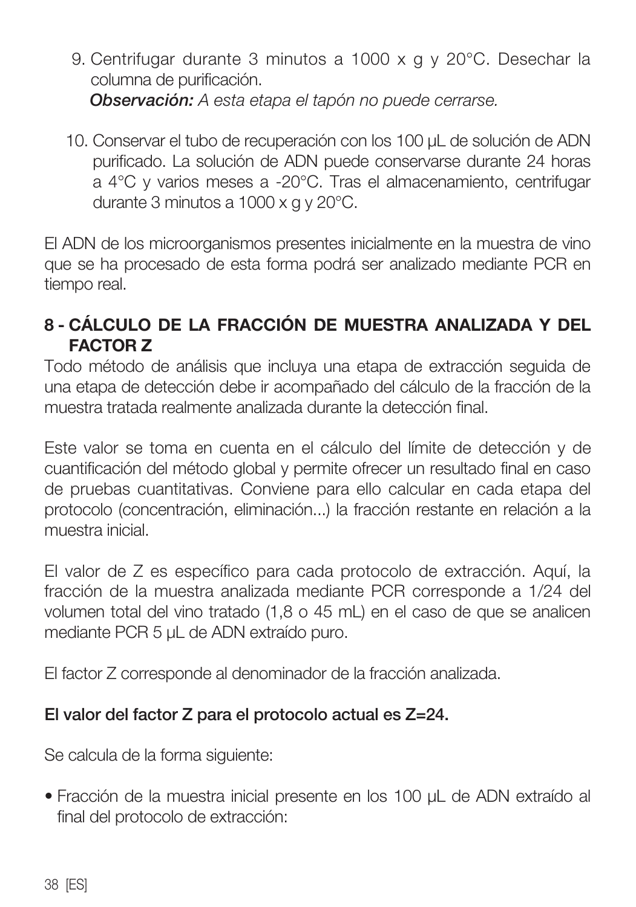9. Centrifugar durante 3 minutos a 1000 x g y 20°C. Desechar la columna de purificación.
   ***Observación:*** *A esta etapa el tapón no puede cerrarse.*

10. Conservar el tubo de recuperación con los 100 µL de solución de ADN purificado. La solución de ADN puede conservarse durante 24 horas a 4°C y varios meses a -20°C. Tras el almacenamiento, centrifugar durante 3 minutos a 1000 x g y 20°C.

El ADN de los microorganismos presentes inicialmente en la muestra de vino que se ha procesado de esta forma podrá ser analizado mediante PCR en tiempo real.

## 8 - CÁLCULO DE LA FRACCIÓN DE MUESTRA ANALIZADA Y DEL FACTOR Z

Todo método de análisis que incluya una etapa de extracción seguida de una etapa de detección debe ir acompañado del cálculo de la fracción de la muestra tratada realmente analizada durante la detección final.

Este valor se toma en cuenta en el cálculo del límite de detección y de cuantificación del método global y permite ofrecer un resultado final en caso de pruebas cuantitativas. Conviene para ello calcular en cada etapa del protocolo (concentración, eliminación...) la fracción restante en relación a la muestra inicial.

El valor de Z es específico para cada protocolo de extracción. Aquí, la fracción de la muestra analizada mediante PCR corresponde a 1/24 del volumen total del vino tratado (1,8 o 45 mL) en el caso de que se analicen mediante PCR 5 µL de ADN extraído puro.

El factor Z corresponde al denominador de la fracción analizada.

**El valor del factor Z para el protocolo actual es Z=24.**

Se calcula de la forma siguiente:

- Fracción de la muestra inicial presente en los 100 µL de ADN extraído al final del protocolo de extracción: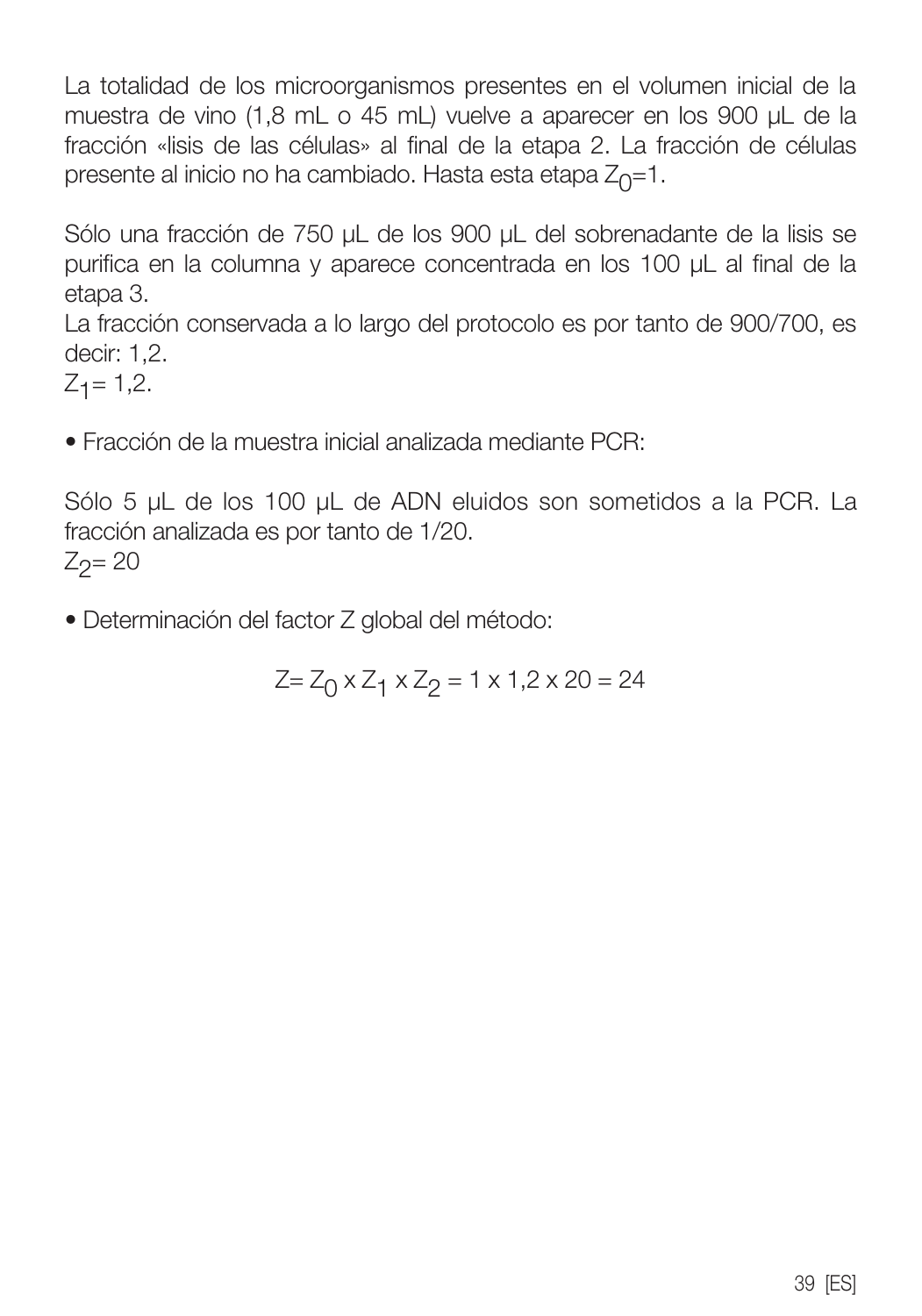La totalidad de los microorganismos presentes en el volumen inicial de la muestra de vino (1,8 mL o 45 mL) vuelve a aparecer en los 900 µL de la fracción «lisis de las células» al final de la etapa 2. La fracción de células presente al inicio no ha cambiado. Hasta esta etapa $Z_0$=1.

Sólo una fracción de 750 µL de los 900 µL del sobrenadante de la lisis se purifica en la columna y aparece concentrada en los 100 µL al final de la etapa 3.
La fracción conservada a lo largo del protocolo es por tanto de 900/700, es decir: 1,2.
$Z_1$= 1,2.

- Fracción de la muestra inicial analizada mediante PCR:

Sólo 5 µL de los 100 µL de ADN eluidos son sometidos a la PCR. La fracción analizada es por tanto de 1/20.
$Z_2$= 20

- Determinación del factor Z global del método:

$$Z = Z_0 \times Z_1 \times Z_2 = 1 \times 1{,}2 \times 20 = 24$$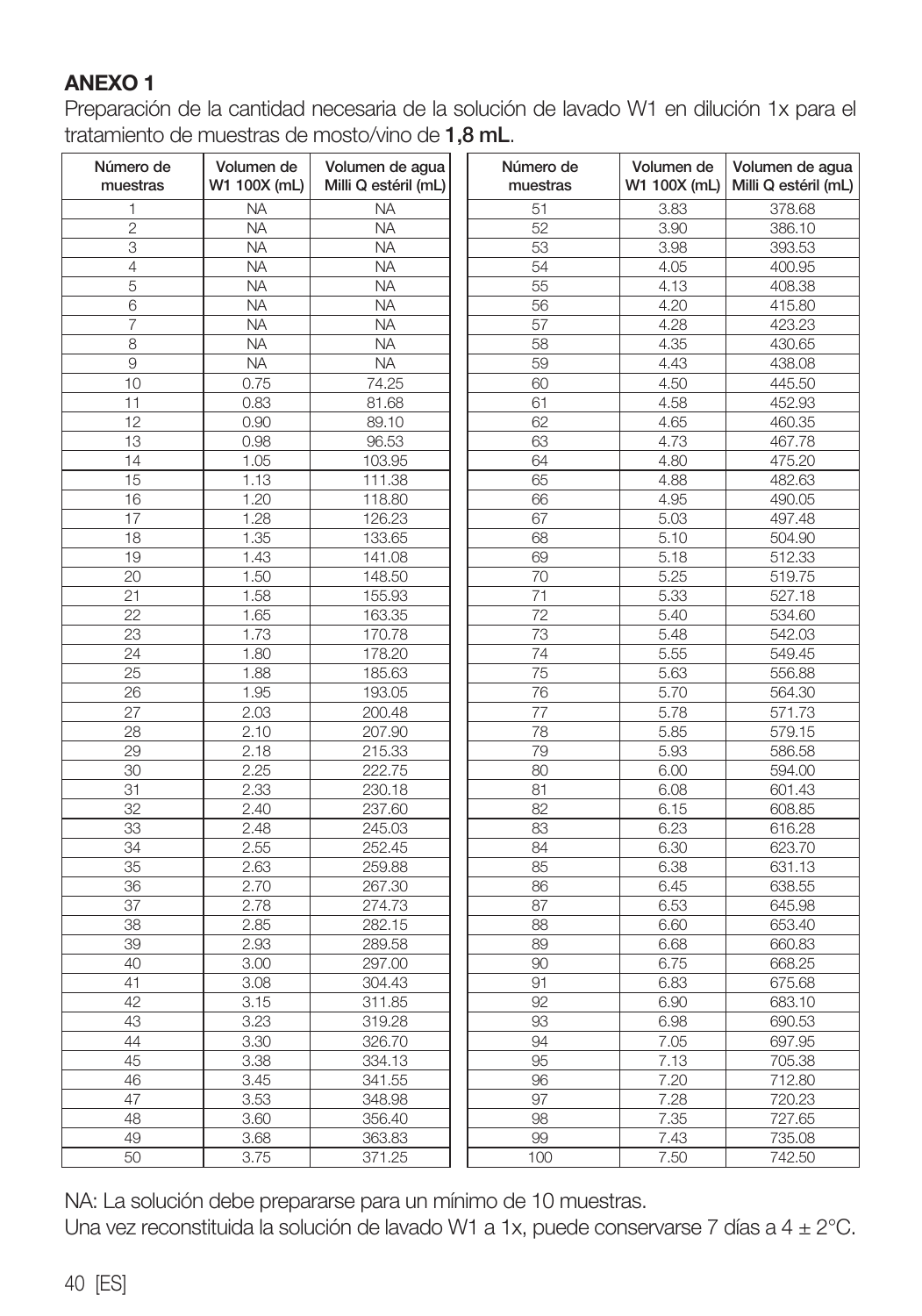**ANEXO 1**

Preparación de la cantidad necesaria de la solución de lavado W1 en dilución 1x para el tratamiento de muestras de mosto/vino de **1,8 mL**.

| Número de muestras | Volumen de W1 100X (mL) | Volumen de agua Milli Q estéril (mL) | Número de muestras | Volumen de W1 100X (mL) | Volumen de agua Milli Q estéril (mL) |
|---|---|---|---|---|---|
| 1 | NA | NA | 51 | 3.83 | 378.68 |
| 2 | NA | NA | 52 | 3.90 | 386.10 |
| 3 | NA | NA | 53 | 3.98 | 393.53 |
| 4 | NA | NA | 54 | 4.05 | 400.95 |
| 5 | NA | NA | 55 | 4.13 | 408.38 |
| 6 | NA | NA | 56 | 4.20 | 415.80 |
| 7 | NA | NA | 57 | 4.28 | 423.23 |
| 8 | NA | NA | 58 | 4.35 | 430.65 |
| 9 | NA | NA | 59 | 4.43 | 438.08 |
| 10 | 0.75 | 74.25 | 60 | 4.50 | 445.50 |
| 11 | 0.83 | 81.68 | 61 | 4.58 | 452.93 |
| 12 | 0.90 | 89.10 | 62 | 4.65 | 460.35 |
| 13 | 0.98 | 96.53 | 63 | 4.73 | 467.78 |
| 14 | 1.05 | 103.95 | 64 | 4.80 | 475.20 |
| 15 | 1.13 | 111.38 | 65 | 4.88 | 482.63 |
| 16 | 1.20 | 118.80 | 66 | 4.95 | 490.05 |
| 17 | 1.28 | 126.23 | 67 | 5.03 | 497.48 |
| 18 | 1.35 | 133.65 | 68 | 5.10 | 504.90 |
| 19 | 1.43 | 141.08 | 69 | 5.18 | 512.33 |
| 20 | 1.50 | 148.50 | 70 | 5.25 | 519.75 |
| 21 | 1.58 | 155.93 | 71 | 5.33 | 527.18 |
| 22 | 1.65 | 163.35 | 72 | 5.40 | 534.60 |
| 23 | 1.73 | 170.78 | 73 | 5.48 | 542.03 |
| 24 | 1.80 | 178.20 | 74 | 5.55 | 549.45 |
| 25 | 1.88 | 185.63 | 75 | 5.63 | 556.88 |
| 26 | 1.95 | 193.05 | 76 | 5.70 | 564.30 |
| 27 | 2.03 | 200.48 | 77 | 5.78 | 571.73 |
| 28 | 2.10 | 207.90 | 78 | 5.85 | 579.15 |
| 29 | 2.18 | 215.33 | 79 | 5.93 | 586.58 |
| 30 | 2.25 | 222.75 | 80 | 6.00 | 594.00 |
| 31 | 2.33 | 230.18 | 81 | 6.08 | 601.43 |
| 32 | 2.40 | 237.60 | 82 | 6.15 | 608.85 |
| 33 | 2.48 | 245.03 | 83 | 6.23 | 616.28 |
| 34 | 2.55 | 252.45 | 84 | 6.30 | 623.70 |
| 35 | 2.63 | 259.88 | 85 | 6.38 | 631.13 |
| 36 | 2.70 | 267.30 | 86 | 6.45 | 638.55 |
| 37 | 2.78 | 274.73 | 87 | 6.53 | 645.98 |
| 38 | 2.85 | 282.15 | 88 | 6.60 | 653.40 |
| 39 | 2.93 | 289.58 | 89 | 6.68 | 660.83 |
| 40 | 3.00 | 297.00 | 90 | 6.75 | 668.25 |
| 41 | 3.08 | 304.43 | 91 | 6.83 | 675.68 |
| 42 | 3.15 | 311.85 | 92 | 6.90 | 683.10 |
| 43 | 3.23 | 319.28 | 93 | 6.98 | 690.53 |
| 44 | 3.30 | 326.70 | 94 | 7.05 | 697.95 |
| 45 | 3.38 | 334.13 | 95 | 7.13 | 705.38 |
| 46 | 3.45 | 341.55 | 96 | 7.20 | 712.80 |
| 47 | 3.53 | 348.98 | 97 | 7.28 | 720.23 |
| 48 | 3.60 | 356.40 | 98 | 7.35 | 727.65 |
| 49 | 3.68 | 363.83 | 99 | 7.43 | 735.08 |
| 50 | 3.75 | 371.25 | 100 | 7.50 | 742.50 |

NA: La solución debe prepararse para un mínimo de 10 muestras.

Una vez reconstituida la solución de lavado W1 a 1x, puede conservarse 7 días a 4 ± 2°C.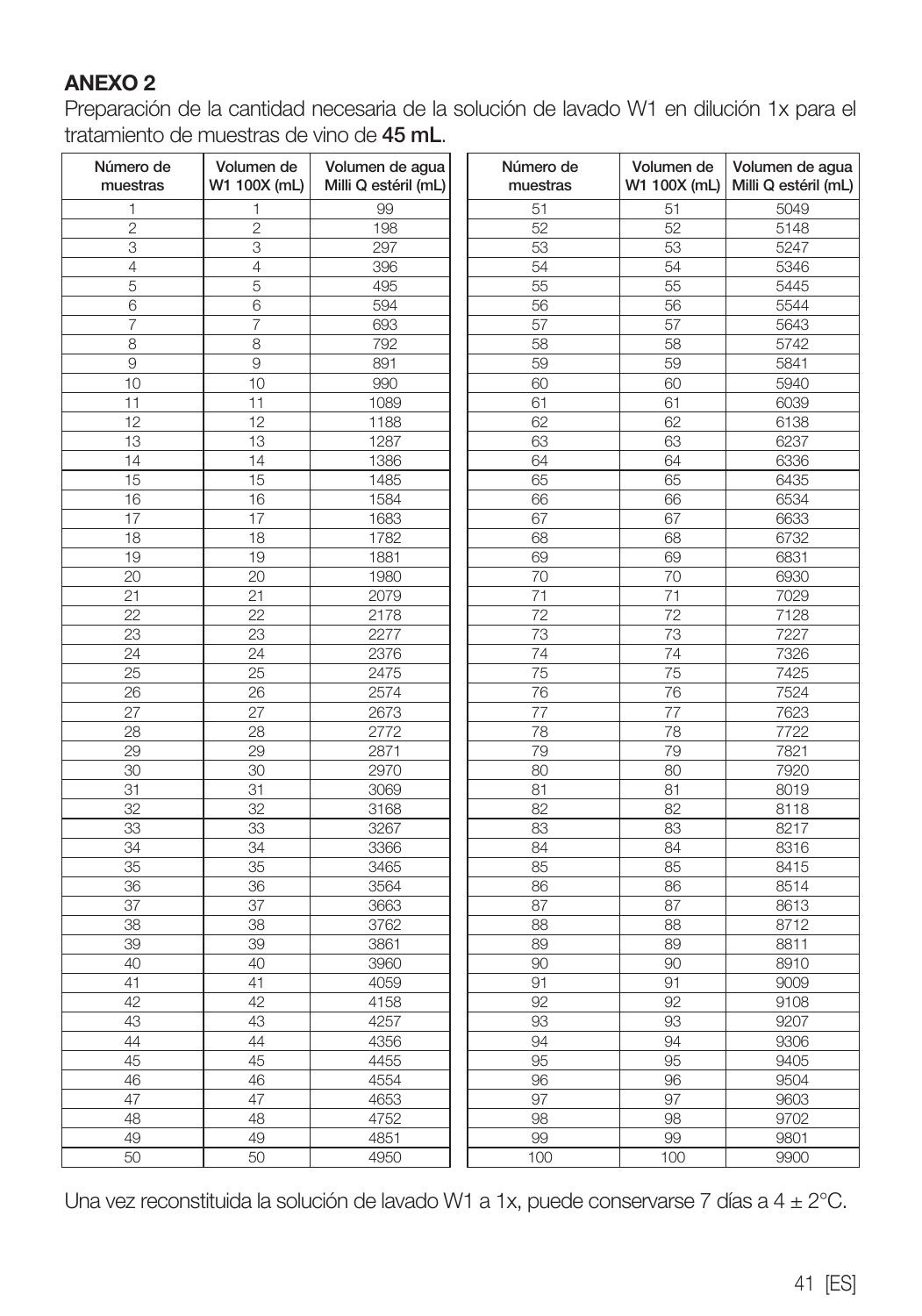## ANEXO 2

Preparación de la cantidad necesaria de la solución de lavado W1 en dilución 1x para el tratamiento de muestras de vino de **45 mL**.

| Número de muestras | Volumen de W1 100X (mL) | Volumen de agua Milli Q estéril (mL) | Número de muestras | Volumen de W1 100X (mL) | Volumen de agua Milli Q estéril (mL) |
|---|---|---|---|---|---|
| 1 | 1 | 99 | 51 | 51 | 5049 |
| 2 | 2 | 198 | 52 | 52 | 5148 |
| 3 | 3 | 297 | 53 | 53 | 5247 |
| 4 | 4 | 396 | 54 | 54 | 5346 |
| 5 | 5 | 495 | 55 | 55 | 5445 |
| 6 | 6 | 594 | 56 | 56 | 5544 |
| 7 | 7 | 693 | 57 | 57 | 5643 |
| 8 | 8 | 792 | 58 | 58 | 5742 |
| 9 | 9 | 891 | 59 | 59 | 5841 |
| 10 | 10 | 990 | 60 | 60 | 5940 |
| 11 | 11 | 1089 | 61 | 61 | 6039 |
| 12 | 12 | 1188 | 62 | 62 | 6138 |
| 13 | 13 | 1287 | 63 | 63 | 6237 |
| 14 | 14 | 1386 | 64 | 64 | 6336 |
| 15 | 15 | 1485 | 65 | 65 | 6435 |
| 16 | 16 | 1584 | 66 | 66 | 6534 |
| 17 | 17 | 1683 | 67 | 67 | 6633 |
| 18 | 18 | 1782 | 68 | 68 | 6732 |
| 19 | 19 | 1881 | 69 | 69 | 6831 |
| 20 | 20 | 1980 | 70 | 70 | 6930 |
| 21 | 21 | 2079 | 71 | 71 | 7029 |
| 22 | 22 | 2178 | 72 | 72 | 7128 |
| 23 | 23 | 2277 | 73 | 73 | 7227 |
| 24 | 24 | 2376 | 74 | 74 | 7326 |
| 25 | 25 | 2475 | 75 | 75 | 7425 |
| 26 | 26 | 2574 | 76 | 76 | 7524 |
| 27 | 27 | 2673 | 77 | 77 | 7623 |
| 28 | 28 | 2772 | 78 | 78 | 7722 |
| 29 | 29 | 2871 | 79 | 79 | 7821 |
| 30 | 30 | 2970 | 80 | 80 | 7920 |
| 31 | 31 | 3069 | 81 | 81 | 8019 |
| 32 | 32 | 3168 | 82 | 82 | 8118 |
| 33 | 33 | 3267 | 83 | 83 | 8217 |
| 34 | 34 | 3366 | 84 | 84 | 8316 |
| 35 | 35 | 3465 | 85 | 85 | 8415 |
| 36 | 36 | 3564 | 86 | 86 | 8514 |
| 37 | 37 | 3663 | 87 | 87 | 8613 |
| 38 | 38 | 3762 | 88 | 88 | 8712 |
| 39 | 39 | 3861 | 89 | 89 | 8811 |
| 40 | 40 | 3960 | 90 | 90 | 8910 |
| 41 | 41 | 4059 | 91 | 91 | 9009 |
| 42 | 42 | 4158 | 92 | 92 | 9108 |
| 43 | 43 | 4257 | 93 | 93 | 9207 |
| 44 | 44 | 4356 | 94 | 94 | 9306 |
| 45 | 45 | 4455 | 95 | 95 | 9405 |
| 46 | 46 | 4554 | 96 | 96 | 9504 |
| 47 | 47 | 4653 | 97 | 97 | 9603 |
| 48 | 48 | 4752 | 98 | 98 | 9702 |
| 49 | 49 | 4851 | 99 | 99 | 9801 |
| 50 | 50 | 4950 | 100 | 100 | 9900 |

Una vez reconstituida la solución de lavado W1 a 1x, puede conservarse 7 días a 4 ± 2°C.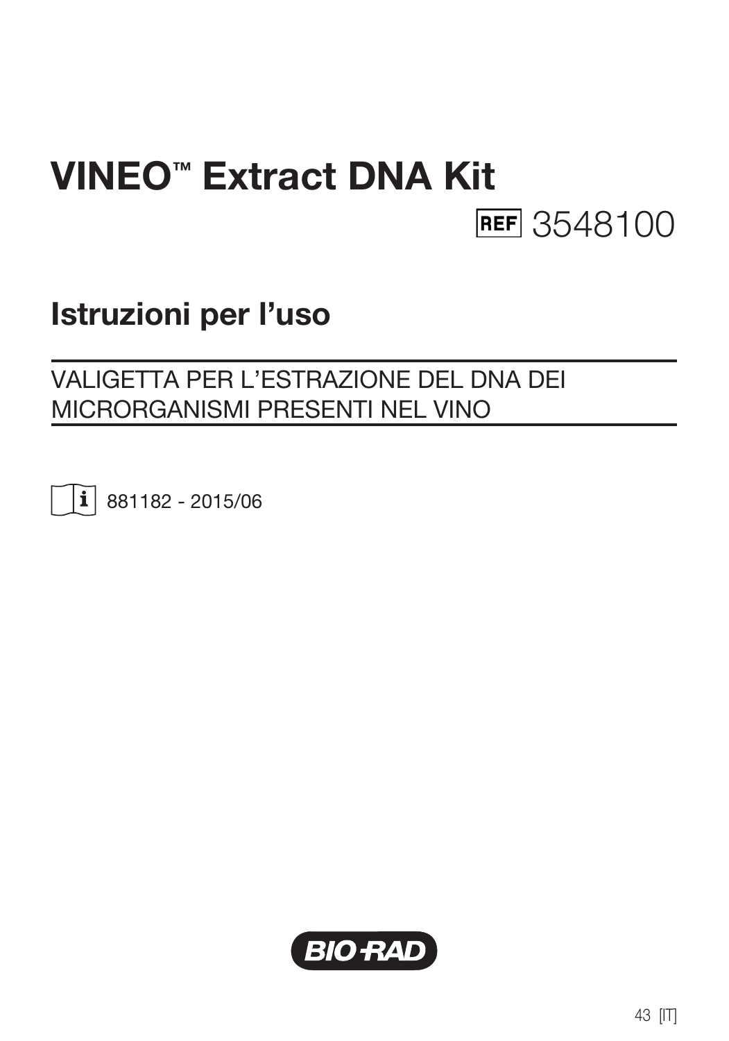# VINEO™ Extract DNA Kit

REF 3548100

## Istruzioni per l'uso

VALIGETTA PER L'ESTRAZIONE DEL DNA DEI MICRORGANISMI PRESENTI NEL VINO

881182 - 2015/06

BIO-RAD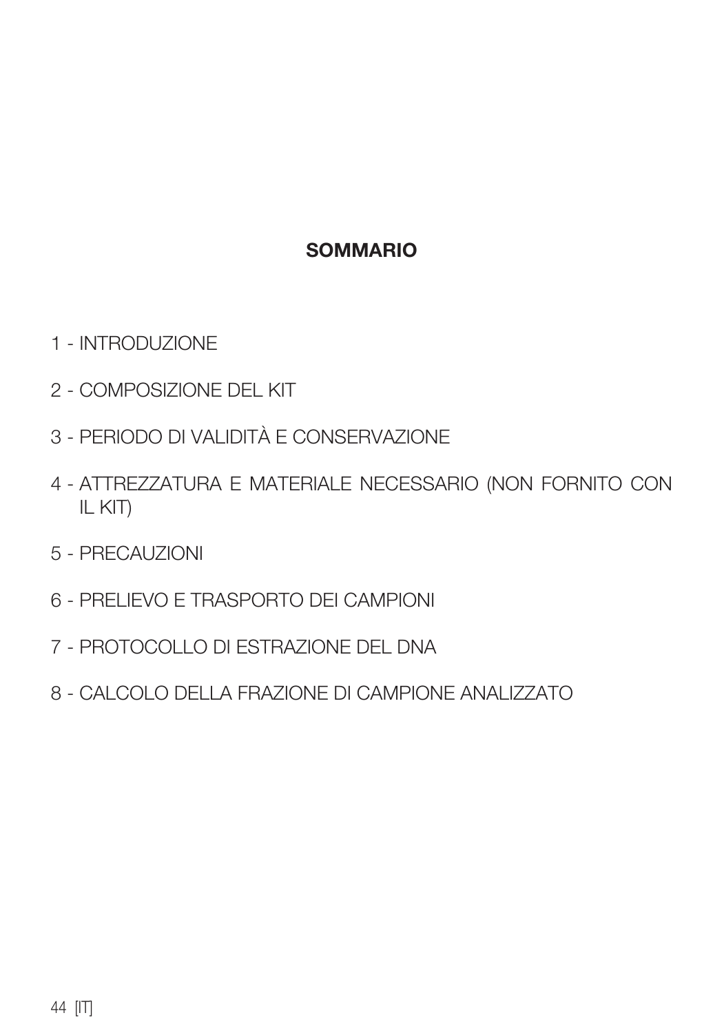## SOMMARIO

1 - INTRODUZIONE

2 - COMPOSIZIONE DEL KIT

3 - PERIODO DI VALIDITÀ E CONSERVAZIONE

4 - ATTREZZATURA E MATERIALE NECESSARIO (NON FORNITO CON IL KIT)

5 - PRECAUZIONI

6 - PRELIEVO E TRASPORTO DEI CAMPIONI

7 - PROTOCOLLO DI ESTRAZIONE DEL DNA

8 - CALCOLO DELLA FRAZIONE DI CAMPIONE ANALIZZATO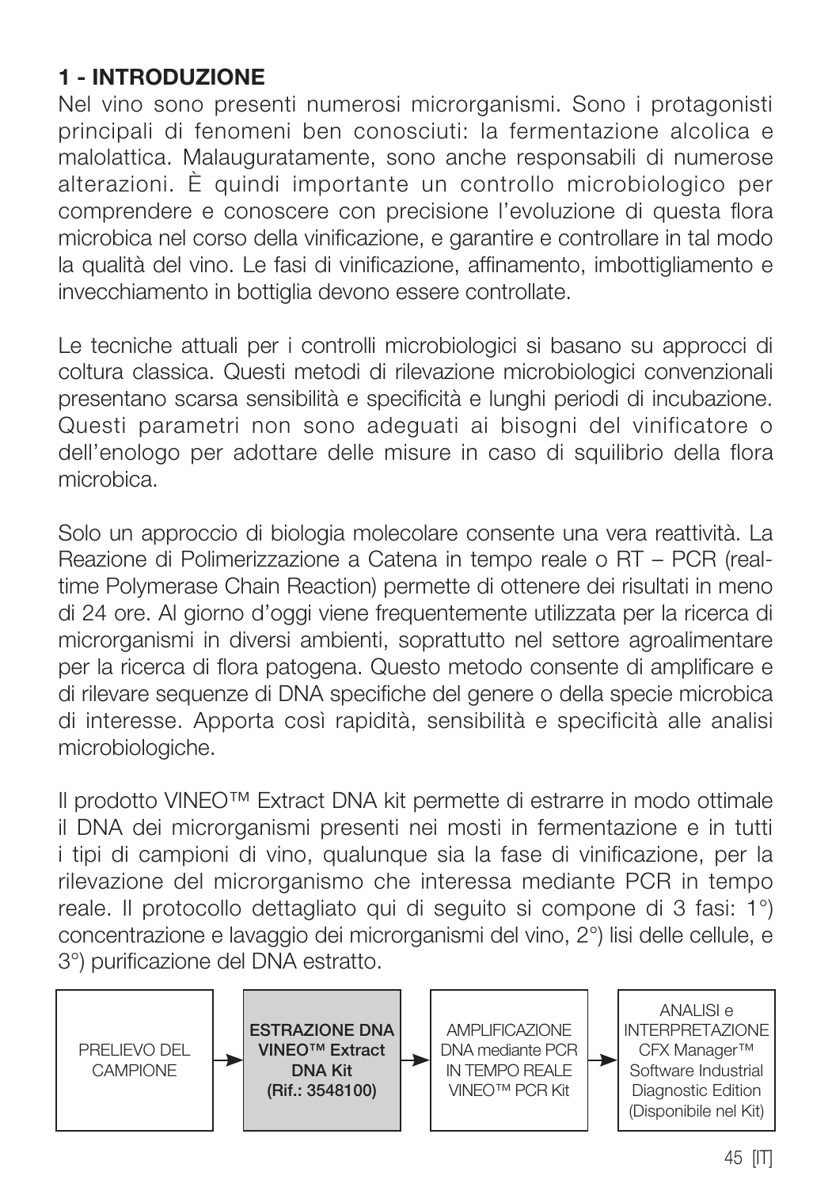## 1 - INTRODUZIONE

Nel vino sono presenti numerosi microrganismi. Sono i protagonisti principali di fenomeni ben conosciuti: la fermentazione alcolica e malolattica. Malauguratamente, sono anche responsabili di numerose alterazioni. È quindi importante un controllo microbiologico per comprendere e conoscere con precisione l'evoluzione di questa flora microbica nel corso della vinificazione, e garantire e controllare in tal modo la qualità del vino. Le fasi di vinificazione, affinamento, imbottigliamento e invecchiamento in bottiglia devono essere controllate.

Le tecniche attuali per i controlli microbiologici si basano su approcci di coltura classica. Questi metodi di rilevazione microbiologici convenzionali presentano scarsa sensibilità e specificità e lunghi periodi di incubazione. Questi parametri non sono adeguati ai bisogni del vinificatore o dell'enologo per adottare delle misure in caso di squilibrio della flora microbica.

Solo un approccio di biologia molecolare consente una vera reattività. La Reazione di Polimerizzazione a Catena in tempo reale o RT – PCR (real-time Polymerase Chain Reaction) permette di ottenere dei risultati in meno di 24 ore. Al giorno d'oggi viene frequentemente utilizzata per la ricerca di microrganismi in diversi ambienti, soprattutto nel settore agroalimentare per la ricerca di flora patogena. Questo metodo consente di amplificare e di rilevare sequenze di DNA specifiche del genere o della specie microbica di interesse. Apporta così rapidità, sensibilità e specificità alle analisi microbiologiche.

Il prodotto VINEO™ Extract DNA kit permette di estrarre in modo ottimale il DNA dei microrganismi presenti nei mosti in fermentazione e in tutti i tipi di campioni di vino, qualunque sia la fase di vinificazione, per la rilevazione del microrganismo che interessa mediante PCR in tempo reale. Il protocollo dettagliato qui di seguito si compone di 3 fasi: 1°) concentrazione e lavaggio dei microrganismi del vino, 2°) lisi delle cellule, e 3°) purificazione del DNA estratto.

PRELIEVO DEL CAMPIONE → **ESTRAZIONE DNA VINEO™ Extract DNA Kit (Rif.: 3548100)** → AMPLIFICAZIONE DNA mediante PCR IN TEMPO REALE VINEO™ PCR Kit → ANALISI e INTERPRETAZIONE CFX Manager™ Software Industrial Diagnostic Edition (Disponibile nel Kit)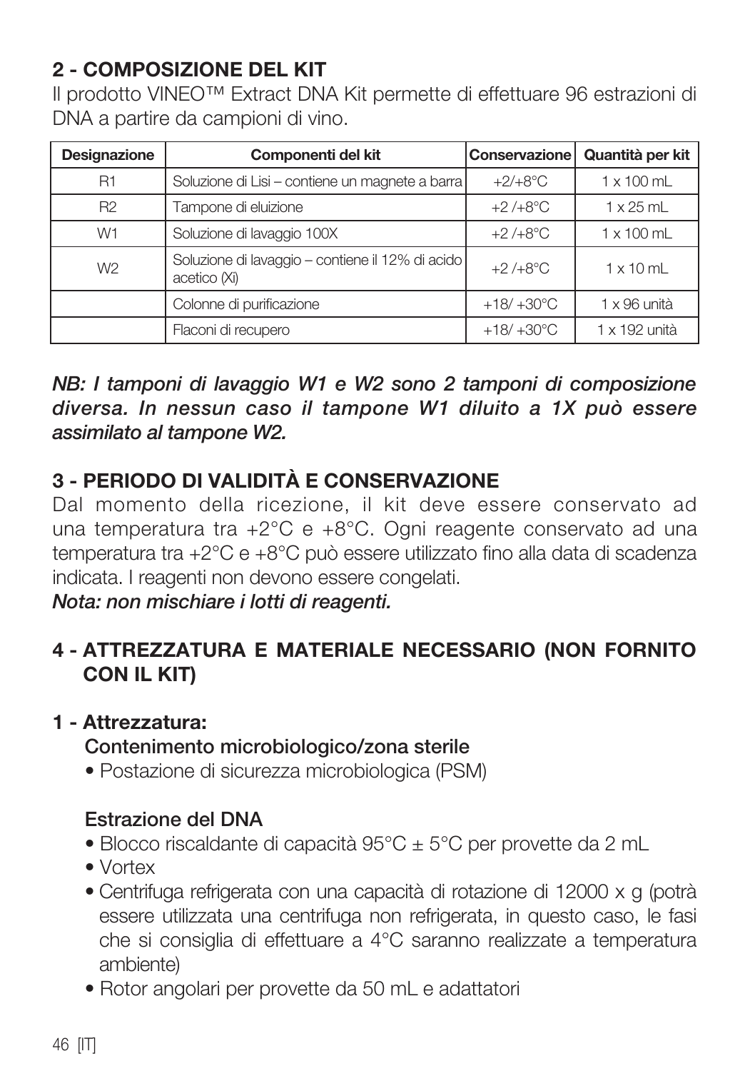## 2 - COMPOSIZIONE DEL KIT

Il prodotto VINEO™ Extract DNA Kit permette di effettuare 96 estrazioni di DNA a partire da campioni di vino.

| Designazione | Componenti del kit | Conservazione | Quantità per kit |
|---|---|---|---|
| R1 | Soluzione di Lisi – contiene un magnete a barra | +2/+8°C | 1 x 100 mL |
| R2 | Tampone di eluizione | +2 /+8°C | 1 x 25 mL |
| W1 | Soluzione di lavaggio 100X | +2 /+8°C | 1 x 100 mL |
| W2 | Soluzione di lavaggio – contiene il 12% di acido acetico (Xi) | +2 /+8°C | 1 x 10 mL |
| | Colonne di purificazione | +18/ +30°C | 1 x 96 unità |
| | Flaconi di recupero | +18/ +30°C | 1 x 192 unità |

***NB: I tamponi di lavaggio W1 e W2 sono 2 tamponi di composizione diversa. In nessun caso il tampone W1 diluito a 1X può essere assimilato al tampone W2.***

## 3 - PERIODO DI VALIDITÀ E CONSERVAZIONE

Dal momento della ricezione, il kit deve essere conservato ad una temperatura tra +2°C e +8°C. Ogni reagente conservato ad una temperatura tra +2°C e +8°C può essere utilizzato fino alla data di scadenza indicata. I reagenti non devono essere congelati.

***Nota: non mischiare i lotti di reagenti.***

## 4 - ATTREZZATURA E MATERIALE NECESSARIO (NON FORNITO CON IL KIT)

### 1 - Attrezzatura:

**Contenimento microbiologico/zona sterile**

- Postazione di sicurezza microbiologica (PSM)

**Estrazione del DNA**

- Blocco riscaldante di capacità 95°C ± 5°C per provette da 2 mL
- Vortex
- Centrifuga refrigerata con una capacità di rotazione di 12000 x g (potrà essere utilizzata una centrifuga non refrigerata, in questo caso, le fasi che si consiglia di effettuare a 4°C saranno realizzate a temperatura ambiente)
- Rotor angolari per provette da 50 mL e adattatori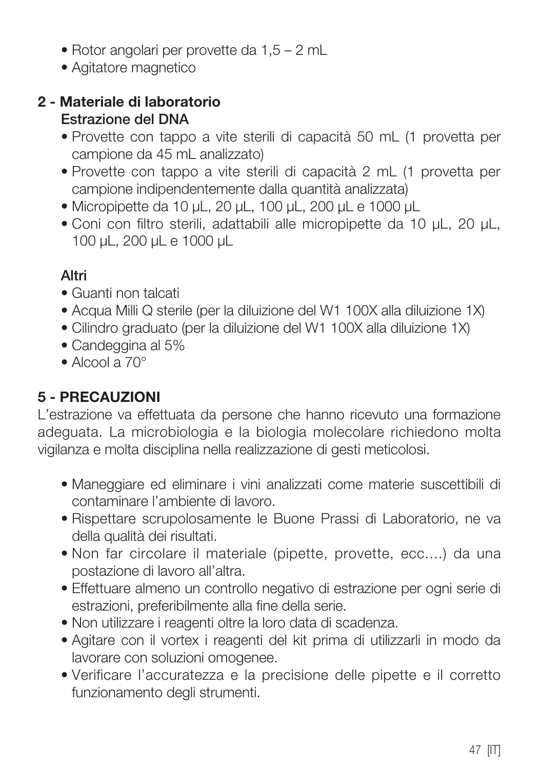- Rotor angolari per provette da 1,5 – 2 mL
- Agitatore magnetico

## 2 - Materiale di laboratorio

**Estrazione del DNA**

- Provette con tappo a vite sterili di capacità 50 mL (1 provetta per campione da 45 mL analizzato)
- Provette con tappo a vite sterili di capacità 2 mL (1 provetta per campione indipendentemente dalla quantità analizzata)
- Micropipette da 10 µL, 20 µL, 100 µL, 200 µL e 1000 µL
- Coni con filtro sterili, adattabili alle micropipette da 10 µL, 20 µL, 100 µL, 200 µL e 1000 µL

**Altri**

- Guanti non talcati
- Acqua Milli Q sterile (per la diluizione del W1 100X alla diluizione 1X)
- Cilindro graduato (per la diluizione del W1 100X alla diluizione 1X)
- Candeggina al 5%
- Alcool a 70°

## 5 - PRECAUZIONI

L'estrazione va effettuata da persone che hanno ricevuto una formazione adeguata. La microbiologia e la biologia molecolare richiedono molta vigilanza e molta disciplina nella realizzazione di gesti meticolosi.

- Maneggiare ed eliminare i vini analizzati come materie suscettibili di contaminare l'ambiente di lavoro.
- Rispettare scrupolosamente le Buone Prassi di Laboratorio, ne va della qualità dei risultati.
- Non far circolare il materiale (pipette, provette, ecc….) da una postazione di lavoro all'altra.
- Effettuare almeno un controllo negativo di estrazione per ogni serie di estrazioni, preferibilmente alla fine della serie.
- Non utilizzare i reagenti oltre la loro data di scadenza.
- Agitare con il vortex i reagenti del kit prima di utilizzarli in modo da lavorare con soluzioni omogenee.
- Verificare l'accuratezza e la precisione delle pipette e il corretto funzionamento degli strumenti.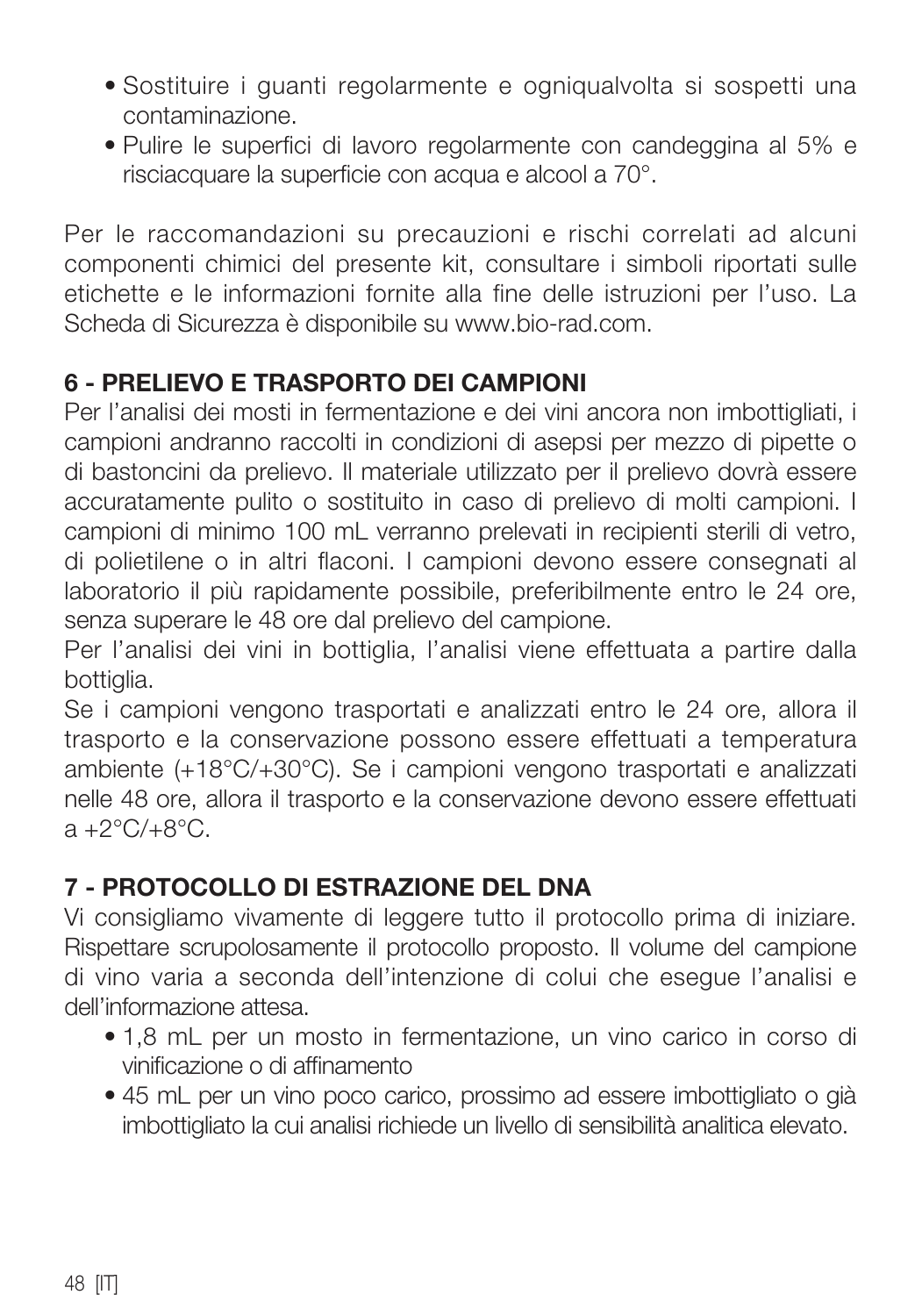- Sostituire i guanti regolarmente e ogniqualvolta si sospetti una contaminazione.
- Pulire le superfici di lavoro regolarmente con candeggina al 5% e risciacquare la superficie con acqua e alcool a 70°.

Per le raccomandazioni su precauzioni e rischi correlati ad alcuni componenti chimici del presente kit, consultare i simboli riportati sulle etichette e le informazioni fornite alla fine delle istruzioni per l'uso. La Scheda di Sicurezza è disponibile su www.bio-rad.com.

## 6 - PRELIEVO E TRASPORTO DEI CAMPIONI

Per l'analisi dei mosti in fermentazione e dei vini ancora non imbottigliati, i campioni andranno raccolti in condizioni di asepsi per mezzo di pipette o di bastoncini da prelievo. Il materiale utilizzato per il prelievo dovrà essere accuratamente pulito o sostituito in caso di prelievo di molti campioni. I campioni di minimo 100 mL verranno prelevati in recipienti sterili di vetro, di polietilene o in altri flaconi. I campioni devono essere consegnati al laboratorio il più rapidamente possibile, preferibilmente entro le 24 ore, senza superare le 48 ore dal prelievo del campione.

Per l'analisi dei vini in bottiglia, l'analisi viene effettuata a partire dalla bottiglia.

Se i campioni vengono trasportati e analizzati entro le 24 ore, allora il trasporto e la conservazione possono essere effettuati a temperatura ambiente (+18°C/+30°C). Se i campioni vengono trasportati e analizzati nelle 48 ore, allora il trasporto e la conservazione devono essere effettuati a +2°C/+8°C.

## 7 - PROTOCOLLO DI ESTRAZIONE DEL DNA

Vi consigliamo vivamente di leggere tutto il protocollo prima di iniziare. Rispettare scrupolosamente il protocollo proposto. Il volume del campione di vino varia a seconda dell'intenzione di colui che esegue l'analisi e dell'informazione attesa.

- 1,8 mL per un mosto in fermentazione, un vino carico in corso di vinificazione o di affinamento
- 45 mL per un vino poco carico, prossimo ad essere imbottigliato o già imbottigliato la cui analisi richiede un livello di sensibilità analitica elevato.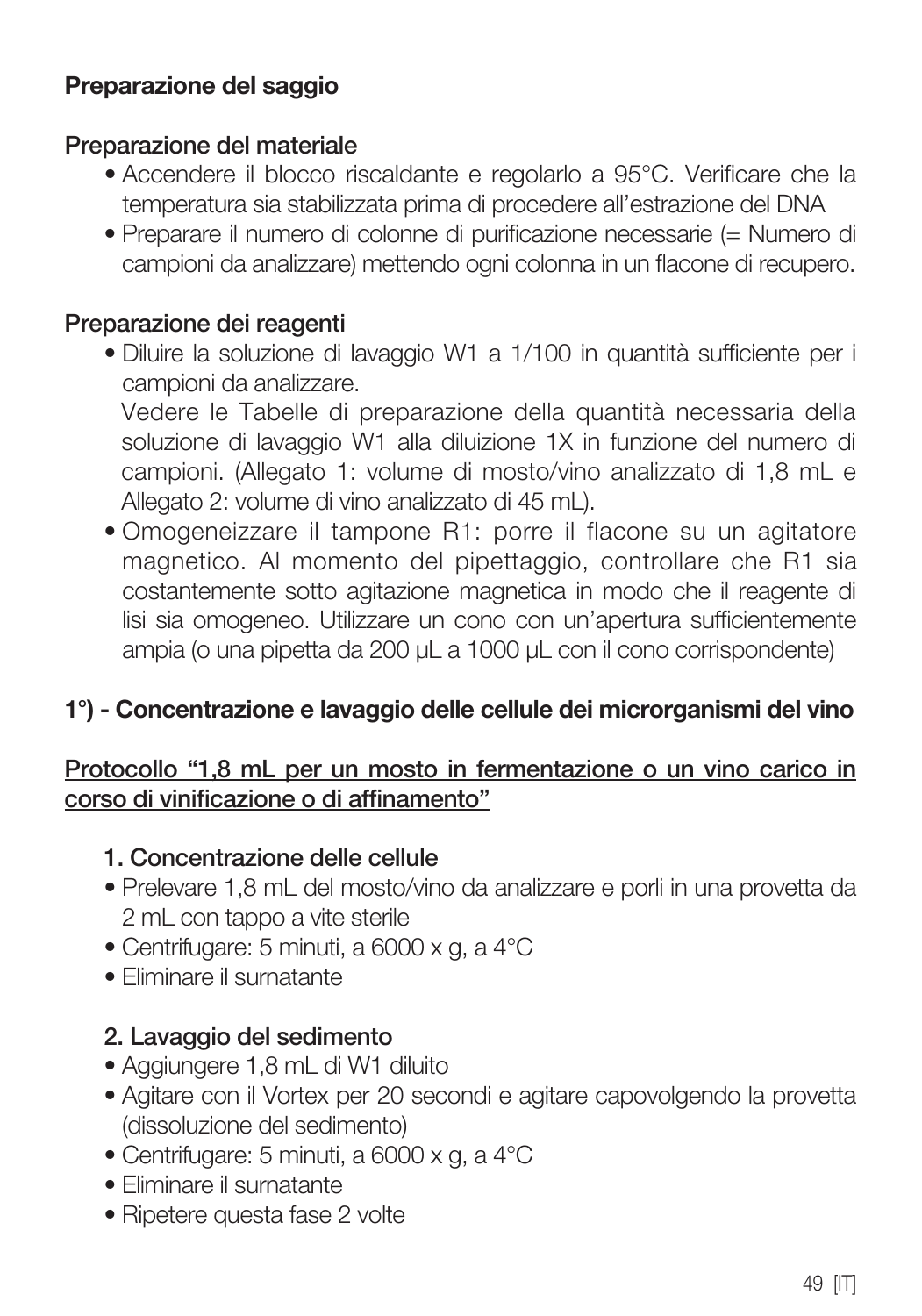**Preparazione del saggio**

**Preparazione del materiale**

- Accendere il blocco riscaldante e regolarlo a 95°C. Verificare che la temperatura sia stabilizzata prima di procedere all'estrazione del DNA
- Preparare il numero di colonne di purificazione necessarie (= Numero di campioni da analizzare) mettendo ogni colonna in un flacone di recupero.

**Preparazione dei reagenti**

- Diluire la soluzione di lavaggio W1 a 1/100 in quantità sufficiente per i campioni da analizzare.
  Vedere le Tabelle di preparazione della quantità necessaria della soluzione di lavaggio W1 alla diluizione 1X in funzione del numero di campioni. (Allegato 1: volume di mosto/vino analizzato di 1,8 mL e Allegato 2: volume di vino analizzato di 45 mL).
- Omogeneizzare il tampone R1: porre il flacone su un agitatore magnetico. Al momento del pipettaggio, controllare che R1 sia costantemente sotto agitazione magnetica in modo che il reagente di lisi sia omogeneo. Utilizzare un cono con un'apertura sufficientemente ampia (o una pipetta da 200 µL a 1000 µL con il cono corrispondente)

**1°) - Concentrazione e lavaggio delle cellule dei microrganismi del vino**

**<u>Protocollo "1,8 mL per un mosto in fermentazione o un vino carico in corso di vinificazione o di affinamento"</u>**

**1. Concentrazione delle cellule**

- Prelevare 1,8 mL del mosto/vino da analizzare e porli in una provetta da 2 mL con tappo a vite sterile
- Centrifugare: 5 minuti, a 6000 x g, a 4°C
- Eliminare il surnatante

**2. Lavaggio del sedimento**

- Aggiungere 1,8 mL di W1 diluito
- Agitare con il Vortex per 20 secondi e agitare capovolgendo la provetta (dissoluzione del sedimento)
- Centrifugare: 5 minuti, a 6000 x g, a 4°C
- Eliminare il surnatante
- Ripetere questa fase 2 volte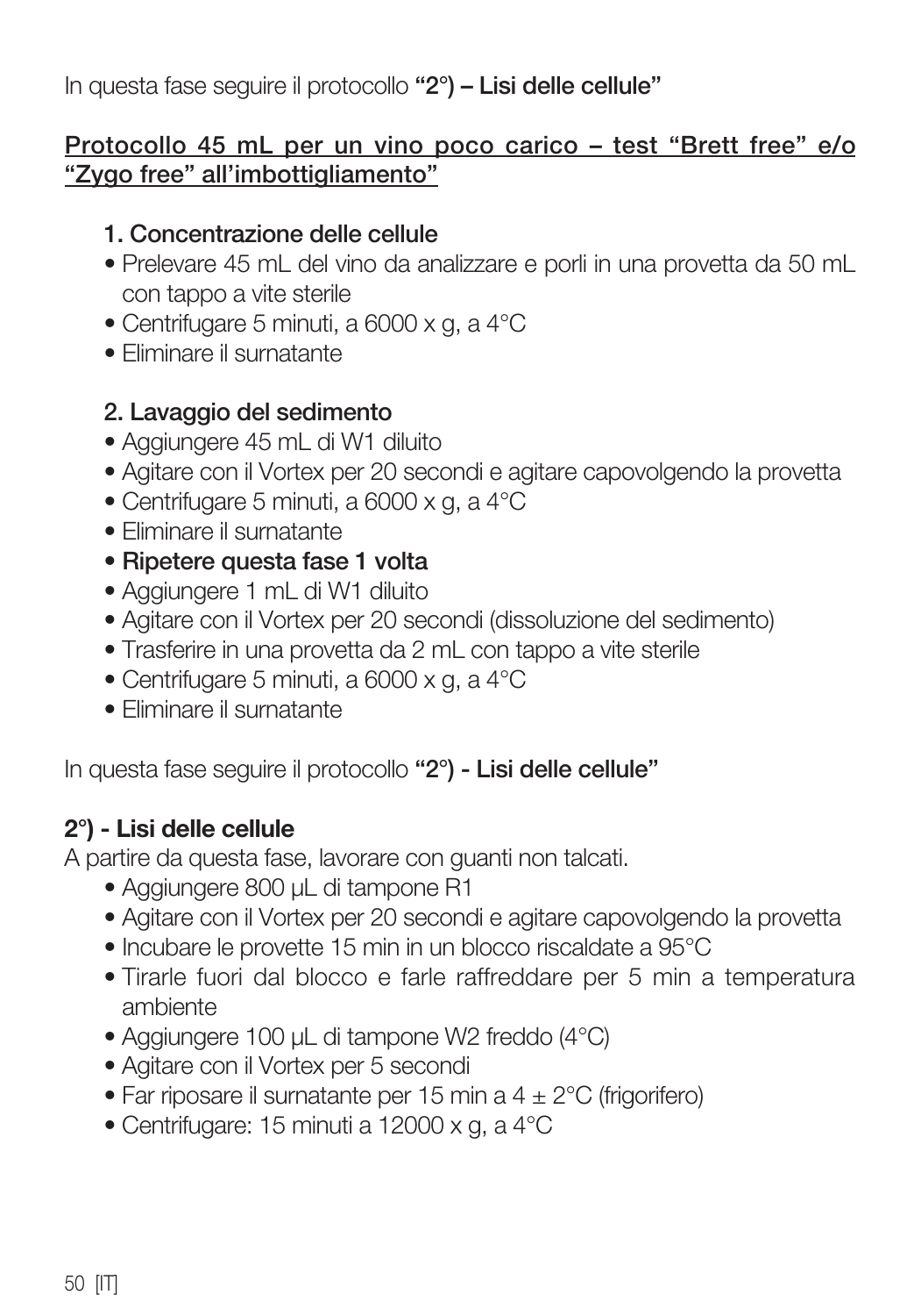In questa fase seguire il protocollo **"2°) – Lisi delle cellule"**

**<u>Protocollo 45 mL per un vino poco carico – test "Brett free" e/o "Zygo free" all'imbottigliamento"</u>**

**1. Concentrazione delle cellule**

- Prelevare 45 mL del vino da analizzare e porli in una provetta da 50 mL con tappo a vite sterile
- Centrifugare 5 minuti, a 6000 x g, a 4°C
- Eliminare il surnatante

**2. Lavaggio del sedimento**

- Aggiungere 45 mL di W1 diluito
- Agitare con il Vortex per 20 secondi e agitare capovolgendo la provetta
- Centrifugare 5 minuti, a 6000 x g, a 4°C
- Eliminare il surnatante
- **Ripetere questa fase 1 volta**
- Aggiungere 1 mL di W1 diluito
- Agitare con il Vortex per 20 secondi (dissoluzione del sedimento)
- Trasferire in una provetta da 2 mL con tappo a vite sterile
- Centrifugare 5 minuti, a 6000 x g, a 4°C
- Eliminare il surnatante

In questa fase seguire il protocollo **"2°) - Lisi delle cellule"**

**2°) - Lisi delle cellule**

A partire da questa fase, lavorare con guanti non talcati.

- Aggiungere 800 µL di tampone R1
- Agitare con il Vortex per 20 secondi e agitare capovolgendo la provetta
- Incubare le provette 15 min in un blocco riscaldate a 95°C
- Tirarle fuori dal blocco e farle raffreddare per 5 min a temperatura ambiente
- Aggiungere 100 µL di tampone W2 freddo (4°C)
- Agitare con il Vortex per 5 secondi
- Far riposare il surnatante per 15 min a $4 \pm 2$°C (frigorifero)
- Centrifugare: 15 minuti a 12000 x g, a 4°C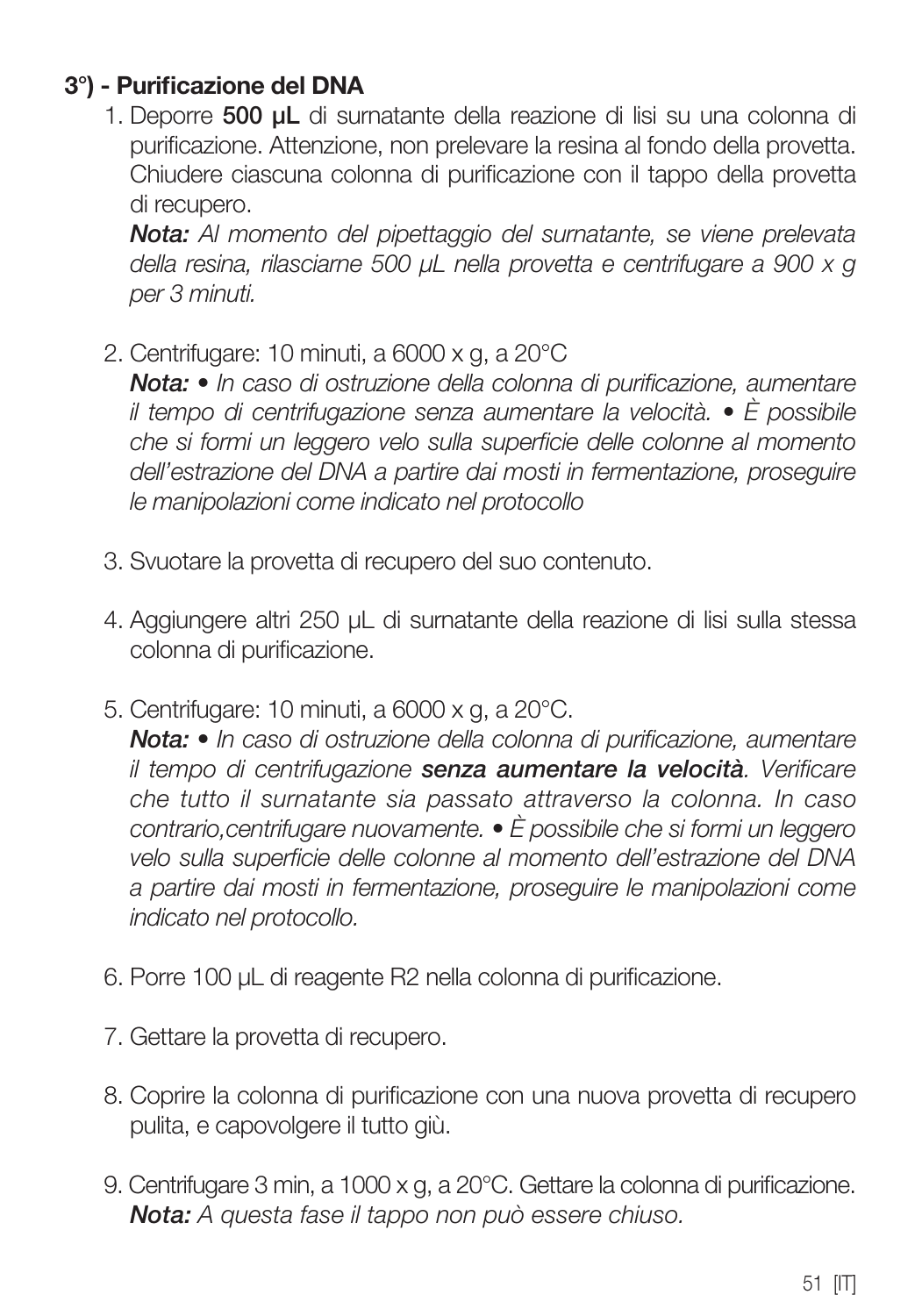### 3°) - Purificazione del DNA

1. Deporre **500 µL** di surnatante della reazione di lisi su una colonna di purificazione. Attenzione, non prelevare la resina al fondo della provetta. Chiudere ciascuna colonna di purificazione con il tappo della provetta di recupero.
   ***Nota:*** *Al momento del pipettaggio del surnatante, se viene prelevata della resina, rilasciarne 500 µL nella provetta e centrifugare a 900 x g per 3 minuti.*

2. Centrifugare: 10 minuti, a 6000 x g, a 20°C
   ***Nota:*** *• In caso di ostruzione della colonna di purificazione, aumentare il tempo di centrifugazione senza aumentare la velocità. • È possibile che si formi un leggero velo sulla superficie delle colonne al momento dell'estrazione del DNA a partire dai mosti in fermentazione, proseguire le manipolazioni come indicato nel protocollo*

3. Svuotare la provetta di recupero del suo contenuto.

4. Aggiungere altri 250 µL di surnatante della reazione di lisi sulla stessa colonna di purificazione.

5. Centrifugare: 10 minuti, a 6000 x g, a 20°C.
   ***Nota:*** *• In caso di ostruzione della colonna di purificazione, aumentare il tempo di centrifugazione* ***senza aumentare la velocità****. Verificare che tutto il surnatante sia passato attraverso la colonna. In caso contrario,centrifugare nuovamente. • È possibile che si formi un leggero velo sulla superficie delle colonne al momento dell'estrazione del DNA a partire dai mosti in fermentazione, proseguire le manipolazioni come indicato nel protocollo.*

6. Porre 100 µL di reagente R2 nella colonna di purificazione.

7. Gettare la provetta di recupero.

8. Coprire la colonna di purificazione con una nuova provetta di recupero pulita, e capovolgere il tutto giù.

9. Centrifugare 3 min, a 1000 x g, a 20°C. Gettare la colonna di purificazione.
   ***Nota:*** *A questa fase il tappo non può essere chiuso.*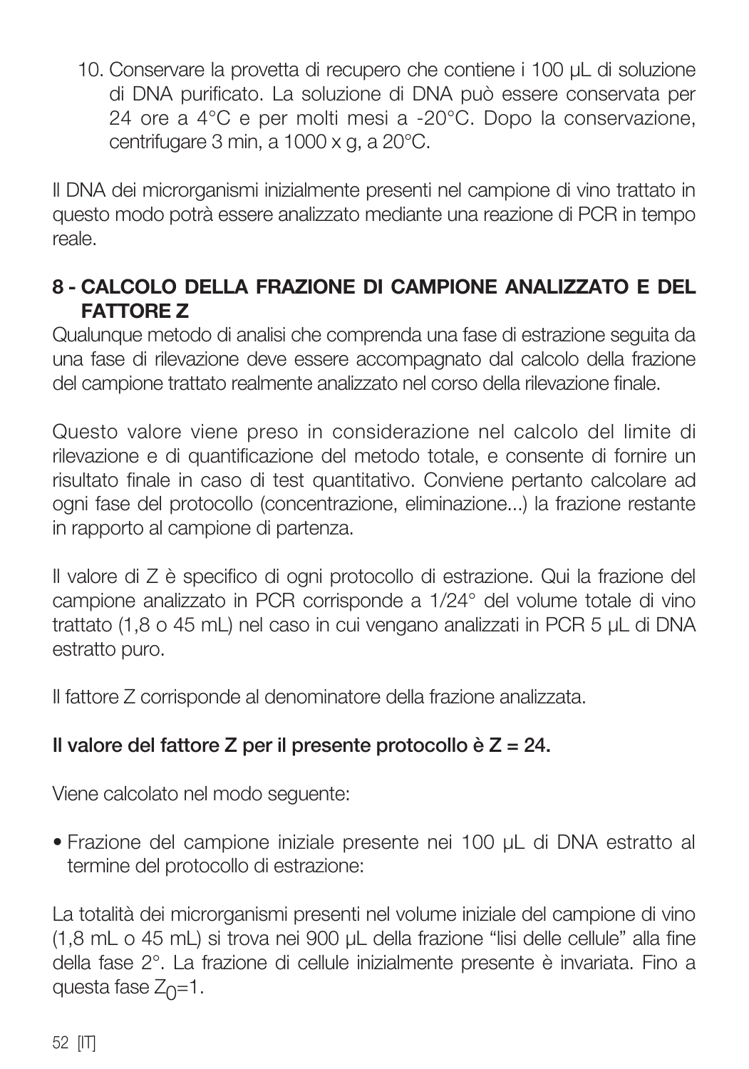10. Conservare la provetta di recupero che contiene i 100 µL di soluzione di DNA purificato. La soluzione di DNA può essere conservata per 24 ore a 4°C e per molti mesi a -20°C. Dopo la conservazione, centrifugare 3 min, a 1000 x g, a 20°C.

Il DNA dei microrganismi inizialmente presenti nel campione di vino trattato in questo modo potrà essere analizzato mediante una reazione di PCR in tempo reale.

## 8 - CALCOLO DELLA FRAZIONE DI CAMPIONE ANALIZZATO E DEL FATTORE Z

Qualunque metodo di analisi che comprenda una fase di estrazione seguita da una fase di rilevazione deve essere accompagnato dal calcolo della frazione del campione trattato realmente analizzato nel corso della rilevazione finale.

Questo valore viene preso in considerazione nel calcolo del limite di rilevazione e di quantificazione del metodo totale, e consente di fornire un risultato finale in caso di test quantitativo. Conviene pertanto calcolare ad ogni fase del protocollo (concentrazione, eliminazione...) la frazione restante in rapporto al campione di partenza.

Il valore di Z è specifico di ogni protocollo di estrazione. Qui la frazione del campione analizzato in PCR corrisponde a 1/24° del volume totale di vino trattato (1,8 o 45 mL) nel caso in cui vengano analizzati in PCR 5 µL di DNA estratto puro.

Il fattore Z corrisponde al denominatore della frazione analizzata.

**Il valore del fattore Z per il presente protocollo è Z = 24.**

Viene calcolato nel modo seguente:

- Frazione del campione iniziale presente nei 100 µL di DNA estratto al termine del protocollo di estrazione:

La totalità dei microrganismi presenti nel volume iniziale del campione di vino (1,8 mL o 45 mL) si trova nei 900 µL della frazione "lisi delle cellule" alla fine della fase 2°. La frazione di cellule inizialmente presente è invariata. Fino a questa fase $Z_0$=1.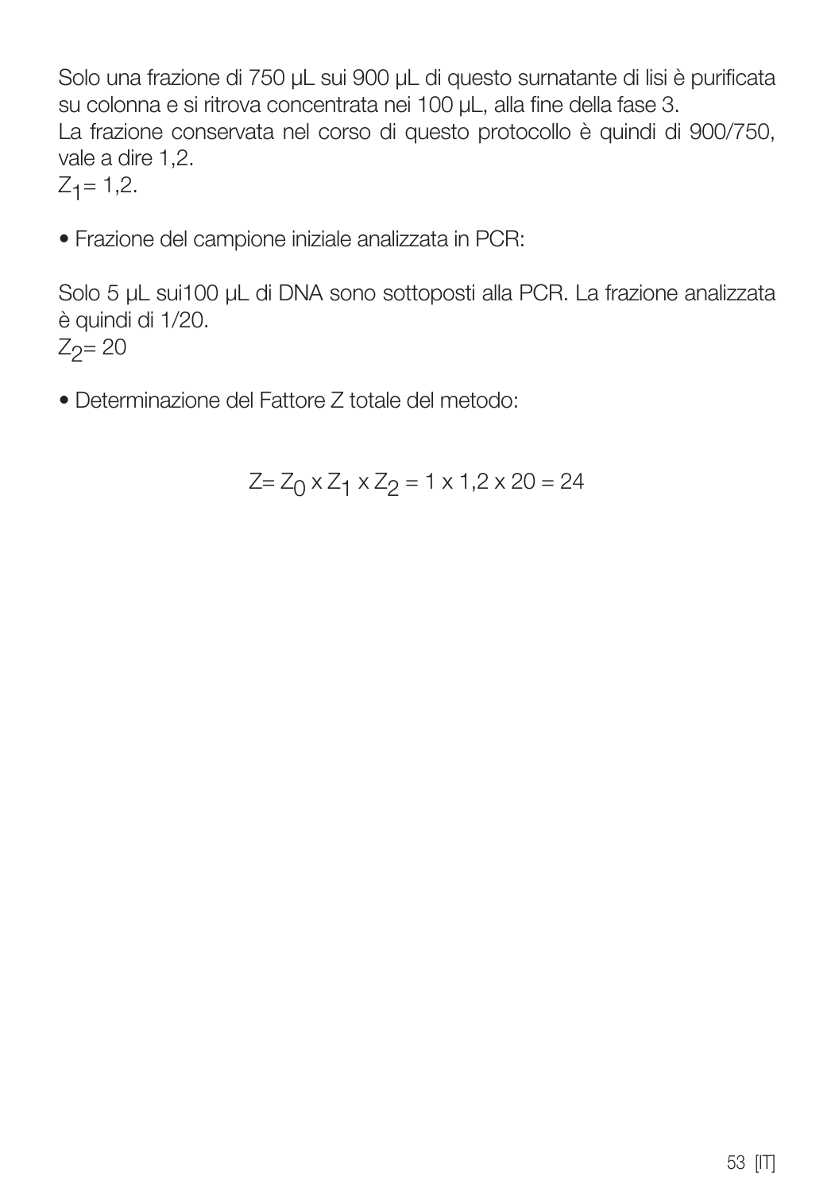Solo una frazione di 750 µL sui 900 µL di questo surnatante di lisi è purificata su colonna e si ritrova concentrata nei 100 µL, alla fine della fase 3.
La frazione conservata nel corso di questo protocollo è quindi di 900/750, vale a dire 1,2.
$Z_1 = 1,2$.

- Frazione del campione iniziale analizzata in PCR:

Solo 5 µL sui100 µL di DNA sono sottoposti alla PCR. La frazione analizzata è quindi di 1/20.
$Z_2 = 20$

- Determinazione del Fattore Z totale del metodo:

$$Z = Z_0 \times Z_1 \times Z_2 = 1 \times 1,2 \times 20 = 24$$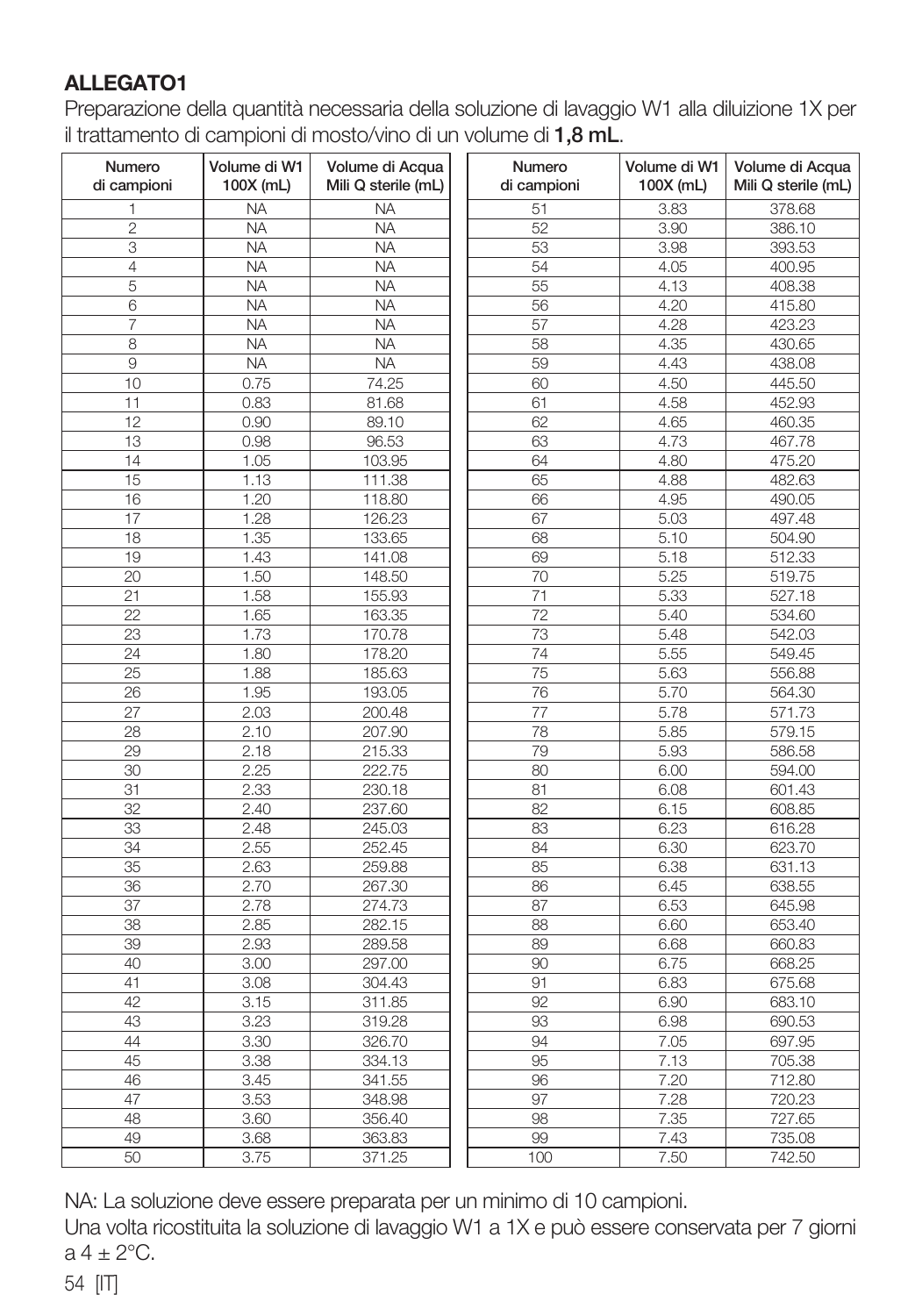## ALLEGATO1

Preparazione della quantità necessaria della soluzione di lavaggio W1 alla diluizione 1X per il trattamento di campioni di mosto/vino di un volume di **1,8 mL**.

| Numero di campioni | Volume di W1 100X (mL) | Volume di Acqua Mili Q sterile (mL) | Numero di campioni | Volume di W1 100X (mL) | Volume di Acqua Mili Q sterile (mL) |
|---|---|---|---|---|---|
| 1 | NA | NA | 51 | 3.83 | 378.68 |
| 2 | NA | NA | 52 | 3.90 | 386.10 |
| 3 | NA | NA | 53 | 3.98 | 393.53 |
| 4 | NA | NA | 54 | 4.05 | 400.95 |
| 5 | NA | NA | 55 | 4.13 | 408.38 |
| 6 | NA | NA | 56 | 4.20 | 415.80 |
| 7 | NA | NA | 57 | 4.28 | 423.23 |
| 8 | NA | NA | 58 | 4.35 | 430.65 |
| 9 | NA | NA | 59 | 4.43 | 438.08 |
| 10 | 0.75 | 74.25 | 60 | 4.50 | 445.50 |
| 11 | 0.83 | 81.68 | 61 | 4.58 | 452.93 |
| 12 | 0.90 | 89.10 | 62 | 4.65 | 460.35 |
| 13 | 0.98 | 96.53 | 63 | 4.73 | 467.78 |
| 14 | 1.05 | 103.95 | 64 | 4.80 | 475.20 |
| 15 | 1.13 | 111.38 | 65 | 4.88 | 482.63 |
| 16 | 1.20 | 118.80 | 66 | 4.95 | 490.05 |
| 17 | 1.28 | 126.23 | 67 | 5.03 | 497.48 |
| 18 | 1.35 | 133.65 | 68 | 5.10 | 504.90 |
| 19 | 1.43 | 141.08 | 69 | 5.18 | 512.33 |
| 20 | 1.50 | 148.50 | 70 | 5.25 | 519.75 |
| 21 | 1.58 | 155.93 | 71 | 5.33 | 527.18 |
| 22 | 1.65 | 163.35 | 72 | 5.40 | 534.60 |
| 23 | 1.73 | 170.78 | 73 | 5.48 | 542.03 |
| 24 | 1.80 | 178.20 | 74 | 5.55 | 549.45 |
| 25 | 1.88 | 185.63 | 75 | 5.63 | 556.88 |
| 26 | 1.95 | 193.05 | 76 | 5.70 | 564.30 |
| 27 | 2.03 | 200.48 | 77 | 5.78 | 571.73 |
| 28 | 2.10 | 207.90 | 78 | 5.85 | 579.15 |
| 29 | 2.18 | 215.33 | 79 | 5.93 | 586.58 |
| 30 | 2.25 | 222.75 | 80 | 6.00 | 594.00 |
| 31 | 2.33 | 230.18 | 81 | 6.08 | 601.43 |
| 32 | 2.40 | 237.60 | 82 | 6.15 | 608.85 |
| 33 | 2.48 | 245.03 | 83 | 6.23 | 616.28 |
| 34 | 2.55 | 252.45 | 84 | 6.30 | 623.70 |
| 35 | 2.63 | 259.88 | 85 | 6.38 | 631.13 |
| 36 | 2.70 | 267.30 | 86 | 6.45 | 638.55 |
| 37 | 2.78 | 274.73 | 87 | 6.53 | 645.98 |
| 38 | 2.85 | 282.15 | 88 | 6.60 | 653.40 |
| 39 | 2.93 | 289.58 | 89 | 6.68 | 660.83 |
| 40 | 3.00 | 297.00 | 90 | 6.75 | 668.25 |
| 41 | 3.08 | 304.43 | 91 | 6.83 | 675.68 |
| 42 | 3.15 | 311.85 | 92 | 6.90 | 683.10 |
| 43 | 3.23 | 319.28 | 93 | 6.98 | 690.53 |
| 44 | 3.30 | 326.70 | 94 | 7.05 | 697.95 |
| 45 | 3.38 | 334.13 | 95 | 7.13 | 705.38 |
| 46 | 3.45 | 341.55 | 96 | 7.20 | 712.80 |
| 47 | 3.53 | 348.98 | 97 | 7.28 | 720.23 |
| 48 | 3.60 | 356.40 | 98 | 7.35 | 727.65 |
| 49 | 3.68 | 363.83 | 99 | 7.43 | 735.08 |
| 50 | 3.75 | 371.25 | 100 | 7.50 | 742.50 |

NA: La soluzione deve essere preparata per un minimo di 10 campioni.

Una volta ricostituita la soluzione di lavaggio W1 a 1X e può essere conservata per 7 giorni a 4 ± 2°C.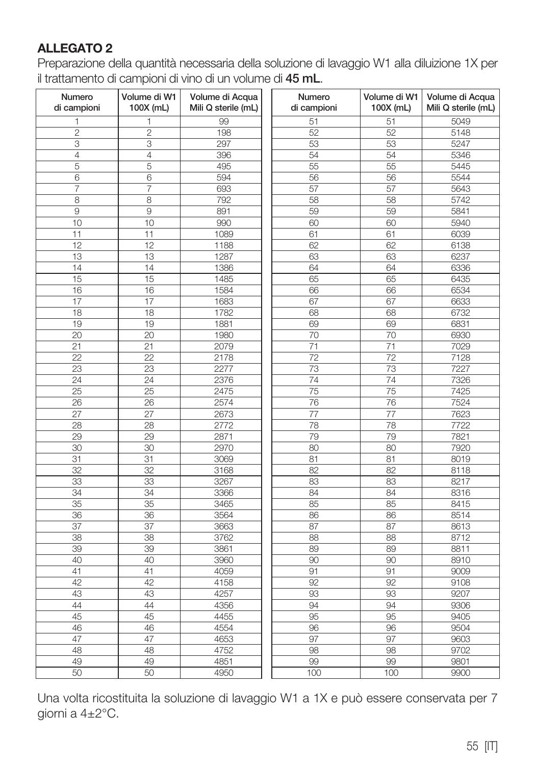**ALLEGATO 2**

Preparazione della quantità necessaria della soluzione di lavaggio W1 alla diluizione 1X per il trattamento di campioni di vino di un volume di **45 mL**.

| Numero di campioni | Volume di W1 100X (mL) | Volume di Acqua Mili Q sterile (mL) | Numero di campioni | Volume di W1 100X (mL) | Volume di Acqua Mili Q sterile (mL) |
|---|---|---|---|---|---|
| 1 | 1 | 99 | 51 | 51 | 5049 |
| 2 | 2 | 198 | 52 | 52 | 5148 |
| 3 | 3 | 297 | 53 | 53 | 5247 |
| 4 | 4 | 396 | 54 | 54 | 5346 |
| 5 | 5 | 495 | 55 | 55 | 5445 |
| 6 | 6 | 594 | 56 | 56 | 5544 |
| 7 | 7 | 693 | 57 | 57 | 5643 |
| 8 | 8 | 792 | 58 | 58 | 5742 |
| 9 | 9 | 891 | 59 | 59 | 5841 |
| 10 | 10 | 990 | 60 | 60 | 5940 |
| 11 | 11 | 1089 | 61 | 61 | 6039 |
| 12 | 12 | 1188 | 62 | 62 | 6138 |
| 13 | 13 | 1287 | 63 | 63 | 6237 |
| 14 | 14 | 1386 | 64 | 64 | 6336 |
| 15 | 15 | 1485 | 65 | 65 | 6435 |
| 16 | 16 | 1584 | 66 | 66 | 6534 |
| 17 | 17 | 1683 | 67 | 67 | 6633 |
| 18 | 18 | 1782 | 68 | 68 | 6732 |
| 19 | 19 | 1881 | 69 | 69 | 6831 |
| 20 | 20 | 1980 | 70 | 70 | 6930 |
| 21 | 21 | 2079 | 71 | 71 | 7029 |
| 22 | 22 | 2178 | 72 | 72 | 7128 |
| 23 | 23 | 2277 | 73 | 73 | 7227 |
| 24 | 24 | 2376 | 74 | 74 | 7326 |
| 25 | 25 | 2475 | 75 | 75 | 7425 |
| 26 | 26 | 2574 | 76 | 76 | 7524 |
| 27 | 27 | 2673 | 77 | 77 | 7623 |
| 28 | 28 | 2772 | 78 | 78 | 7722 |
| 29 | 29 | 2871 | 79 | 79 | 7821 |
| 30 | 30 | 2970 | 80 | 80 | 7920 |
| 31 | 31 | 3069 | 81 | 81 | 8019 |
| 32 | 32 | 3168 | 82 | 82 | 8118 |
| 33 | 33 | 3267 | 83 | 83 | 8217 |
| 34 | 34 | 3366 | 84 | 84 | 8316 |
| 35 | 35 | 3465 | 85 | 85 | 8415 |
| 36 | 36 | 3564 | 86 | 86 | 8514 |
| 37 | 37 | 3663 | 87 | 87 | 8613 |
| 38 | 38 | 3762 | 88 | 88 | 8712 |
| 39 | 39 | 3861 | 89 | 89 | 8811 |
| 40 | 40 | 3960 | 90 | 90 | 8910 |
| 41 | 41 | 4059 | 91 | 91 | 9009 |
| 42 | 42 | 4158 | 92 | 92 | 9108 |
| 43 | 43 | 4257 | 93 | 93 | 9207 |
| 44 | 44 | 4356 | 94 | 94 | 9306 |
| 45 | 45 | 4455 | 95 | 95 | 9405 |
| 46 | 46 | 4554 | 96 | 96 | 9504 |
| 47 | 47 | 4653 | 97 | 97 | 9603 |
| 48 | 48 | 4752 | 98 | 98 | 9702 |
| 49 | 49 | 4851 | 99 | 99 | 9801 |
| 50 | 50 | 4950 | 100 | 100 | 9900 |

Una volta ricostituita la soluzione di lavaggio W1 a 1X e può essere conservata per 7 giorni a 4±2°C.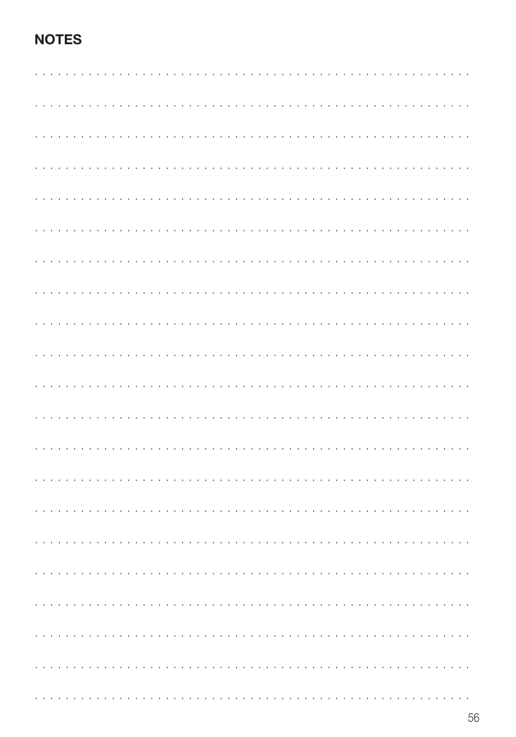## NOTES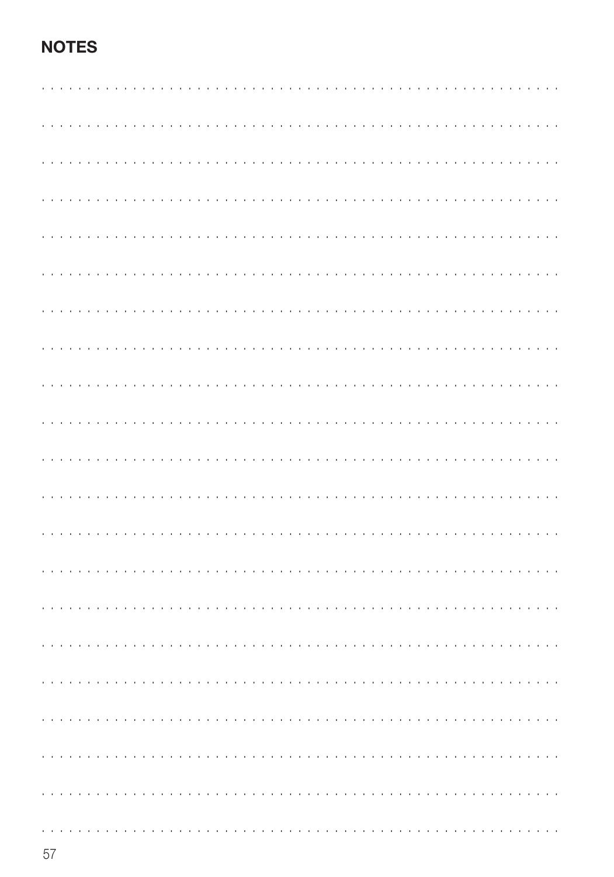## NOTES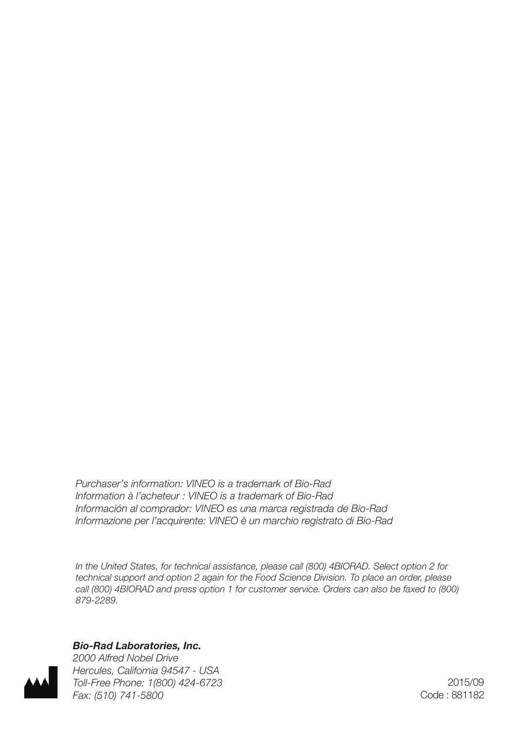*Purchaser's information: VINEO is a trademark of Bio-Rad*
*Information à l'acheteur : VINEO is a trademark of Bio-Rad*
*Información al comprador: VINEO es una marca registrada de Bio-Rad*
*Informazione per l'acquirente: VINEO è un marchio registrato di Bio-Rad*

*In the United States, for technical assistance, please call (800) 4BIORAD. Select option 2 for technical support and option 2 again for the Food Science Division. To place an order, please call (800) 4BIORAD and press option 1 for customer service. Orders can also be faxed to (800) 879-2289.*

***Bio-Rad Laboratories, Inc.***
*2000 Alfred Nobel Drive*
*Hercules, California 94547 - USA*
*Toll-Free Phone: 1(800) 424-6723*
*Fax: (510) 741-5800*

2015/09
Code : 881182